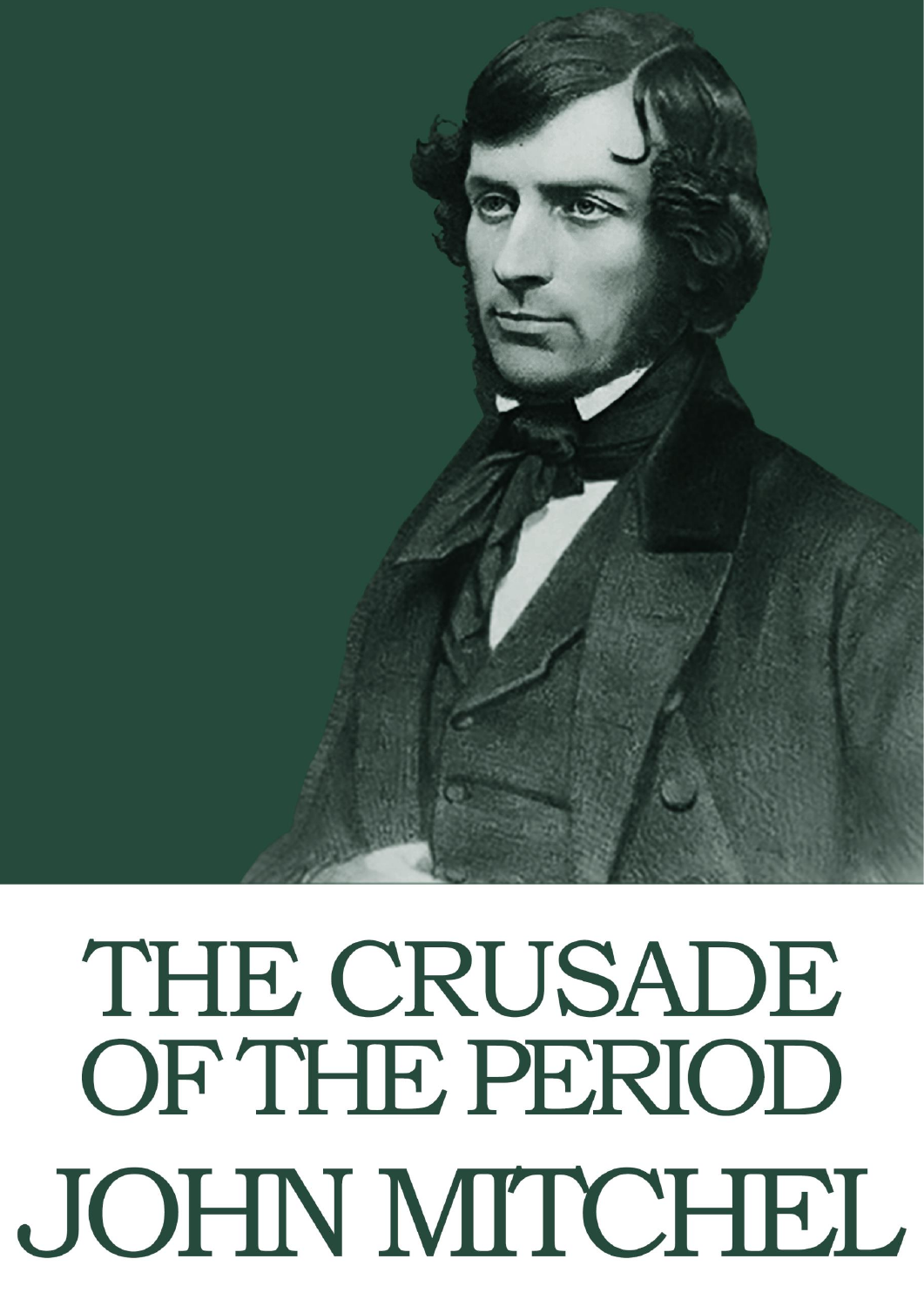# THE CRUSADE OF THE PERIOD

## JOHN MITCHEL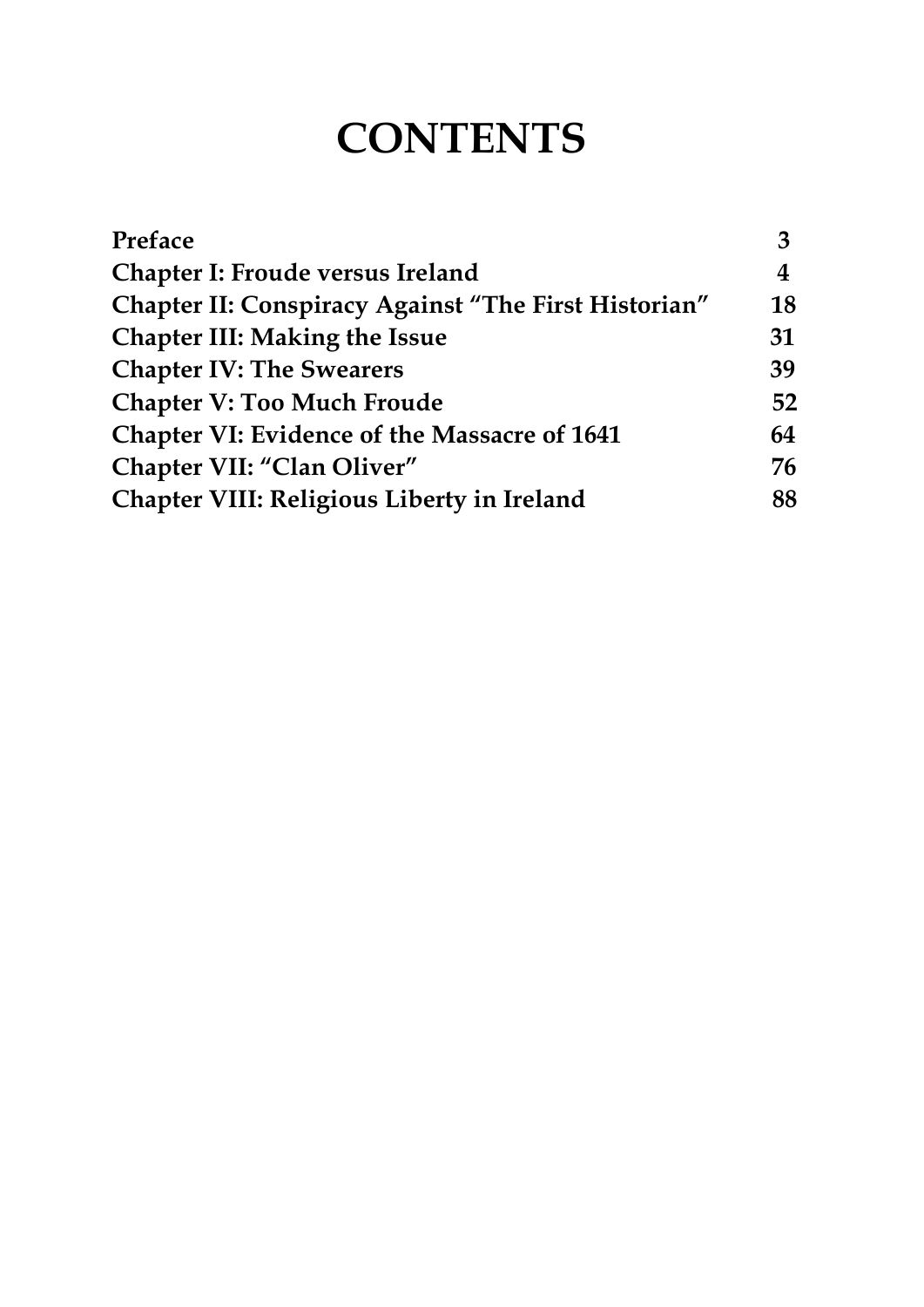# CONTENTS

| | |
|---|---|
| **Preface** | **3** |
| **Chapter I: Froude versus Ireland** | **4** |
| **Chapter II: Conspiracy Against "The First Historian"** | **18** |
| **Chapter III: Making the Issue** | **31** |
| **Chapter IV: The Swearers** | **39** |
| **Chapter V: Too Much Froude** | **52** |
| **Chapter VI: Evidence of the Massacre of 1641** | **64** |
| **Chapter VII: "Clan Oliver"** | **76** |
| **Chapter VIII: Religious Liberty in Ireland** | **88** |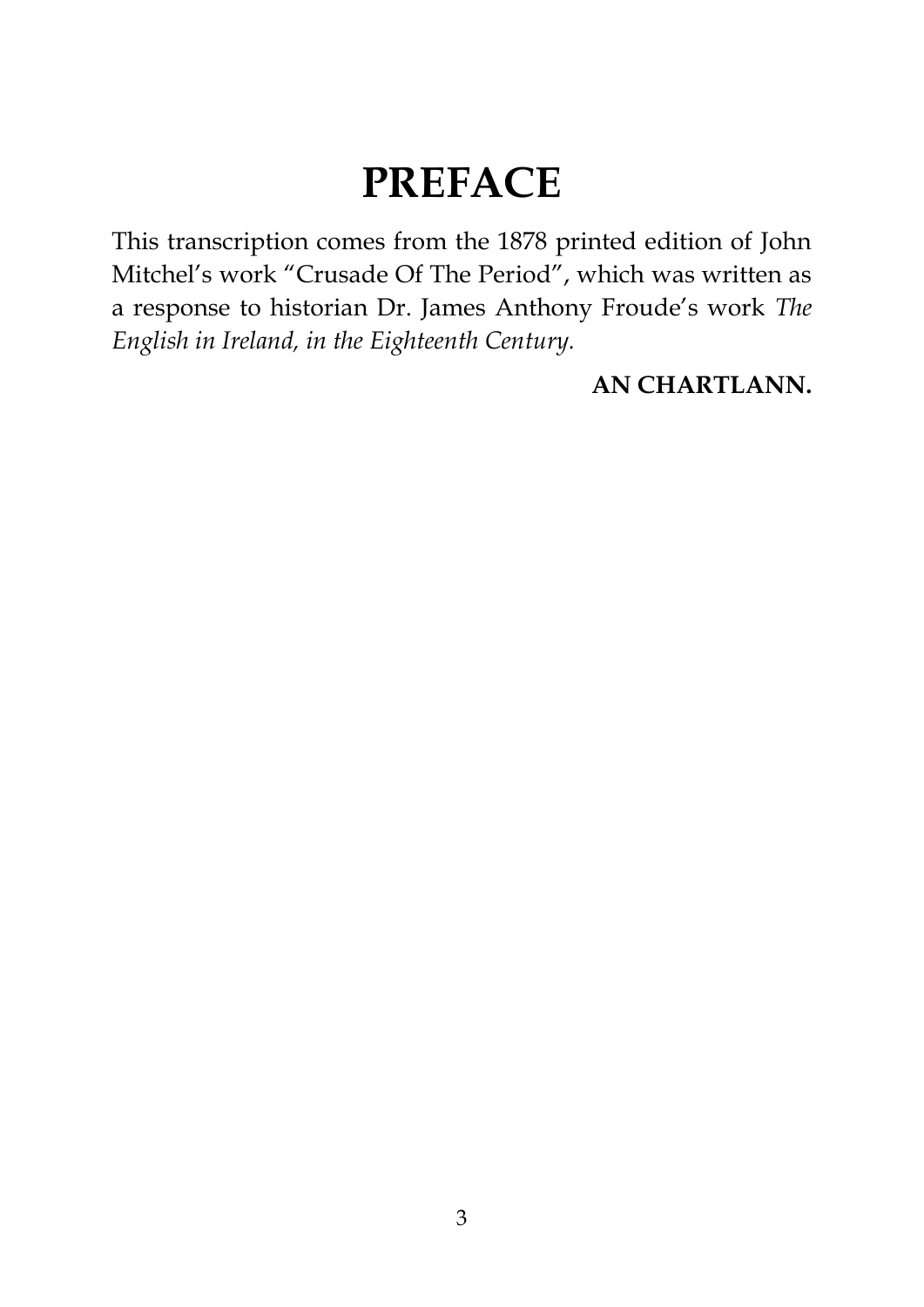# PREFACE

This transcription comes from the 1878 printed edition of John Mitchel's work "Crusade Of The Period", which was written as a response to historian Dr. James Anthony Froude's work *The English in Ireland, in the Eighteenth Century.*

**AN CHARTLANN.**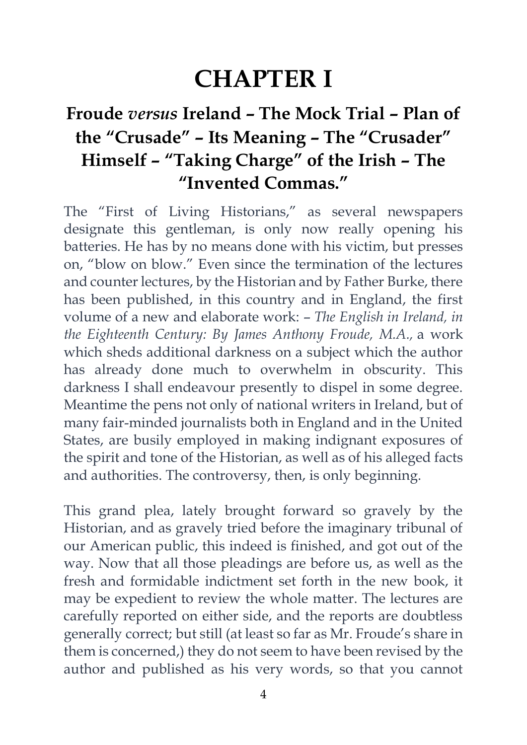# CHAPTER I

## Froude *versus* Ireland – The Mock Trial – Plan of the "Crusade" – Its Meaning – The "Crusader" Himself – "Taking Charge" of the Irish – The "Invented Commas."

The "First of Living Historians," as several newspapers designate this gentleman, is only now really opening his batteries. He has by no means done with his victim, but presses on, "blow on blow." Even since the termination of the lectures and counter lectures, by the Historian and by Father Burke, there has been published, in this country and in England, the first volume of a new and elaborate work: – *The English in Ireland, in the Eighteenth Century: By James Anthony Froude, M.A.*, a work which sheds additional darkness on a subject which the author has already done much to overwhelm in obscurity. This darkness I shall endeavour presently to dispel in some degree. Meantime the pens not only of national writers in Ireland, but of many fair-minded journalists both in England and in the United States, are busily employed in making indignant exposures of the spirit and tone of the Historian, as well as of his alleged facts and authorities. The controversy, then, is only beginning.

This grand plea, lately brought forward so gravely by the Historian, and as gravely tried before the imaginary tribunal of our American public, this indeed is finished, and got out of the way. Now that all those pleadings are before us, as well as the fresh and formidable indictment set forth in the new book, it may be expedient to review the whole matter. The lectures are carefully reported on either side, and the reports are doubtless generally correct; but still (at least so far as Mr. Froude's share in them is concerned,) they do not seem to have been revised by the author and published as his very words, so that you cannot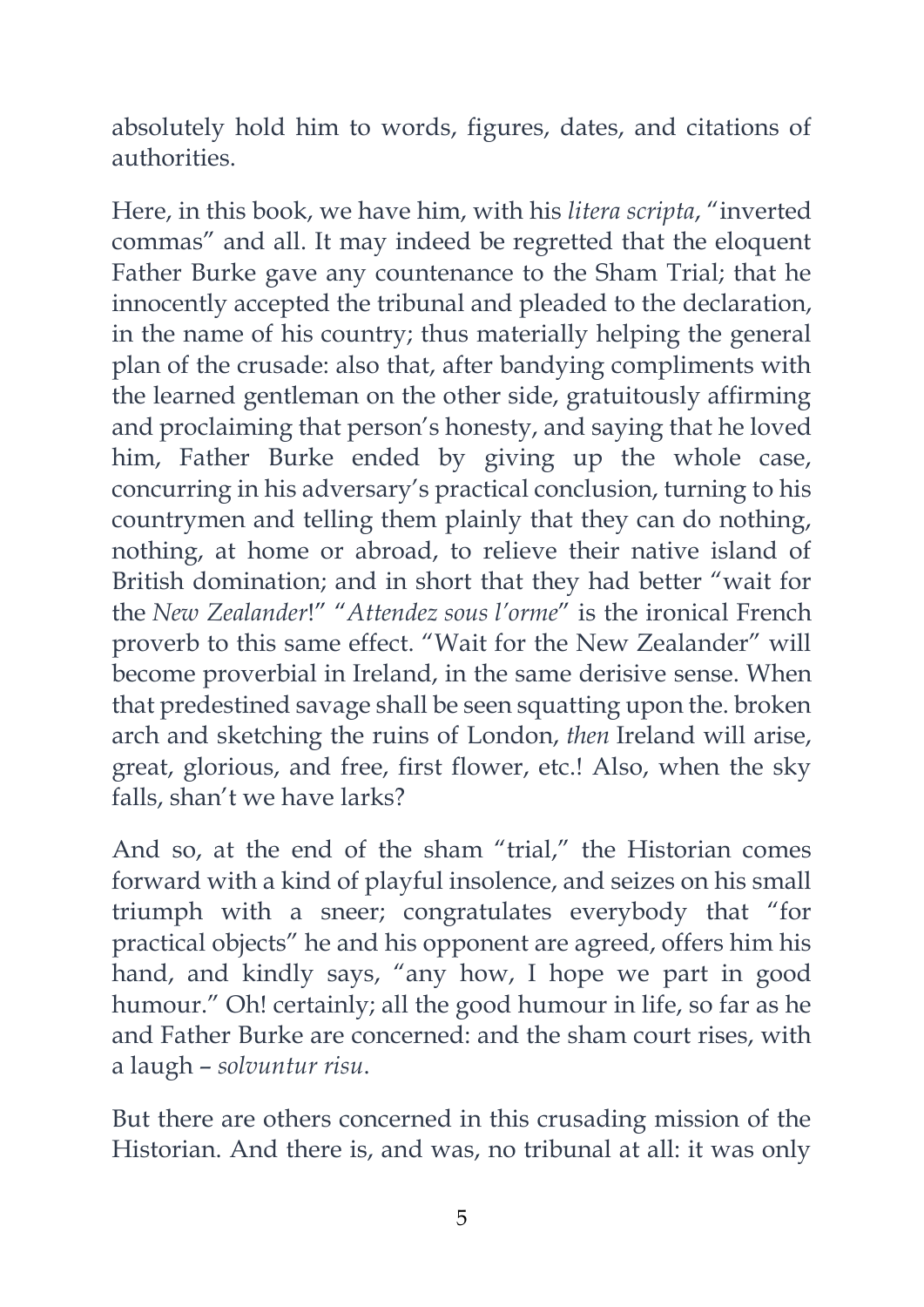absolutely hold him to words, figures, dates, and citations of authorities.

Here, in this book, we have him, with his *litera scripta*, "inverted commas" and all. It may indeed be regretted that the eloquent Father Burke gave any countenance to the Sham Trial; that he innocently accepted the tribunal and pleaded to the declaration, in the name of his country; thus materially helping the general plan of the crusade: also that, after bandying compliments with the learned gentleman on the other side, gratuitously affirming and proclaiming that person's honesty, and saying that he loved him, Father Burke ended by giving up the whole case, concurring in his adversary's practical conclusion, turning to his countrymen and telling them plainly that they can do nothing, nothing, at home or abroad, to relieve their native island of British domination; and in short that they had better "wait for the *New Zealander*!" "*Attendez sous l'orme*" is the ironical French proverb to this same effect. "Wait for the New Zealander" will become proverbial in Ireland, in the same derisive sense. When that predestined savage shall be seen squatting upon the. broken arch and sketching the ruins of London, *then* Ireland will arise, great, glorious, and free, first flower, etc.! Also, when the sky falls, shan't we have larks?

And so, at the end of the sham "trial," the Historian comes forward with a kind of playful insolence, and seizes on his small triumph with a sneer; congratulates everybody that "for practical objects" he and his opponent are agreed, offers him his hand, and kindly says, "any how, I hope we part in good humour." Oh! certainly; all the good humour in life, so far as he and Father Burke are concerned: and the sham court rises, with a laugh – *solvuntur risu*.

But there are others concerned in this crusading mission of the Historian. And there is, and was, no tribunal at all: it was only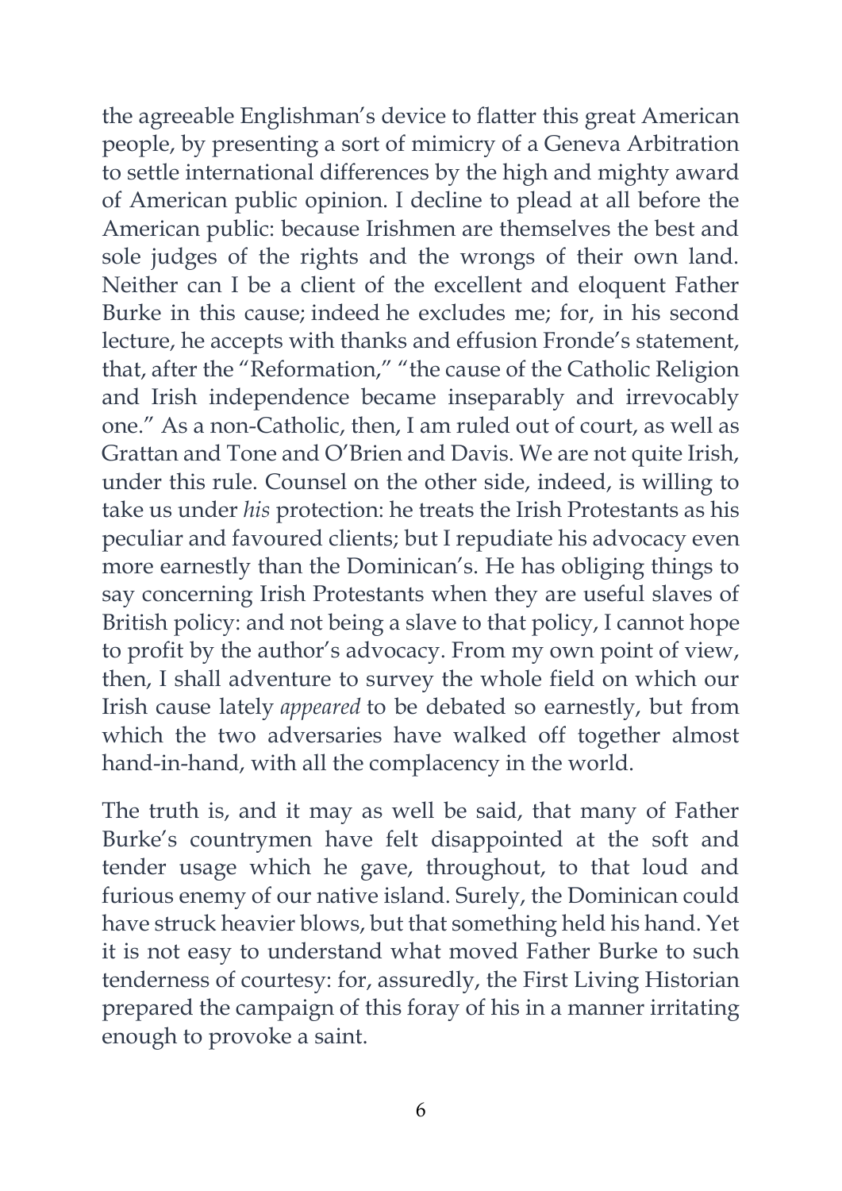the agreeable Englishman's device to flatter this great American people, by presenting a sort of mimicry of a Geneva Arbitration to settle international differences by the high and mighty award of American public opinion. I decline to plead at all before the American public: because Irishmen are themselves the best and sole judges of the rights and the wrongs of their own land. Neither can I be a client of the excellent and eloquent Father Burke in this cause; indeed he excludes me; for, in his second lecture, he accepts with thanks and effusion Fronde's statement, that, after the "Reformation," "the cause of the Catholic Religion and Irish independence became inseparably and irrevocably one." As a non-Catholic, then, I am ruled out of court, as well as Grattan and Tone and O'Brien and Davis. We are not quite Irish, under this rule. Counsel on the other side, indeed, is willing to take us under *his* protection: he treats the Irish Protestants as his peculiar and favoured clients; but I repudiate his advocacy even more earnestly than the Dominican's. He has obliging things to say concerning Irish Protestants when they are useful slaves of British policy: and not being a slave to that policy, I cannot hope to profit by the author's advocacy. From my own point of view, then, I shall adventure to survey the whole field on which our Irish cause lately *appeared* to be debated so earnestly, but from which the two adversaries have walked off together almost hand-in-hand, with all the complacency in the world.

The truth is, and it may as well be said, that many of Father Burke's countrymen have felt disappointed at the soft and tender usage which he gave, throughout, to that loud and furious enemy of our native island. Surely, the Dominican could have struck heavier blows, but that something held his hand. Yet it is not easy to understand what moved Father Burke to such tenderness of courtesy: for, assuredly, the First Living Historian prepared the campaign of this foray of his in a manner irritating enough to provoke a saint.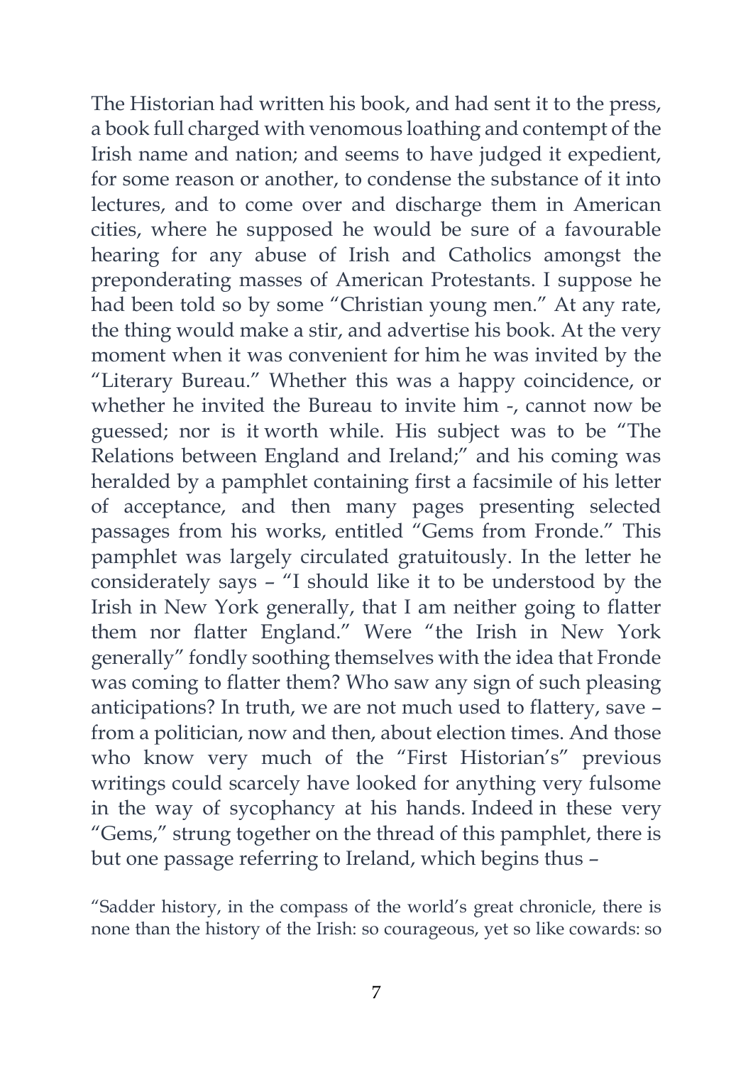The Historian had written his book, and had sent it to the press, a book full charged with venomous loathing and contempt of the Irish name and nation; and seems to have judged it expedient, for some reason or another, to condense the substance of it into lectures, and to come over and discharge them in American cities, where he supposed he would be sure of a favourable hearing for any abuse of Irish and Catholics amongst the preponderating masses of American Protestants. I suppose he had been told so by some "Christian young men." At any rate, the thing would make a stir, and advertise his book. At the very moment when it was convenient for him he was invited by the "Literary Bureau." Whether this was a happy coincidence, or whether he invited the Bureau to invite him -, cannot now be guessed; nor is it worth while. His subject was to be "The Relations between England and Ireland;" and his coming was heralded by a pamphlet containing first a facsimile of his letter of acceptance, and then many pages presenting selected passages from his works, entitled "Gems from Fronde." This pamphlet was largely circulated gratuitously. In the letter he considerately says – "I should like it to be understood by the Irish in New York generally, that I am neither going to flatter them nor flatter England." Were "the Irish in New York generally" fondly soothing themselves with the idea that Fronde was coming to flatter them? Who saw any sign of such pleasing anticipations? In truth, we are not much used to flattery, save – from a politician, now and then, about election times. And those who know very much of the "First Historian's" previous writings could scarcely have looked for anything very fulsome in the way of sycophancy at his hands. Indeed in these very "Gems," strung together on the thread of this pamphlet, there is but one passage referring to Ireland, which begins thus –

"Sadder history, in the compass of the world's great chronicle, there is none than the history of the Irish: so courageous, yet so like cowards: so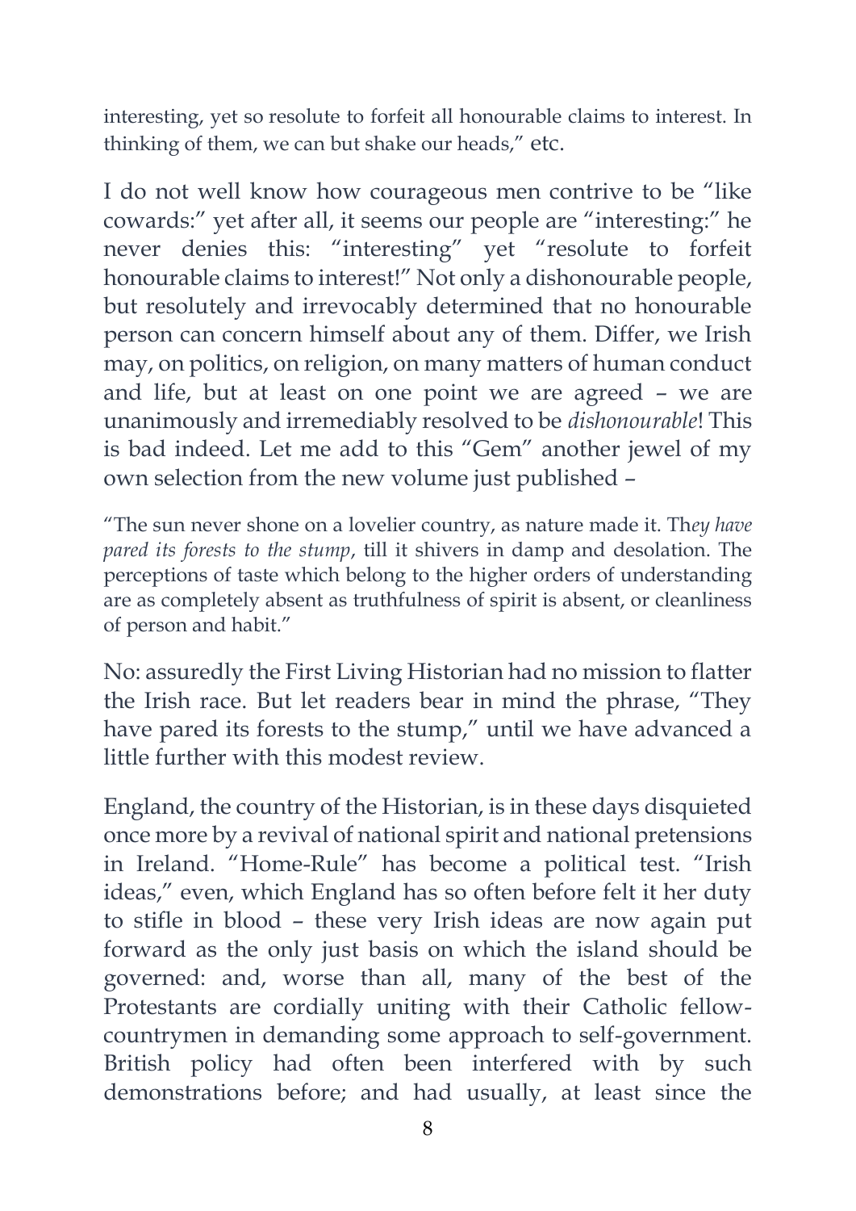interesting, yet so resolute to forfeit all honourable claims to interest. In thinking of them, we can but shake our heads," etc.

I do not well know how courageous men contrive to be "like cowards:" yet after all, it seems our people are "interesting:" he never denies this: "interesting" yet "resolute to forfeit honourable claims to interest!" Not only a dishonourable people, but resolutely and irrevocably determined that no honourable person can concern himself about any of them. Differ, we Irish may, on politics, on religion, on many matters of human conduct and life, but at least on one point we are agreed – we are unanimously and irremediably resolved to be *dishonourable*! This is bad indeed. Let me add to this "Gem" another jewel of my own selection from the new volume just published –

> "The sun never shone on a lovelier country, as nature made it. Th*ey have pared its forests to the stump*, till it shivers in damp and desolation. The perceptions of taste which belong to the higher orders of understanding are as completely absent as truthfulness of spirit is absent, or cleanliness of person and habit."

No: assuredly the First Living Historian had no mission to flatter the Irish race. But let readers bear in mind the phrase, "They have pared its forests to the stump," until we have advanced a little further with this modest review.

England, the country of the Historian, is in these days disquieted once more by a revival of national spirit and national pretensions in Ireland. "Home-Rule" has become a political test. "Irish ideas," even, which England has so often before felt it her duty to stifle in blood – these very Irish ideas are now again put forward as the only just basis on which the island should be governed: and, worse than all, many of the best of the Protestants are cordially uniting with their Catholic fellow-countrymen in demanding some approach to self-government. British policy had often been interfered with by such demonstrations before; and had usually, at least since the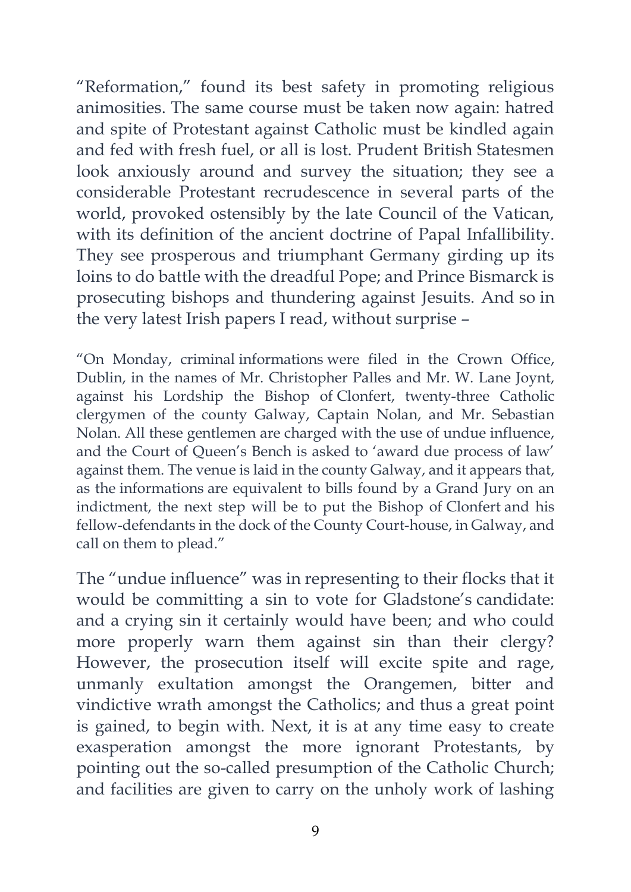"Reformation," found its best safety in promoting religious animosities. The same course must be taken now again: hatred and spite of Protestant against Catholic must be kindled again and fed with fresh fuel, or all is lost. Prudent British Statesmen look anxiously around and survey the situation; they see a considerable Protestant recrudescence in several parts of the world, provoked ostensibly by the late Council of the Vatican, with its definition of the ancient doctrine of Papal Infallibility. They see prosperous and triumphant Germany girding up its loins to do battle with the dreadful Pope; and Prince Bismarck is prosecuting bishops and thundering against Jesuits. And so in the very latest Irish papers I read, without surprise –

> "On Monday, criminal informations were filed in the Crown Office, Dublin, in the names of Mr. Christopher Palles and Mr. W. Lane Joynt, against his Lordship the Bishop of Clonfert, twenty-three Catholic clergymen of the county Galway, Captain Nolan, and Mr. Sebastian Nolan. All these gentlemen are charged with the use of undue influence, and the Court of Queen's Bench is asked to 'award due process of law' against them. The venue is laid in the county Galway, and it appears that, as the informations are equivalent to bills found by a Grand Jury on an indictment, the next step will be to put the Bishop of Clonfert and his fellow-defendants in the dock of the County Court-house, in Galway, and call on them to plead."

The "undue influence" was in representing to their flocks that it would be committing a sin to vote for Gladstone's candidate: and a crying sin it certainly would have been; and who could more properly warn them against sin than their clergy? However, the prosecution itself will excite spite and rage, unmanly exultation amongst the Orangemen, bitter and vindictive wrath amongst the Catholics; and thus a great point is gained, to begin with. Next, it is at any time easy to create exasperation amongst the more ignorant Protestants, by pointing out the so-called presumption of the Catholic Church; and facilities are given to carry on the unholy work of lashing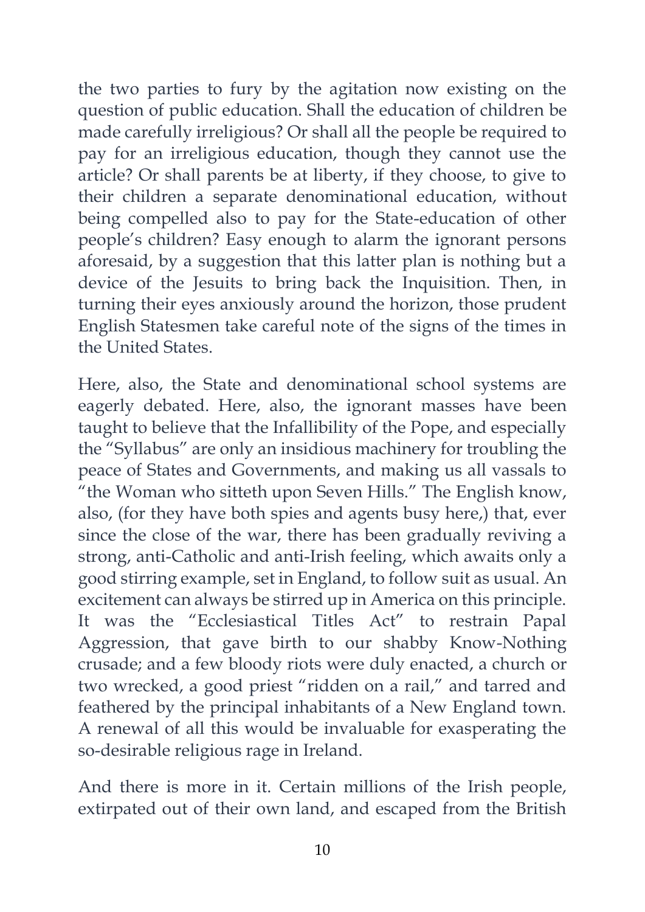the two parties to fury by the agitation now existing on the question of public education. Shall the education of children be made carefully irreligious? Or shall all the people be required to pay for an irreligious education, though they cannot use the article? Or shall parents be at liberty, if they choose, to give to their children a separate denominational education, without being compelled also to pay for the State-education of other people's children? Easy enough to alarm the ignorant persons aforesaid, by a suggestion that this latter plan is nothing but a device of the Jesuits to bring back the Inquisition. Then, in turning their eyes anxiously around the horizon, those prudent English Statesmen take careful note of the signs of the times in the United States.

Here, also, the State and denominational school systems are eagerly debated. Here, also, the ignorant masses have been taught to believe that the Infallibility of the Pope, and especially the "Syllabus" are only an insidious machinery for troubling the peace of States and Governments, and making us all vassals to "the Woman who sitteth upon Seven Hills." The English know, also, (for they have both spies and agents busy here,) that, ever since the close of the war, there has been gradually reviving a strong, anti-Catholic and anti-Irish feeling, which awaits only a good stirring example, set in England, to follow suit as usual. An excitement can always be stirred up in America on this principle. It was the "Ecclesiastical Titles Act" to restrain Papal Aggression, that gave birth to our shabby Know-Nothing crusade; and a few bloody riots were duly enacted, a church or two wrecked, a good priest "ridden on a rail," and tarred and feathered by the principal inhabitants of a New England town. A renewal of all this would be invaluable for exasperating the so-desirable religious rage in Ireland.

And there is more in it. Certain millions of the Irish people, extirpated out of their own land, and escaped from the British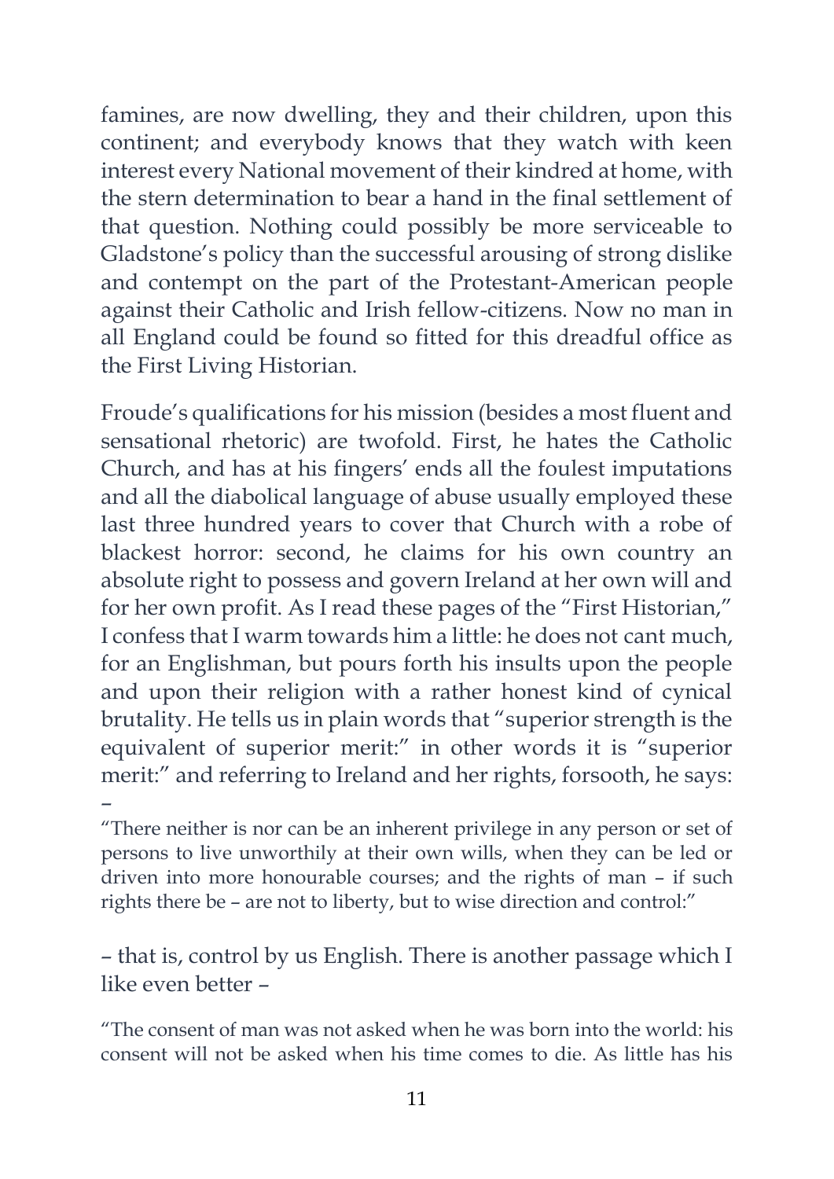famines, are now dwelling, they and their children, upon this continent; and everybody knows that they watch with keen interest every National movement of their kindred at home, with the stern determination to bear a hand in the final settlement of that question. Nothing could possibly be more serviceable to Gladstone's policy than the successful arousing of strong dislike and contempt on the part of the Protestant-American people against their Catholic and Irish fellow-citizens. Now no man in all England could be found so fitted for this dreadful office as the First Living Historian.

Froude's qualifications for his mission (besides a most fluent and sensational rhetoric) are twofold. First, he hates the Catholic Church, and has at his fingers' ends all the foulest imputations and all the diabolical language of abuse usually employed these last three hundred years to cover that Church with a robe of blackest horror: second, he claims for his own country an absolute right to possess and govern Ireland at her own will and for her own profit. As I read these pages of the "First Historian," I confess that I warm towards him a little: he does not cant much, for an Englishman, but pours forth his insults upon the people and upon their religion with a rather honest kind of cynical brutality. He tells us in plain words that "superior strength is the equivalent of superior merit:" in other words it is "superior merit:" and referring to Ireland and her rights, forsooth, he says: –

> "There neither is nor can be an inherent privilege in any person or set of persons to live unworthily at their own wills, when they can be led or driven into more honourable courses; and the rights of man – if such rights there be – are not to liberty, but to wise direction and control:"

– that is, control by us English. There is another passage which I like even better –

> "The consent of man was not asked when he was born into the world: his consent will not be asked when his time comes to die. As little has his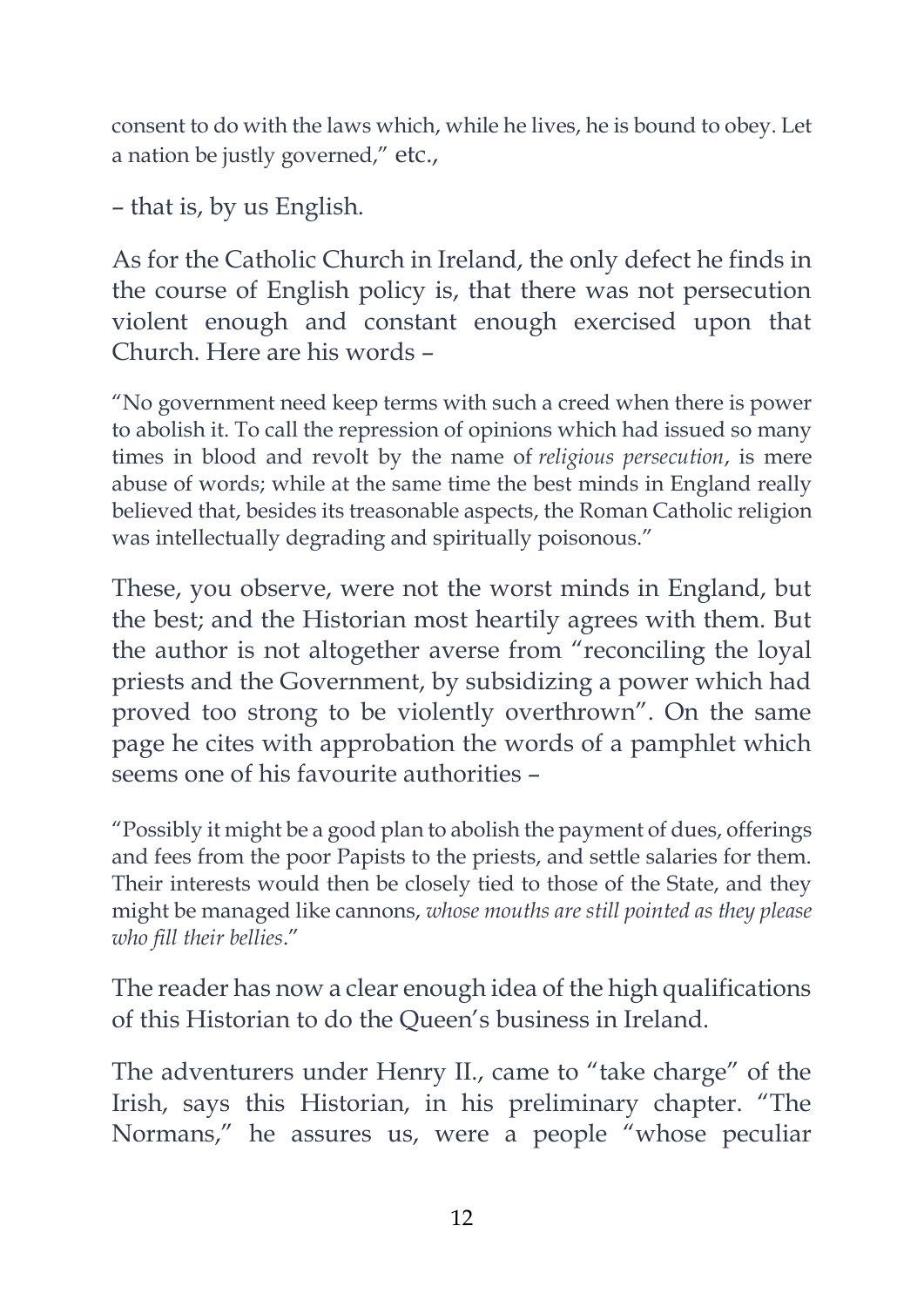consent to do with the laws which, while he lives, he is bound to obey. Let a nation be justly governed," etc.,

– that is, by us English.

As for the Catholic Church in Ireland, the only defect he finds in the course of English policy is, that there was not persecution violent enough and constant enough exercised upon that Church. Here are his words –

> "No government need keep terms with such a creed when there is power to abolish it. To call the repression of opinions which had issued so many times in blood and revolt by the name of *religious persecution*, is mere abuse of words; while at the same time the best minds in England really believed that, besides its treasonable aspects, the Roman Catholic religion was intellectually degrading and spiritually poisonous."

These, you observe, were not the worst minds in England, but the best; and the Historian most heartily agrees with them. But the author is not altogether averse from "reconciling the loyal priests and the Government, by subsidizing a power which had proved too strong to be violently overthrown". On the same page he cites with approbation the words of a pamphlet which seems one of his favourite authorities –

> "Possibly it might be a good plan to abolish the payment of dues, offerings and fees from the poor Papists to the priests, and settle salaries for them. Their interests would then be closely tied to those of the State, and they might be managed like cannons, *whose mouths are still pointed as they please who fill their bellies*."

The reader has now a clear enough idea of the high qualifications of this Historian to do the Queen's business in Ireland.

The adventurers under Henry II., came to "take charge" of the Irish, says this Historian, in his preliminary chapter. "The Normans," he assures us, were a people "whose peculiar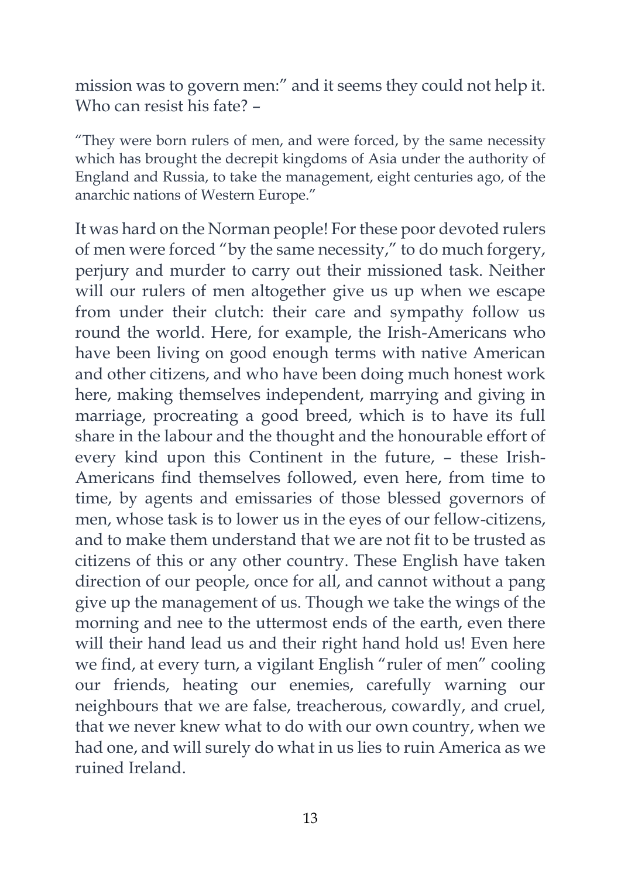mission was to govern men:" and it seems they could not help it. Who can resist his fate? –

> "They were born rulers of men, and were forced, by the same necessity which has brought the decrepit kingdoms of Asia under the authority of England and Russia, to take the management, eight centuries ago, of the anarchic nations of Western Europe."

It was hard on the Norman people! For these poor devoted rulers of men were forced "by the same necessity," to do much forgery, perjury and murder to carry out their missioned task. Neither will our rulers of men altogether give us up when we escape from under their clutch: their care and sympathy follow us round the world. Here, for example, the Irish-Americans who have been living on good enough terms with native American and other citizens, and who have been doing much honest work here, making themselves independent, marrying and giving in marriage, procreating a good breed, which is to have its full share in the labour and the thought and the honourable effort of every kind upon this Continent in the future, – these Irish-Americans find themselves followed, even here, from time to time, by agents and emissaries of those blessed governors of men, whose task is to lower us in the eyes of our fellow-citizens, and to make them understand that we are not fit to be trusted as citizens of this or any other country. These English have taken direction of our people, once for all, and cannot without a pang give up the management of us. Though we take the wings of the morning and nee to the uttermost ends of the earth, even there will their hand lead us and their right hand hold us! Even here we find, at every turn, a vigilant English "ruler of men" cooling our friends, heating our enemies, carefully warning our neighbours that we are false, treacherous, cowardly, and cruel, that we never knew what to do with our own country, when we had one, and will surely do what in us lies to ruin America as we ruined Ireland.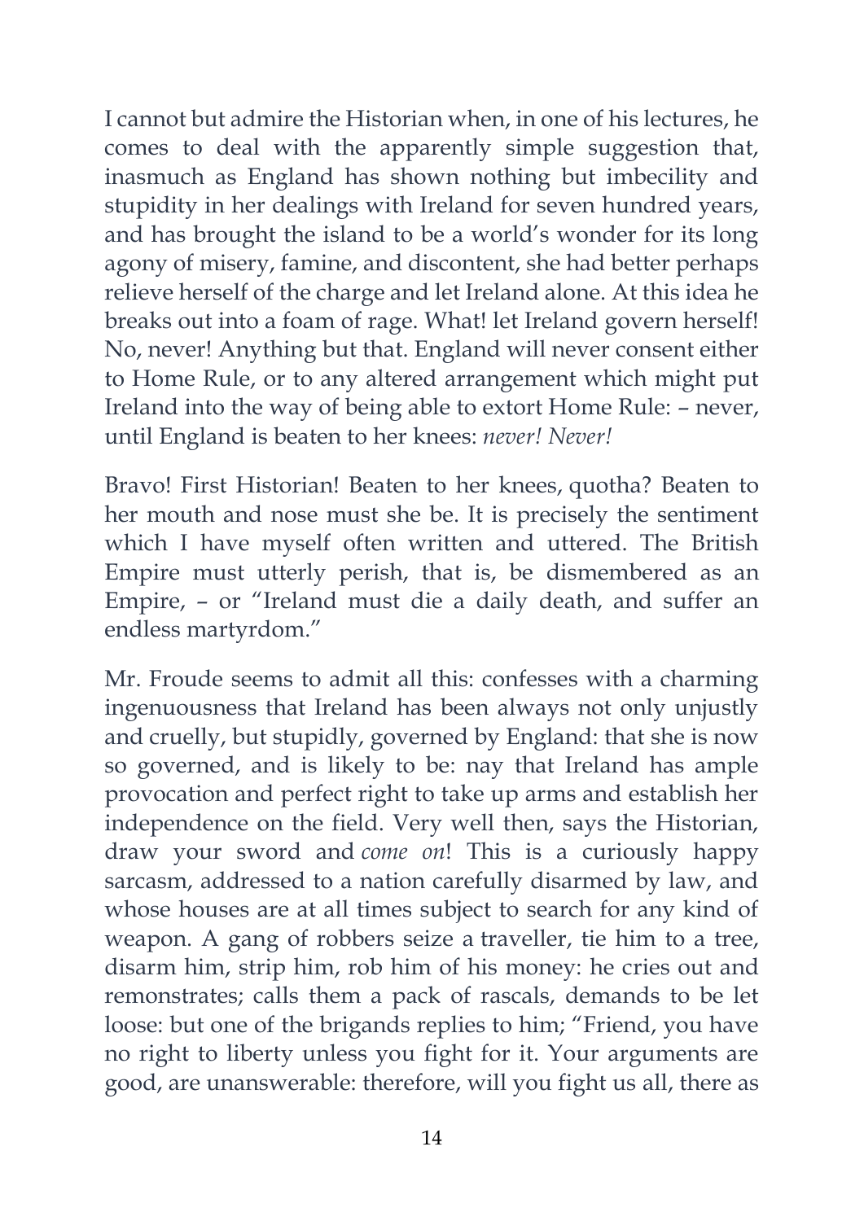I cannot but admire the Historian when, in one of his lectures, he comes to deal with the apparently simple suggestion that, inasmuch as England has shown nothing but imbecility and stupidity in her dealings with Ireland for seven hundred years, and has brought the island to be a world's wonder for its long agony of misery, famine, and discontent, she had better perhaps relieve herself of the charge and let Ireland alone. At this idea he breaks out into a foam of rage. What! let Ireland govern herself! No, never! Anything but that. England will never consent either to Home Rule, or to any altered arrangement which might put Ireland into the way of being able to extort Home Rule: – never, until England is beaten to her knees: *never! Never!*

Bravo! First Historian! Beaten to her knees, quotha? Beaten to her mouth and nose must she be. It is precisely the sentiment which I have myself often written and uttered. The British Empire must utterly perish, that is, be dismembered as an Empire, – or "Ireland must die a daily death, and suffer an endless martyrdom."

Mr. Froude seems to admit all this: confesses with a charming ingenuousness that Ireland has been always not only unjustly and cruelly, but stupidly, governed by England: that she is now so governed, and is likely to be: nay that Ireland has ample provocation and perfect right to take up arms and establish her independence on the field. Very well then, says the Historian, draw your sword and *come on*! This is a curiously happy sarcasm, addressed to a nation carefully disarmed by law, and whose houses are at all times subject to search for any kind of weapon. A gang of robbers seize a traveller, tie him to a tree, disarm him, strip him, rob him of his money: he cries out and remonstrates; calls them a pack of rascals, demands to be let loose: but one of the brigands replies to him; "Friend, you have no right to liberty unless you fight for it. Your arguments are good, are unanswerable: therefore, will you fight us all, there as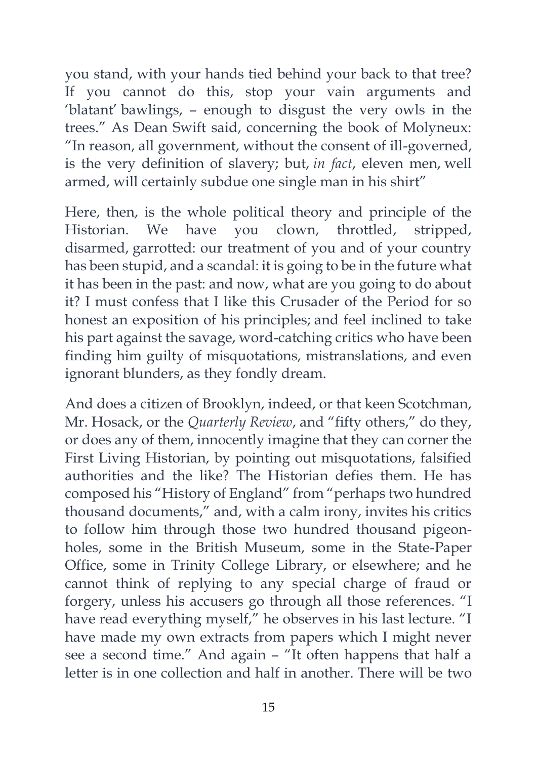you stand, with your hands tied behind your back to that tree? If you cannot do this, stop your vain arguments and 'blatant' bawlings, – enough to disgust the very owls in the trees." As Dean Swift said, concerning the book of Molyneux: "In reason, all government, without the consent of ill-governed, is the very definition of slavery; but, *in fact*, eleven men, well armed, will certainly subdue one single man in his shirt"

Here, then, is the whole political theory and principle of the Historian. We have you clown, throttled, stripped, disarmed, garrotted: our treatment of you and of your country has been stupid, and a scandal: it is going to be in the future what it has been in the past: and now, what are you going to do about it? I must confess that I like this Crusader of the Period for so honest an exposition of his principles; and feel inclined to take his part against the savage, word-catching critics who have been finding him guilty of misquotations, mistranslations, and even ignorant blunders, as they fondly dream.

And does a citizen of Brooklyn, indeed, or that keen Scotchman, Mr. Hosack, or the *Quarterly Review*, and "fifty others," do they, or does any of them, innocently imagine that they can corner the First Living Historian, by pointing out misquotations, falsified authorities and the like? The Historian defies them. He has composed his "History of England" from "perhaps two hundred thousand documents," and, with a calm irony, invites his critics to follow him through those two hundred thousand pigeon-holes, some in the British Museum, some in the State-Paper Office, some in Trinity College Library, or elsewhere; and he cannot think of replying to any special charge of fraud or forgery, unless his accusers go through all those references. "I have read everything myself," he observes in his last lecture. "I have made my own extracts from papers which I might never see a second time." And again – "It often happens that half a letter is in one collection and half in another. There will be two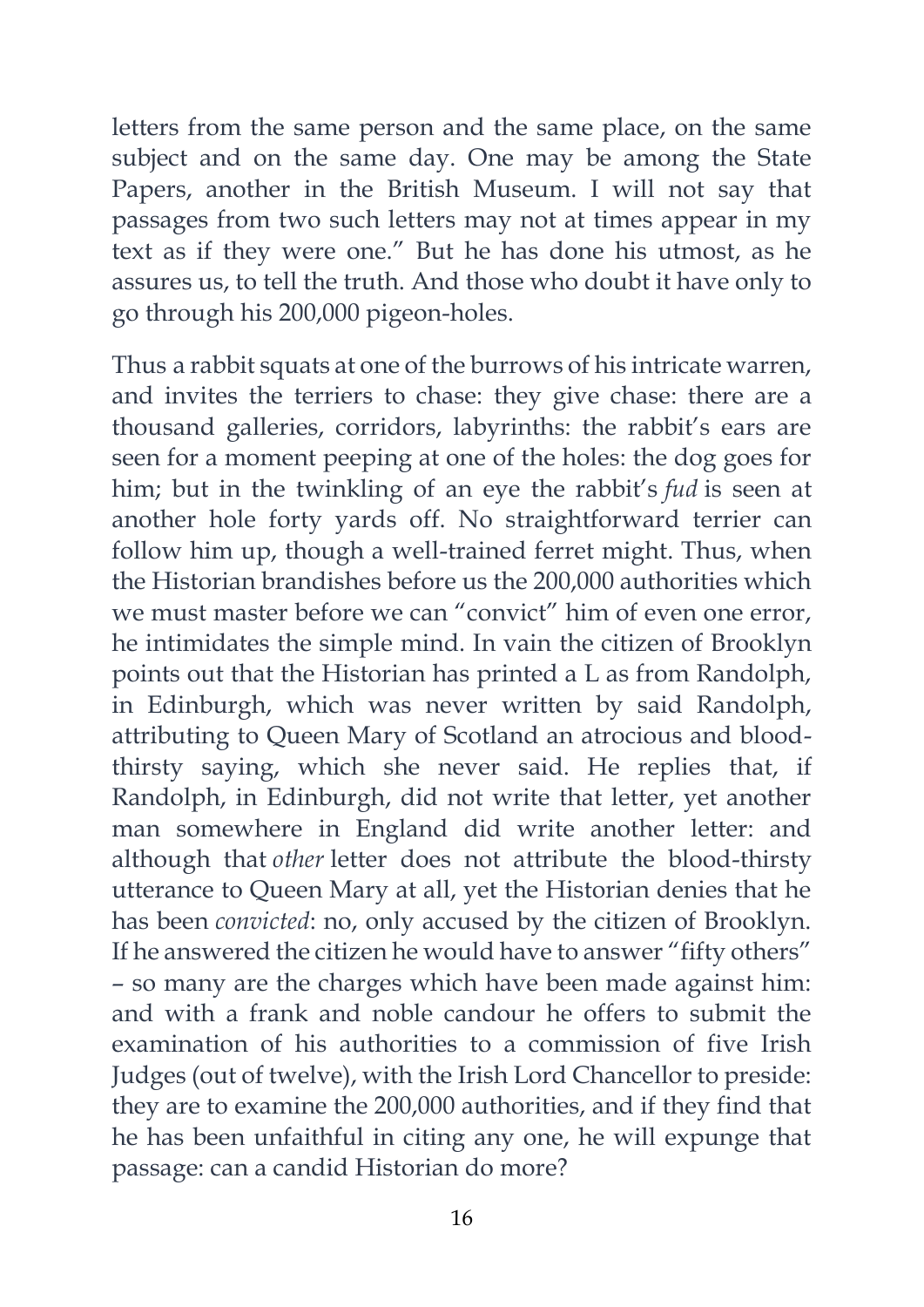letters from the same person and the same place, on the same subject and on the same day. One may be among the State Papers, another in the British Museum. I will not say that passages from two such letters may not at times appear in my text as if they were one." But he has done his utmost, as he assures us, to tell the truth. And those who doubt it have only to go through his 200,000 pigeon-holes.

Thus a rabbit squats at one of the burrows of his intricate warren, and invites the terriers to chase: they give chase: there are a thousand galleries, corridors, labyrinths: the rabbit's ears are seen for a moment peeping at one of the holes: the dog goes for him; but in the twinkling of an eye the rabbit's *fud* is seen at another hole forty yards off. No straightforward terrier can follow him up, though a well-trained ferret might. Thus, when the Historian brandishes before us the 200,000 authorities which we must master before we can "convict" him of even one error, he intimidates the simple mind. In vain the citizen of Brooklyn points out that the Historian has printed a L as from Randolph, in Edinburgh, which was never written by said Randolph, attributing to Queen Mary of Scotland an atrocious and blood-thirsty saying, which she never said. He replies that, if Randolph, in Edinburgh, did not write that letter, yet another man somewhere in England did write another letter: and although that *other* letter does not attribute the blood-thirsty utterance to Queen Mary at all, yet the Historian denies that he has been *convicted*: no, only accused by the citizen of Brooklyn. If he answered the citizen he would have to answer "fifty others" – so many are the charges which have been made against him: and with a frank and noble candour he offers to submit the examination of his authorities to a commission of five Irish Judges (out of twelve), with the Irish Lord Chancellor to preside: they are to examine the 200,000 authorities, and if they find that he has been unfaithful in citing any one, he will expunge that passage: can a candid Historian do more?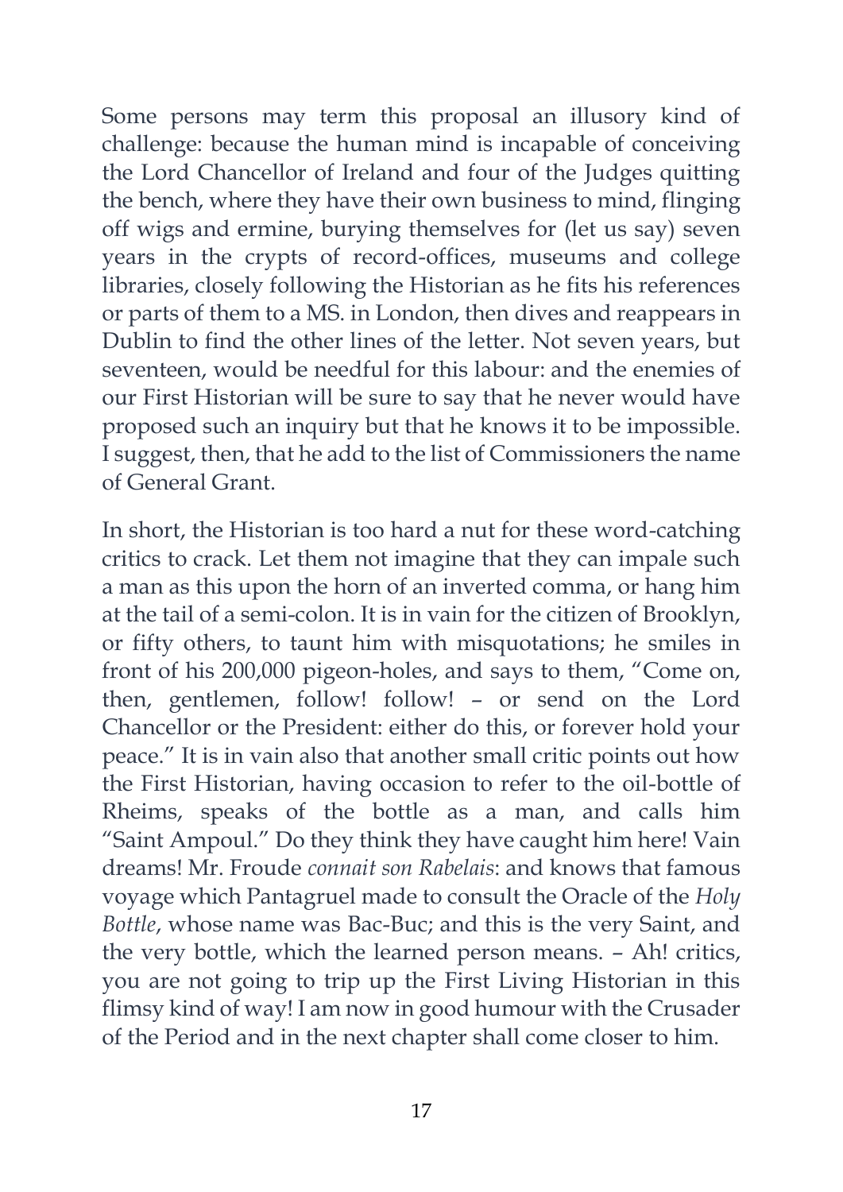Some persons may term this proposal an illusory kind of challenge: because the human mind is incapable of conceiving the Lord Chancellor of Ireland and four of the Judges quitting the bench, where they have their own business to mind, flinging off wigs and ermine, burying themselves for (let us say) seven years in the crypts of record-offices, museums and college libraries, closely following the Historian as he fits his references or parts of them to a MS. in London, then dives and reappears in Dublin to find the other lines of the letter. Not seven years, but seventeen, would be needful for this labour: and the enemies of our First Historian will be sure to say that he never would have proposed such an inquiry but that he knows it to be impossible. I suggest, then, that he add to the list of Commissioners the name of General Grant.

In short, the Historian is too hard a nut for these word-catching critics to crack. Let them not imagine that they can impale such a man as this upon the horn of an inverted comma, or hang him at the tail of a semi-colon. It is in vain for the citizen of Brooklyn, or fifty others, to taunt him with misquotations; he smiles in front of his 200,000 pigeon-holes, and says to them, "Come on, then, gentlemen, follow! follow! – or send on the Lord Chancellor or the President: either do this, or forever hold your peace." It is in vain also that another small critic points out how the First Historian, having occasion to refer to the oil-bottle of Rheims, speaks of the bottle as a man, and calls him "Saint Ampoul." Do they think they have caught him here! Vain dreams! Mr. Froude *connait son Rabelais*: and knows that famous voyage which Pantagruel made to consult the Oracle of the *Holy Bottle*, whose name was Bac-Buc; and this is the very Saint, and the very bottle, which the learned person means. – Ah! critics, you are not going to trip up the First Living Historian in this flimsy kind of way! I am now in good humour with the Crusader of the Period and in the next chapter shall come closer to him.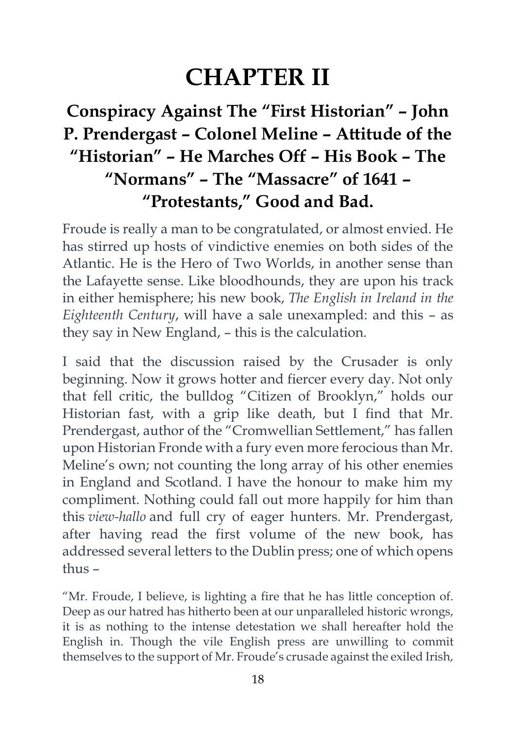# CHAPTER II

## Conspiracy Against The "First Historian" – John P. Prendergast – Colonel Meline – Attitude of the "Historian" – He Marches Off – His Book – The "Normans" – The "Massacre" of 1641 – "Protestants," Good and Bad.

Froude is really a man to be congratulated, or almost envied. He has stirred up hosts of vindictive enemies on both sides of the Atlantic. He is the Hero of Two Worlds, in another sense than the Lafayette sense. Like bloodhounds, they are upon his track in either hemisphere; his new book, *The English in Ireland in the Eighteenth Century*, will have a sale unexampled: and this – as they say in New England, – this is the calculation.

I said that the discussion raised by the Crusader is only beginning. Now it grows hotter and fiercer every day. Not only that fell critic, the bulldog "Citizen of Brooklyn," holds our Historian fast, with a grip like death, but I find that Mr. Prendergast, author of the "Cromwellian Settlement," has fallen upon Historian Fronde with a fury even more ferocious than Mr. Meline's own; not counting the long array of his other enemies in England and Scotland. I have the honour to make him my compliment. Nothing could fall out more happily for him than this *view-hallo* and full cry of eager hunters. Mr. Prendergast, after having read the first volume of the new book, has addressed several letters to the Dublin press; one of which opens thus –

"Mr. Froude, I believe, is lighting a fire that he has little conception of. Deep as our hatred has hitherto been at our unparalleled historic wrongs, it is as nothing to the intense detestation we shall hereafter hold the English in. Though the vile English press are unwilling to commit themselves to the support of Mr. Froude's crusade against the exiled Irish,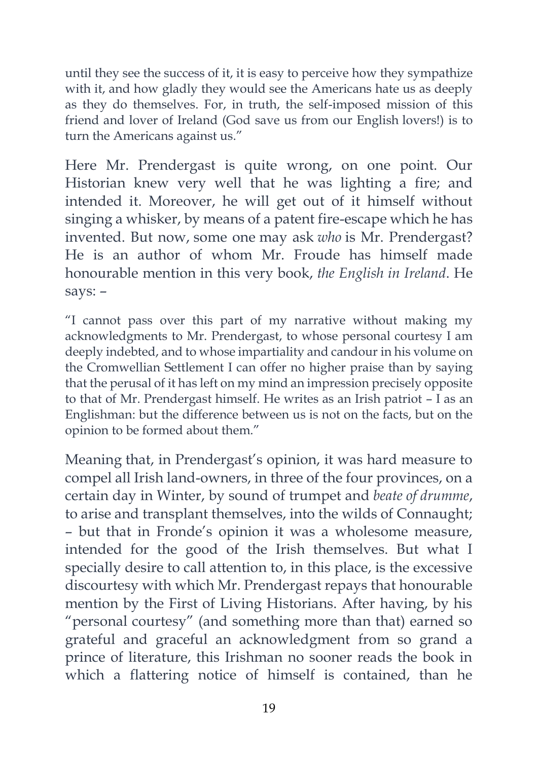until they see the success of it, it is easy to perceive how they sympathize with it, and how gladly they would see the Americans hate us as deeply as they do themselves. For, in truth, the self-imposed mission of this friend and lover of Ireland (God save us from our English lovers!) is to turn the Americans against us."

Here Mr. Prendergast is quite wrong, on one point. Our Historian knew very well that he was lighting a fire; and intended it. Moreover, he will get out of it himself without singing a whisker, by means of a patent fire-escape which he has invented. But now, some one may ask *who* is Mr. Prendergast? He is an author of whom Mr. Froude has himself made honourable mention in this very book, *the English in Ireland*. He says: –

"I cannot pass over this part of my narrative without making my acknowledgments to Mr. Prendergast, to whose personal courtesy I am deeply indebted, and to whose impartiality and candour in his volume on the Cromwellian Settlement I can offer no higher praise than by saying that the perusal of it has left on my mind an impression precisely opposite to that of Mr. Prendergast himself. He writes as an Irish patriot – I as an Englishman: but the difference between us is not on the facts, but on the opinion to be formed about them."

Meaning that, in Prendergast's opinion, it was hard measure to compel all Irish land-owners, in three of the four provinces, on a certain day in Winter, by sound of trumpet and *beate of drumme*, to arise and transplant themselves, into the wilds of Connaught; – but that in Fronde's opinion it was a wholesome measure, intended for the good of the Irish themselves. But what I specially desire to call attention to, in this place, is the excessive discourtesy with which Mr. Prendergast repays that honourable mention by the First of Living Historians. After having, by his "personal courtesy" (and something more than that) earned so grateful and graceful an acknowledgment from so grand a prince of literature, this Irishman no sooner reads the book in which a flattering notice of himself is contained, than he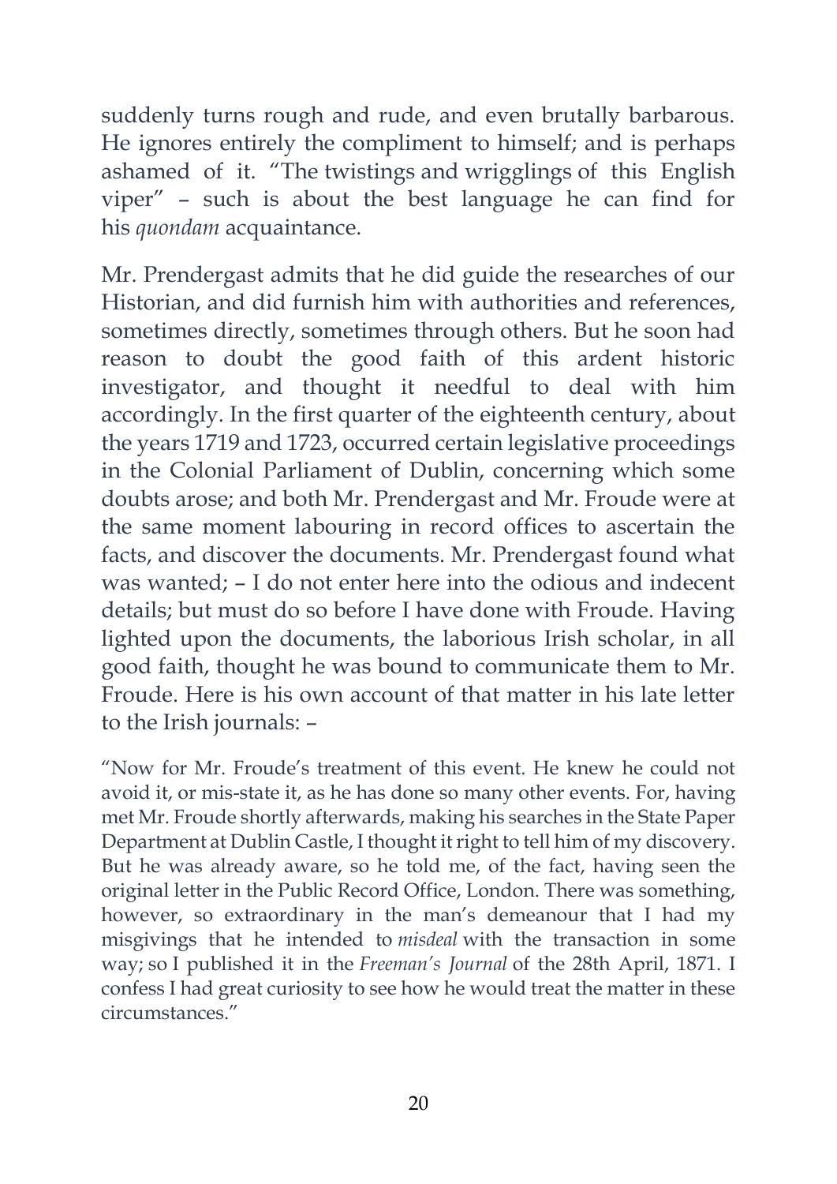suddenly turns rough and rude, and even brutally barbarous. He ignores entirely the compliment to himself; and is perhaps ashamed of it. "The twistings and wrigglings of this English viper" – such is about the best language he can find for his *quondam* acquaintance.

Mr. Prendergast admits that he did guide the researches of our Historian, and did furnish him with authorities and references, sometimes directly, sometimes through others. But he soon had reason to doubt the good faith of this ardent historic investigator, and thought it needful to deal with him accordingly. In the first quarter of the eighteenth century, about the years 1719 and 1723, occurred certain legislative proceedings in the Colonial Parliament of Dublin, concerning which some doubts arose; and both Mr. Prendergast and Mr. Froude were at the same moment labouring in record offices to ascertain the facts, and discover the documents. Mr. Prendergast found what was wanted; – I do not enter here into the odious and indecent details; but must do so before I have done with Froude. Having lighted upon the documents, the laborious Irish scholar, in all good faith, thought he was bound to communicate them to Mr. Froude. Here is his own account of that matter in his late letter to the Irish journals: –

> "Now for Mr. Froude's treatment of this event. He knew he could not avoid it, or mis-state it, as he has done so many other events. For, having met Mr. Froude shortly afterwards, making his searches in the State Paper Department at Dublin Castle, I thought it right to tell him of my discovery. But he was already aware, so he told me, of the fact, having seen the original letter in the Public Record Office, London. There was something, however, so extraordinary in the man's demeanour that I had my misgivings that he intended to *misdeal* with the transaction in some way; so I published it in the *Freeman's Journal* of the 28th April, 1871. I confess I had great curiosity to see how he would treat the matter in these circumstances."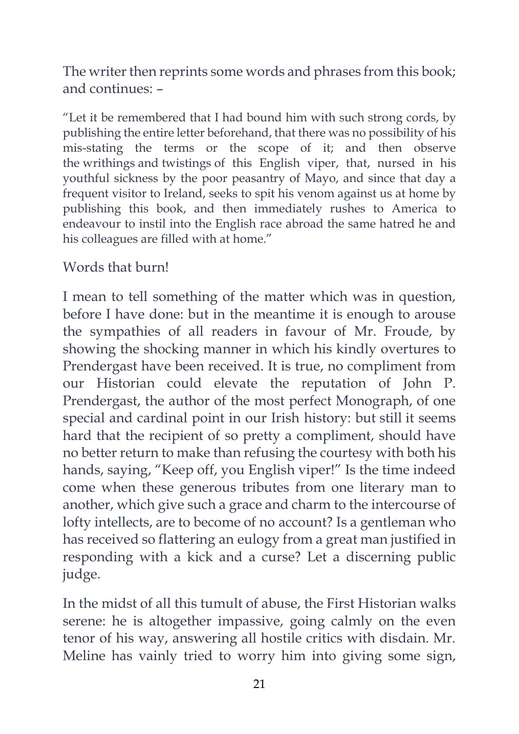The writer then reprints some words and phrases from this book; and continues: –

> "Let it be remembered that I had bound him with such strong cords, by publishing the entire letter beforehand, that there was no possibility of his mis-stating the terms or the scope of it; and then observe the writhings and twistings of this English viper, that, nursed in his youthful sickness by the poor peasantry of Mayo, and since that day a frequent visitor to Ireland, seeks to spit his venom against us at home by publishing this book, and then immediately rushes to America to endeavour to instil into the English race abroad the same hatred he and his colleagues are filled with at home."

Words that burn!

I mean to tell something of the matter which was in question, before I have done: but in the meantime it is enough to arouse the sympathies of all readers in favour of Mr. Froude, by showing the shocking manner in which his kindly overtures to Prendergast have been received. It is true, no compliment from our Historian could elevate the reputation of John P. Prendergast, the author of the most perfect Monograph, of one special and cardinal point in our Irish history: but still it seems hard that the recipient of so pretty a compliment, should have no better return to make than refusing the courtesy with both his hands, saying, "Keep off, you English viper!" Is the time indeed come when these generous tributes from one literary man to another, which give such a grace and charm to the intercourse of lofty intellects, are to become of no account? Is a gentleman who has received so flattering an eulogy from a great man justified in responding with a kick and a curse? Let a discerning public judge.

In the midst of all this tumult of abuse, the First Historian walks serene: he is altogether impassive, going calmly on the even tenor of his way, answering all hostile critics with disdain. Mr. Meline has vainly tried to worry him into giving some sign,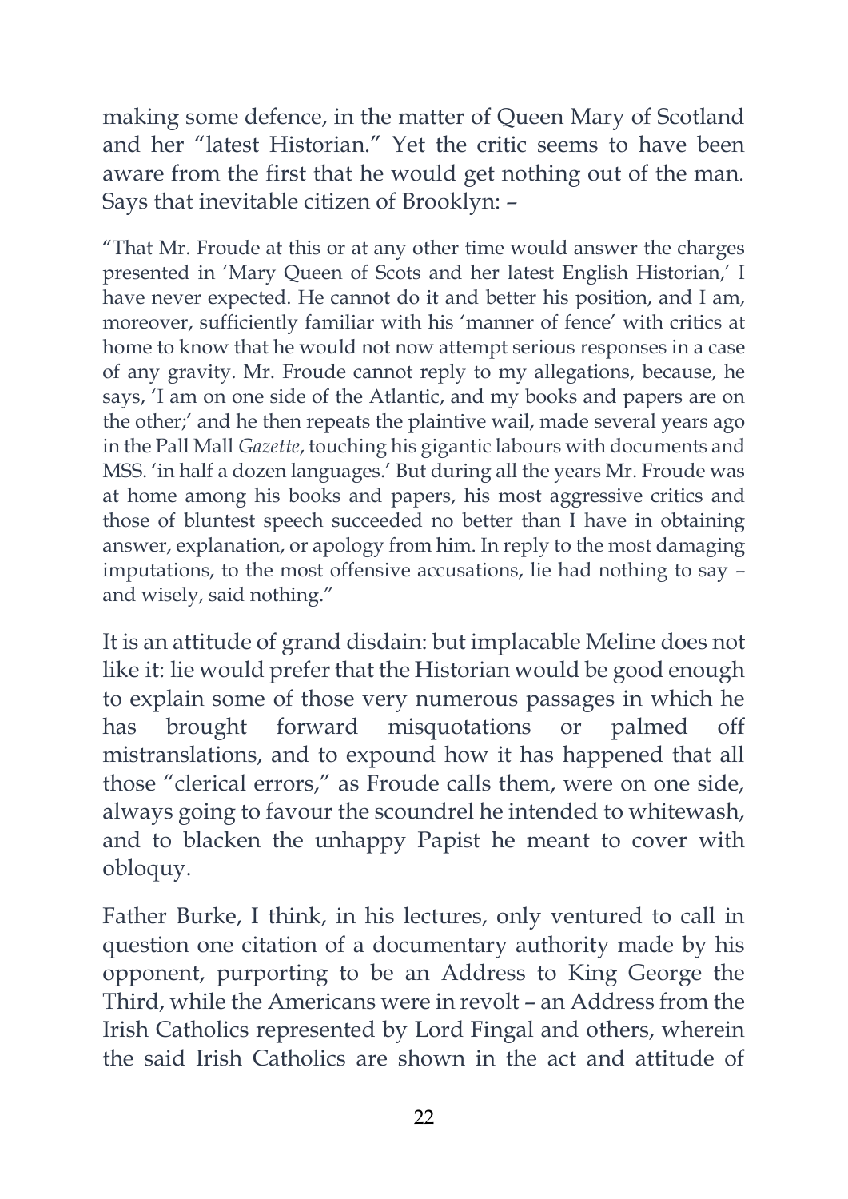making some defence, in the matter of Queen Mary of Scotland and her "latest Historian." Yet the critic seems to have been aware from the first that he would get nothing out of the man. Says that inevitable citizen of Brooklyn: –

> "That Mr. Froude at this or at any other time would answer the charges presented in 'Mary Queen of Scots and her latest English Historian,' I have never expected. He cannot do it and better his position, and I am, moreover, sufficiently familiar with his 'manner of fence' with critics at home to know that he would not now attempt serious responses in a case of any gravity. Mr. Froude cannot reply to my allegations, because, he says, 'I am on one side of the Atlantic, and my books and papers are on the other;' and he then repeats the plaintive wail, made several years ago in the Pall Mall *Gazette*, touching his gigantic labours with documents and MSS. 'in half a dozen languages.' But during all the years Mr. Froude was at home among his books and papers, his most aggressive critics and those of bluntest speech succeeded no better than I have in obtaining answer, explanation, or apology from him. In reply to the most damaging imputations, to the most offensive accusations, lie had nothing to say – and wisely, said nothing."

It is an attitude of grand disdain: but implacable Meline does not like it: lie would prefer that the Historian would be good enough to explain some of those very numerous passages in which he has brought forward misquotations or palmed off mistranslations, and to expound how it has happened that all those "clerical errors," as Froude calls them, were on one side, always going to favour the scoundrel he intended to whitewash, and to blacken the unhappy Papist he meant to cover with obloquy.

Father Burke, I think, in his lectures, only ventured to call in question one citation of a documentary authority made by his opponent, purporting to be an Address to King George the Third, while the Americans were in revolt – an Address from the Irish Catholics represented by Lord Fingal and others, wherein the said Irish Catholics are shown in the act and attitude of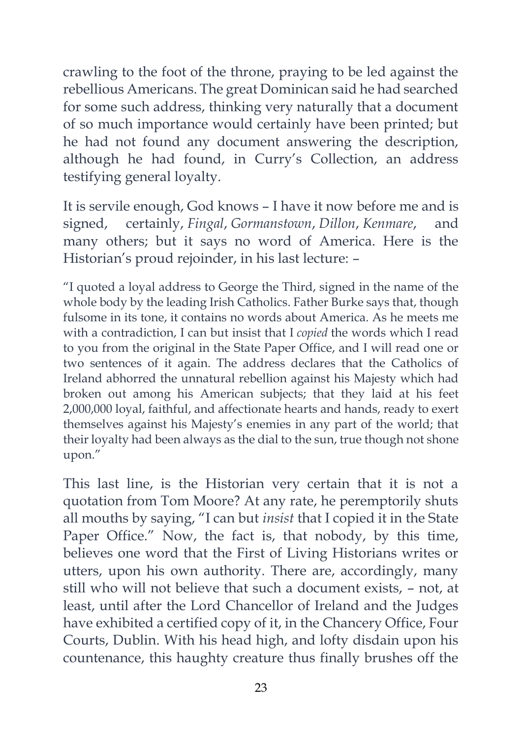crawling to the foot of the throne, praying to be led against the rebellious Americans. The great Dominican said he had searched for some such address, thinking very naturally that a document of so much importance would certainly have been printed; but he had not found any document answering the description, although he had found, in Curry's Collection, an address testifying general loyalty.

It is servile enough, God knows – I have it now before me and is signed, certainly, *Fingal*, *Gormanstown*, *Dillon*, *Kenmare*, and many others; but it says no word of America. Here is the Historian's proud rejoinder, in his last lecture: –

> "I quoted a loyal address to George the Third, signed in the name of the whole body by the leading Irish Catholics. Father Burke says that, though fulsome in its tone, it contains no words about America. As he meets me with a contradiction, I can but insist that I *copied* the words which I read to you from the original in the State Paper Office, and I will read one or two sentences of it again. The address declares that the Catholics of Ireland abhorred the unnatural rebellion against his Majesty which had broken out among his American subjects; that they laid at his feet 2,000,000 loyal, faithful, and affectionate hearts and hands, ready to exert themselves against his Majesty's enemies in any part of the world; that their loyalty had been always as the dial to the sun, true though not shone upon."

This last line, is the Historian very certain that it is not a quotation from Tom Moore? At any rate, he peremptorily shuts all mouths by saying, "I can but *insist* that I copied it in the State Paper Office." Now, the fact is, that nobody, by this time, believes one word that the First of Living Historians writes or utters, upon his own authority. There are, accordingly, many still who will not believe that such a document exists, – not, at least, until after the Lord Chancellor of Ireland and the Judges have exhibited a certified copy of it, in the Chancery Office, Four Courts, Dublin. With his head high, and lofty disdain upon his countenance, this haughty creature thus finally brushes off the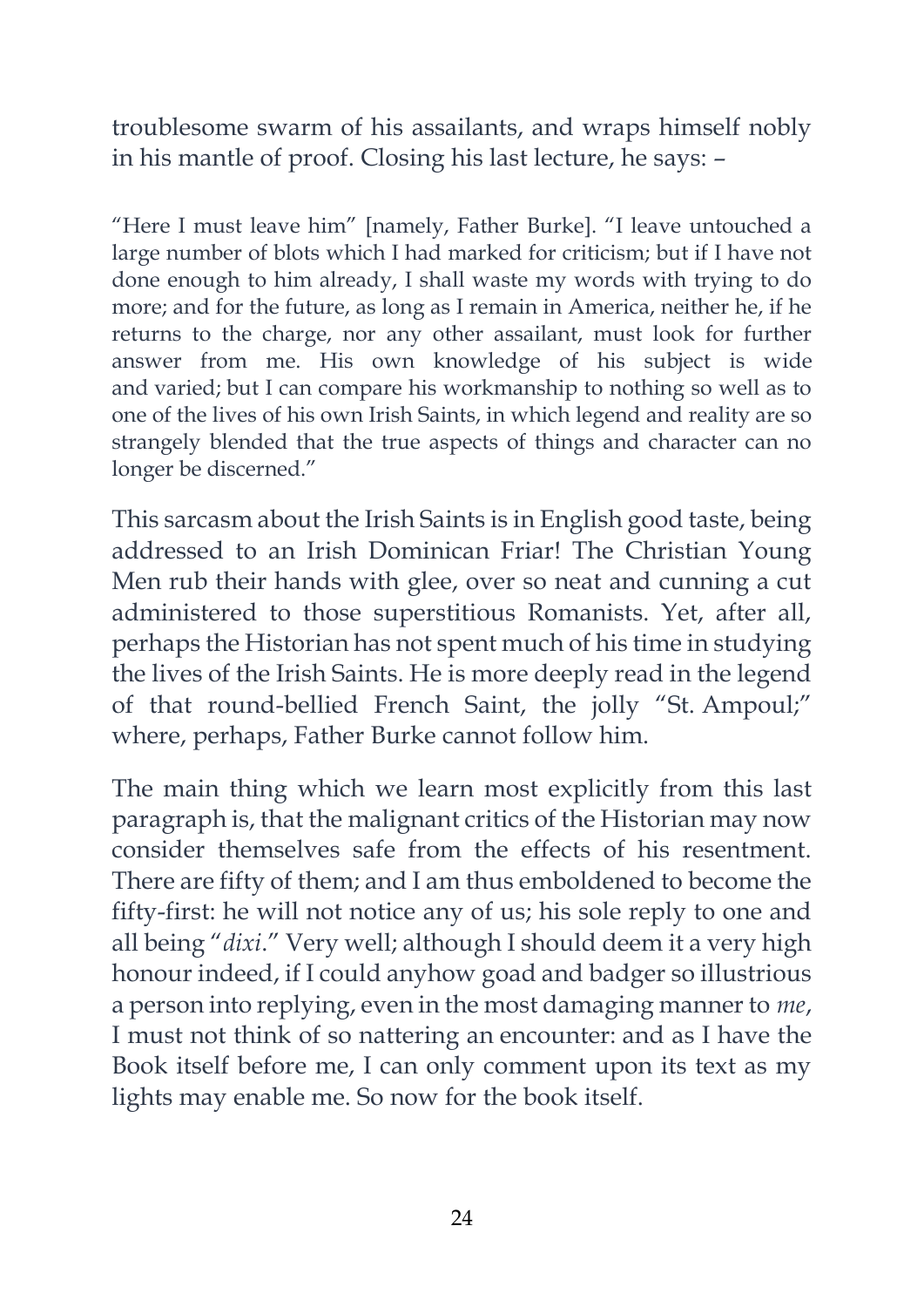troublesome swarm of his assailants, and wraps himself nobly in his mantle of proof. Closing his last lecture, he says: –

> "Here I must leave him" [namely, Father Burke]. "I leave untouched a large number of blots which I had marked for criticism; but if I have not done enough to him already, I shall waste my words with trying to do more; and for the future, as long as I remain in America, neither he, if he returns to the charge, nor any other assailant, must look for further answer from me. His own knowledge of his subject is wide and varied; but I can compare his workmanship to nothing so well as to one of the lives of his own Irish Saints, in which legend and reality are so strangely blended that the true aspects of things and character can no longer be discerned."

This sarcasm about the Irish Saints is in English good taste, being addressed to an Irish Dominican Friar! The Christian Young Men rub their hands with glee, over so neat and cunning a cut administered to those superstitious Romanists. Yet, after all, perhaps the Historian has not spent much of his time in studying the lives of the Irish Saints. He is more deeply read in the legend of that round-bellied French Saint, the jolly "St. Ampoul;" where, perhaps, Father Burke cannot follow him.

The main thing which we learn most explicitly from this last paragraph is, that the malignant critics of the Historian may now consider themselves safe from the effects of his resentment. There are fifty of them; and I am thus emboldened to become the fifty-first: he will not notice any of us; his sole reply to one and all being "*dixi*." Very well; although I should deem it a very high honour indeed, if I could anyhow goad and badger so illustrious a person into replying, even in the most damaging manner to *me*, I must not think of so nattering an encounter: and as I have the Book itself before me, I can only comment upon its text as my lights may enable me. So now for the book itself.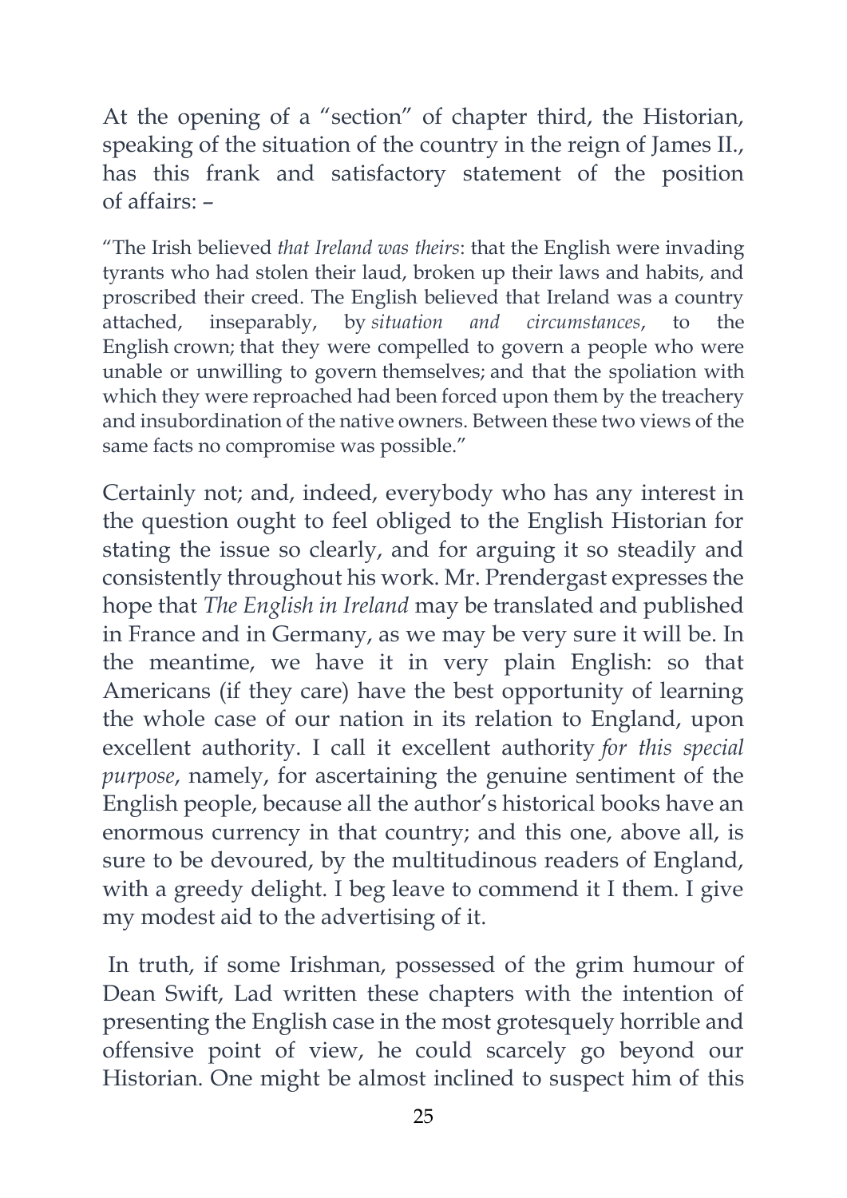At the opening of a "section" of chapter third, the Historian, speaking of the situation of the country in the reign of James II., has this frank and satisfactory statement of the position of affairs: –

> "The Irish believed *that Ireland was theirs*: that the English were invading tyrants who had stolen their laud, broken up their laws and habits, and proscribed their creed. The English believed that Ireland was a country attached, inseparably, by *situation and circumstances*, to the English crown; that they were compelled to govern a people who were unable or unwilling to govern themselves; and that the spoliation with which they were reproached had been forced upon them by the treachery and insubordination of the native owners. Between these two views of the same facts no compromise was possible."

Certainly not; and, indeed, everybody who has any interest in the question ought to feel obliged to the English Historian for stating the issue so clearly, and for arguing it so steadily and consistently throughout his work. Mr. Prendergast expresses the hope that *The English in Ireland* may be translated and published in France and in Germany, as we may be very sure it will be. In the meantime, we have it in very plain English: so that Americans (if they care) have the best opportunity of learning the whole case of our nation in its relation to England, upon excellent authority. I call it excellent authority *for this special purpose*, namely, for ascertaining the genuine sentiment of the English people, because all the author's historical books have an enormous currency in that country; and this one, above all, is sure to be devoured, by the multitudinous readers of England, with a greedy delight. I beg leave to commend it I them. I give my modest aid to the advertising of it.

In truth, if some Irishman, possessed of the grim humour of Dean Swift, Lad written these chapters with the intention of presenting the English case in the most grotesquely horrible and offensive point of view, he could scarcely go beyond our Historian. One might be almost inclined to suspect him of this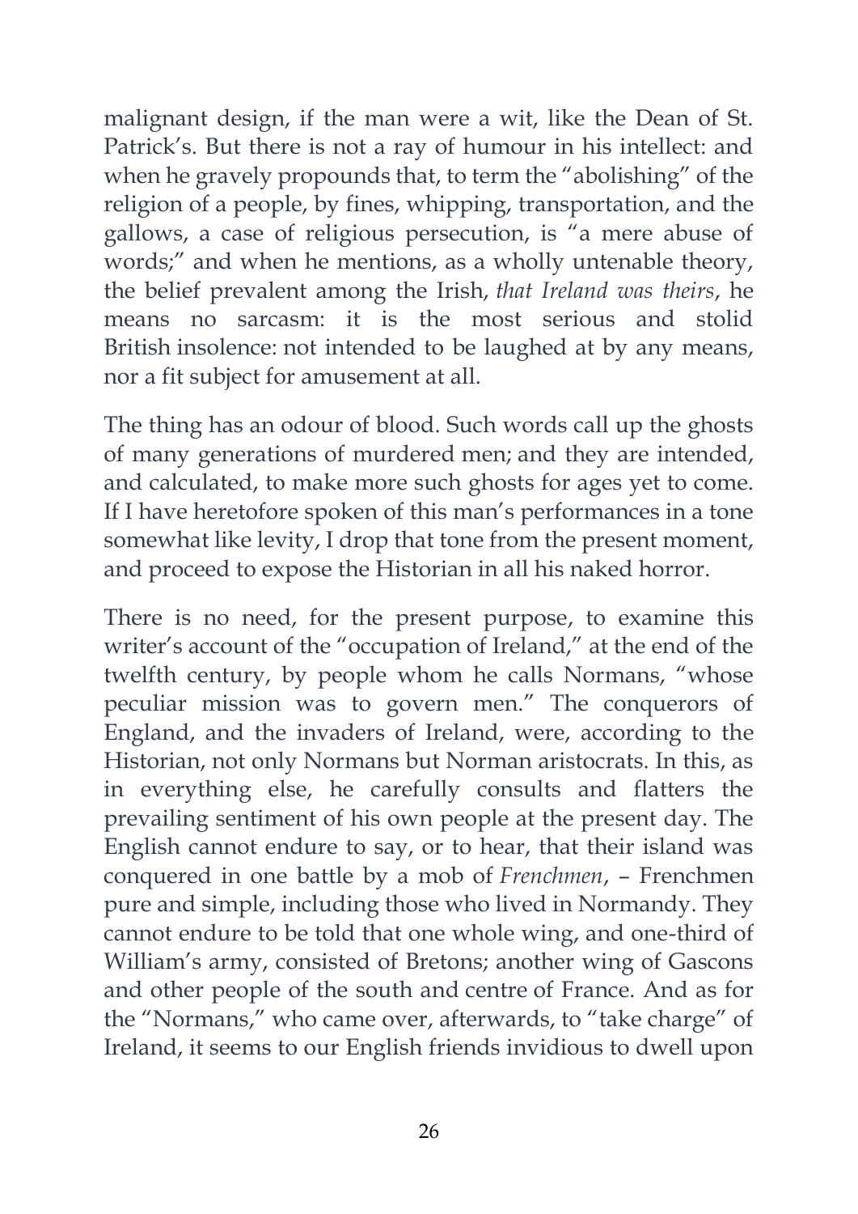malignant design, if the man were a wit, like the Dean of St. Patrick's. But there is not a ray of humour in his intellect: and when he gravely propounds that, to term the "abolishing" of the religion of a people, by fines, whipping, transportation, and the gallows, a case of religious persecution, is "a mere abuse of words;" and when he mentions, as a wholly untenable theory, the belief prevalent among the Irish, *that Ireland was theirs*, he means no sarcasm: it is the most serious and stolid British insolence: not intended to be laughed at by any means, nor a fit subject for amusement at all.

The thing has an odour of blood. Such words call up the ghosts of many generations of murdered men; and they are intended, and calculated, to make more such ghosts for ages yet to come. If I have heretofore spoken of this man's performances in a tone somewhat like levity, I drop that tone from the present moment, and proceed to expose the Historian in all his naked horror.

There is no need, for the present purpose, to examine this writer's account of the "occupation of Ireland," at the end of the twelfth century, by people whom he calls Normans, "whose peculiar mission was to govern men." The conquerors of England, and the invaders of Ireland, were, according to the Historian, not only Normans but Norman aristocrats. In this, as in everything else, he carefully consults and flatters the prevailing sentiment of his own people at the present day. The English cannot endure to say, or to hear, that their island was conquered in one battle by a mob of *Frenchmen*, – Frenchmen pure and simple, including those who lived in Normandy. They cannot endure to be told that one whole wing, and one-third of William's army, consisted of Bretons; another wing of Gascons and other people of the south and centre of France. And as for the "Normans," who came over, afterwards, to "take charge" of Ireland, it seems to our English friends invidious to dwell upon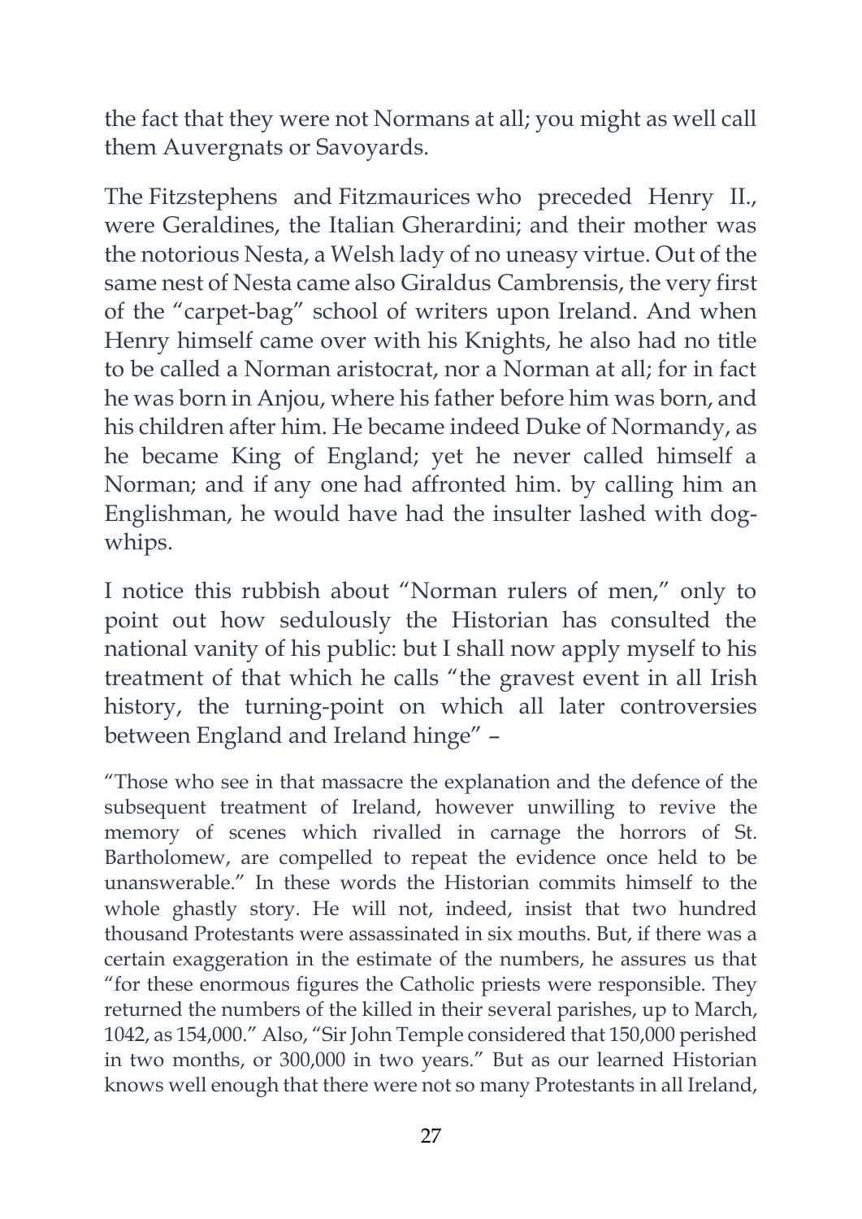the fact that they were not Normans at all; you might as well call them Auvergnats or Savoyards.

The Fitzstephens and Fitzmaurices who preceded Henry II., were Geraldines, the Italian Gherardini; and their mother was the notorious Nesta, a Welsh lady of no uneasy virtue. Out of the same nest of Nesta came also Giraldus Cambrensis, the very first of the "carpet-bag" school of writers upon Ireland. And when Henry himself came over with his Knights, he also had no title to be called a Norman aristocrat, nor a Norman at all; for in fact he was born in Anjou, where his father before him was born, and his children after him. He became indeed Duke of Normandy, as he became King of England; yet he never called himself a Norman; and if any one had affronted him. by calling him an Englishman, he would have had the insulter lashed with dog-whips.

I notice this rubbish about "Norman rulers of men," only to point out how sedulously the Historian has consulted the national vanity of his public: but I shall now apply myself to his treatment of that which he calls "the gravest event in all Irish history, the turning-point on which all later controversies between England and Ireland hinge" –

"Those who see in that massacre the explanation and the defence of the subsequent treatment of Ireland, however unwilling to revive the memory of scenes which rivalled in carnage the horrors of St. Bartholomew, are compelled to repeat the evidence once held to be unanswerable." In these words the Historian commits himself to the whole ghastly story. He will not, indeed, insist that two hundred thousand Protestants were assassinated in six mouths. But, if there was a certain exaggeration in the estimate of the numbers, he assures us that "for these enormous figures the Catholic priests were responsible. They returned the numbers of the killed in their several parishes, up to March, 1042, as 154,000." Also, "Sir John Temple considered that 150,000 perished in two months, or 300,000 in two years." But as our learned Historian knows well enough that there were not so many Protestants in all Ireland,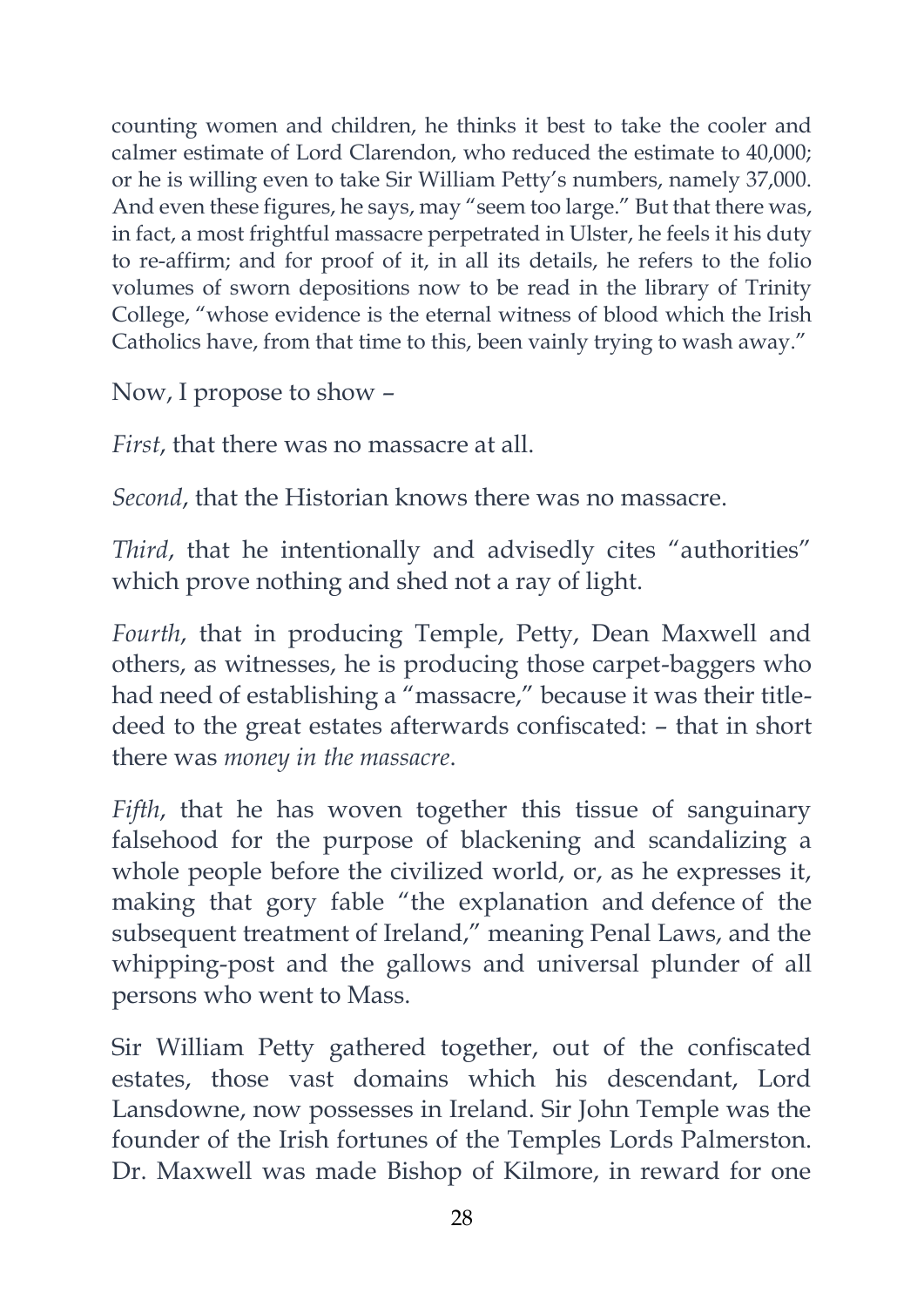counting women and children, he thinks it best to take the cooler and calmer estimate of Lord Clarendon, who reduced the estimate to 40,000; or he is willing even to take Sir William Petty's numbers, namely 37,000. And even these figures, he says, may "seem too large." But that there was, in fact, a most frightful massacre perpetrated in Ulster, he feels it his duty to re-affirm; and for proof of it, in all its details, he refers to the folio volumes of sworn depositions now to be read in the library of Trinity College, "whose evidence is the eternal witness of blood which the Irish Catholics have, from that time to this, been vainly trying to wash away."

Now, I propose to show –

*First*, that there was no massacre at all.

*Second*, that the Historian knows there was no massacre.

*Third*, that he intentionally and advisedly cites "authorities" which prove nothing and shed not a ray of light.

*Fourth*, that in producing Temple, Petty, Dean Maxwell and others, as witnesses, he is producing those carpet-baggers who had need of establishing a "massacre," because it was their title-deed to the great estates afterwards confiscated: – that in short there was *money in the massacre*.

*Fifth*, that he has woven together this tissue of sanguinary falsehood for the purpose of blackening and scandalizing a whole people before the civilized world, or, as he expresses it, making that gory fable "the explanation and defence of the subsequent treatment of Ireland," meaning Penal Laws, and the whipping-post and the gallows and universal plunder of all persons who went to Mass.

Sir William Petty gathered together, out of the confiscated estates, those vast domains which his descendant, Lord Lansdowne, now possesses in Ireland. Sir John Temple was the founder of the Irish fortunes of the Temples Lords Palmerston. Dr. Maxwell was made Bishop of Kilmore, in reward for one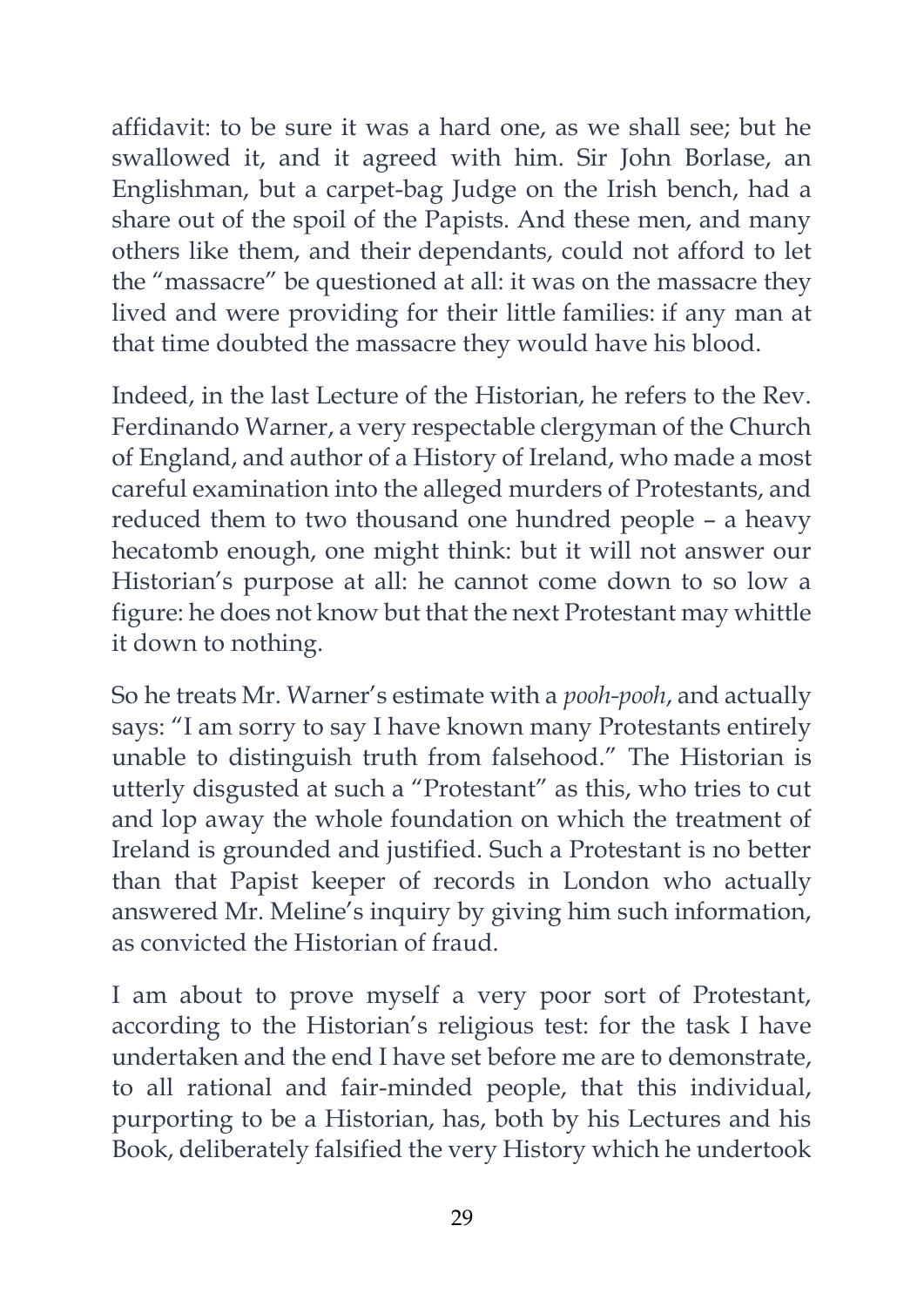affidavit: to be sure it was a hard one, as we shall see; but he swallowed it, and it agreed with him. Sir John Borlase, an Englishman, but a carpet-bag Judge on the Irish bench, had a share out of the spoil of the Papists. And these men, and many others like them, and their dependants, could not afford to let the "massacre" be questioned at all: it was on the massacre they lived and were providing for their little families: if any man at that time doubted the massacre they would have his blood.

Indeed, in the last Lecture of the Historian, he refers to the Rev. Ferdinando Warner, a very respectable clergyman of the Church of England, and author of a History of Ireland, who made a most careful examination into the alleged murders of Protestants, and reduced them to two thousand one hundred people – a heavy hecatomb enough, one might think: but it will not answer our Historian's purpose at all: he cannot come down to so low a figure: he does not know but that the next Protestant may whittle it down to nothing.

So he treats Mr. Warner's estimate with a *pooh-pooh*, and actually says: "I am sorry to say I have known many Protestants entirely unable to distinguish truth from falsehood." The Historian is utterly disgusted at such a "Protestant" as this, who tries to cut and lop away the whole foundation on which the treatment of Ireland is grounded and justified. Such a Protestant is no better than that Papist keeper of records in London who actually answered Mr. Meline's inquiry by giving him such information, as convicted the Historian of fraud.

I am about to prove myself a very poor sort of Protestant, according to the Historian's religious test: for the task I have undertaken and the end I have set before me are to demonstrate, to all rational and fair-minded people, that this individual, purporting to be a Historian, has, both by his Lectures and his Book, deliberately falsified the very History which he undertook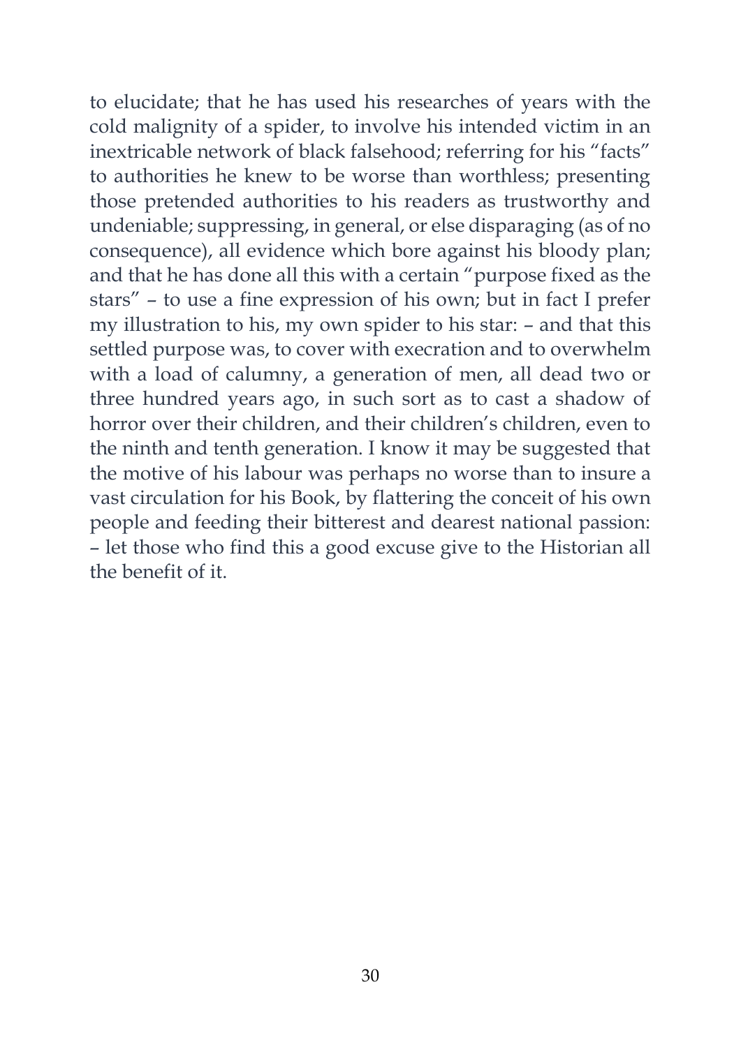to elucidate; that he has used his researches of years with the cold malignity of a spider, to involve his intended victim in an inextricable network of black falsehood; referring for his "facts" to authorities he knew to be worse than worthless; presenting those pretended authorities to his readers as trustworthy and undeniable; suppressing, in general, or else disparaging (as of no consequence), all evidence which bore against his bloody plan; and that he has done all this with a certain "purpose fixed as the stars" – to use a fine expression of his own; but in fact I prefer my illustration to his, my own spider to his star: – and that this settled purpose was, to cover with execration and to overwhelm with a load of calumny, a generation of men, all dead two or three hundred years ago, in such sort as to cast a shadow of horror over their children, and their children's children, even to the ninth and tenth generation. I know it may be suggested that the motive of his labour was perhaps no worse than to insure a vast circulation for his Book, by flattering the conceit of his own people and feeding their bitterest and dearest national passion: – let those who find this a good excuse give to the Historian all the benefit of it.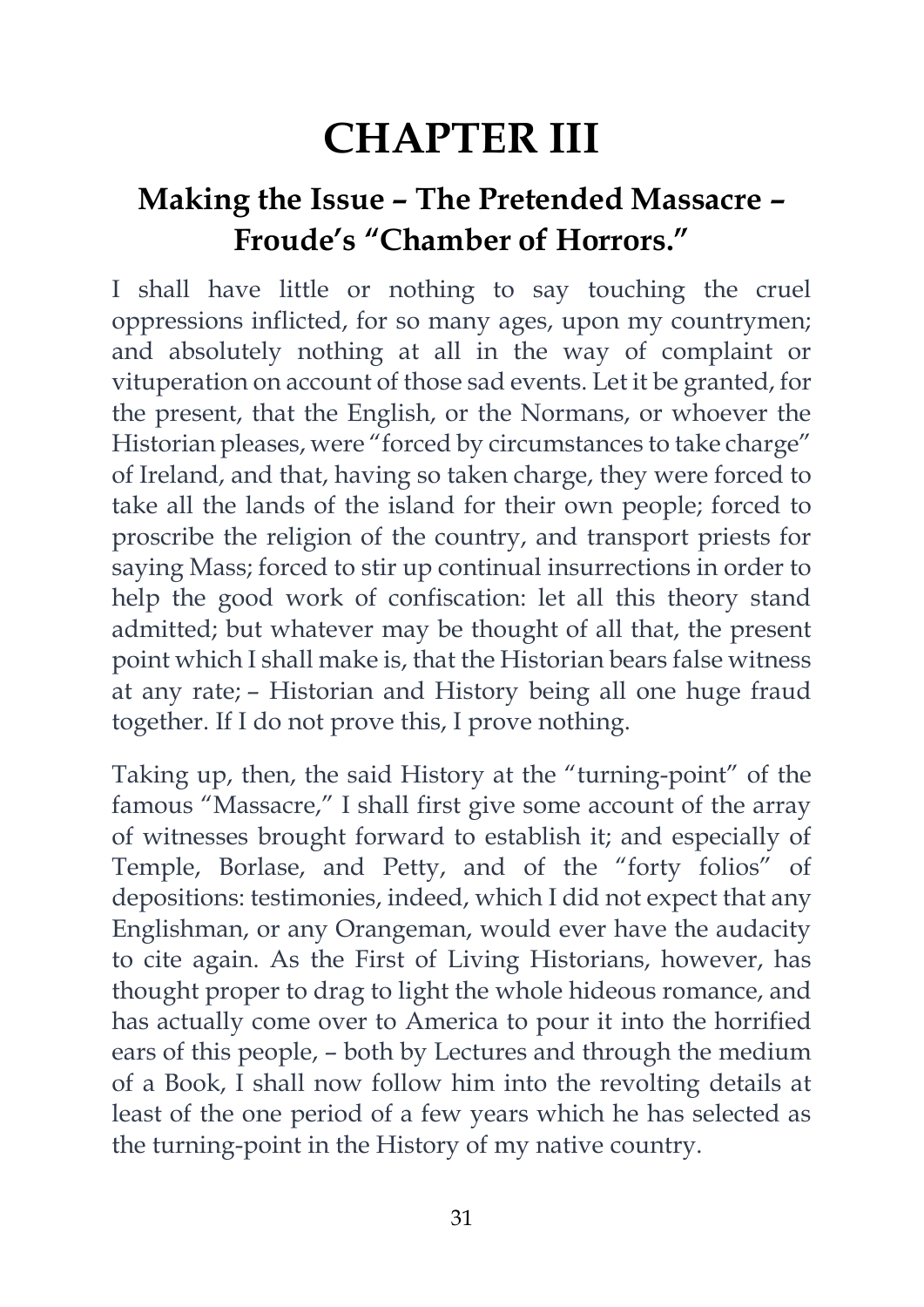# CHAPTER III

## Making the Issue – The Pretended Massacre – Froude's "Chamber of Horrors."

I shall have little or nothing to say touching the cruel oppressions inflicted, for so many ages, upon my countrymen; and absolutely nothing at all in the way of complaint or vituperation on account of those sad events. Let it be granted, for the present, that the English, or the Normans, or whoever the Historian pleases, were "forced by circumstances to take charge" of Ireland, and that, having so taken charge, they were forced to take all the lands of the island for their own people; forced to proscribe the religion of the country, and transport priests for saying Mass; forced to stir up continual insurrections in order to help the good work of confiscation: let all this theory stand admitted; but whatever may be thought of all that, the present point which I shall make is, that the Historian bears false witness at any rate; – Historian and History being all one huge fraud together. If I do not prove this, I prove nothing.

Taking up, then, the said History at the "turning-point" of the famous "Massacre," I shall first give some account of the array of witnesses brought forward to establish it; and especially of Temple, Borlase, and Petty, and of the "forty folios" of depositions: testimonies, indeed, which I did not expect that any Englishman, or any Orangeman, would ever have the audacity to cite again. As the First of Living Historians, however, has thought proper to drag to light the whole hideous romance, and has actually come over to America to pour it into the horrified ears of this people, – both by Lectures and through the medium of a Book, I shall now follow him into the revolting details at least of the one period of a few years which he has selected as the turning-point in the History of my native country.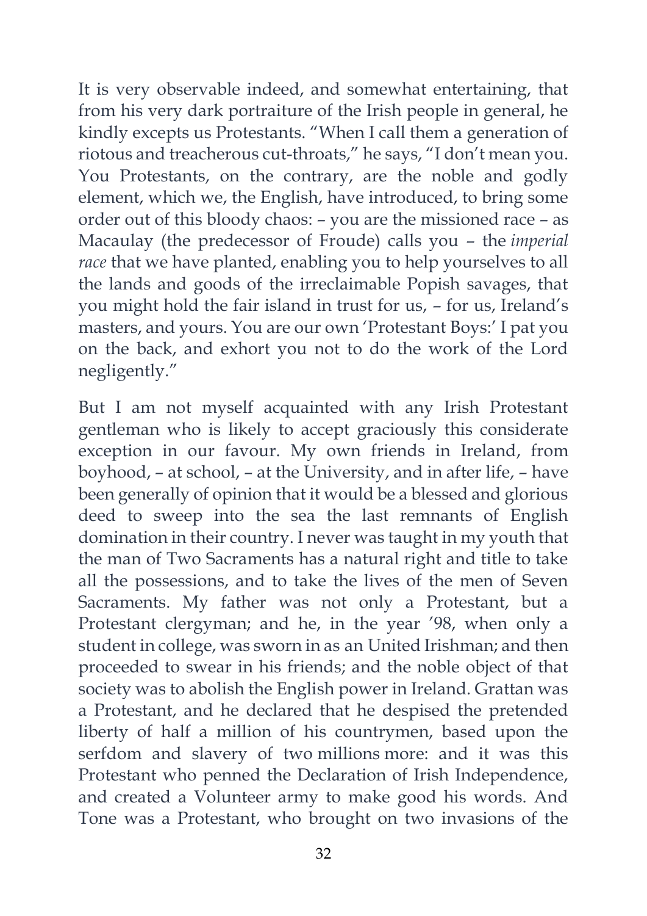It is very observable indeed, and somewhat entertaining, that from his very dark portraiture of the Irish people in general, he kindly excepts us Protestants. "When I call them a generation of riotous and treacherous cut-throats," he says, "I don't mean you. You Protestants, on the contrary, are the noble and godly element, which we, the English, have introduced, to bring some order out of this bloody chaos: – you are the missioned race – as Macaulay (the predecessor of Froude) calls you – the *imperial race* that we have planted, enabling you to help yourselves to all the lands and goods of the irreclaimable Popish savages, that you might hold the fair island in trust for us, – for us, Ireland's masters, and yours. You are our own 'Protestant Boys:' I pat you on the back, and exhort you not to do the work of the Lord negligently."

But I am not myself acquainted with any Irish Protestant gentleman who is likely to accept graciously this considerate exception in our favour. My own friends in Ireland, from boyhood, – at school, – at the University, and in after life, – have been generally of opinion that it would be a blessed and glorious deed to sweep into the sea the last remnants of English domination in their country. I never was taught in my youth that the man of Two Sacraments has a natural right and title to take all the possessions, and to take the lives of the men of Seven Sacraments. My father was not only a Protestant, but a Protestant clergyman; and he, in the year '98, when only a student in college, was sworn in as an United Irishman; and then proceeded to swear in his friends; and the noble object of that society was to abolish the English power in Ireland. Grattan was a Protestant, and he declared that he despised the pretended liberty of half a million of his countrymen, based upon the serfdom and slavery of two millions more: and it was this Protestant who penned the Declaration of Irish Independence, and created a Volunteer army to make good his words. And Tone was a Protestant, who brought on two invasions of the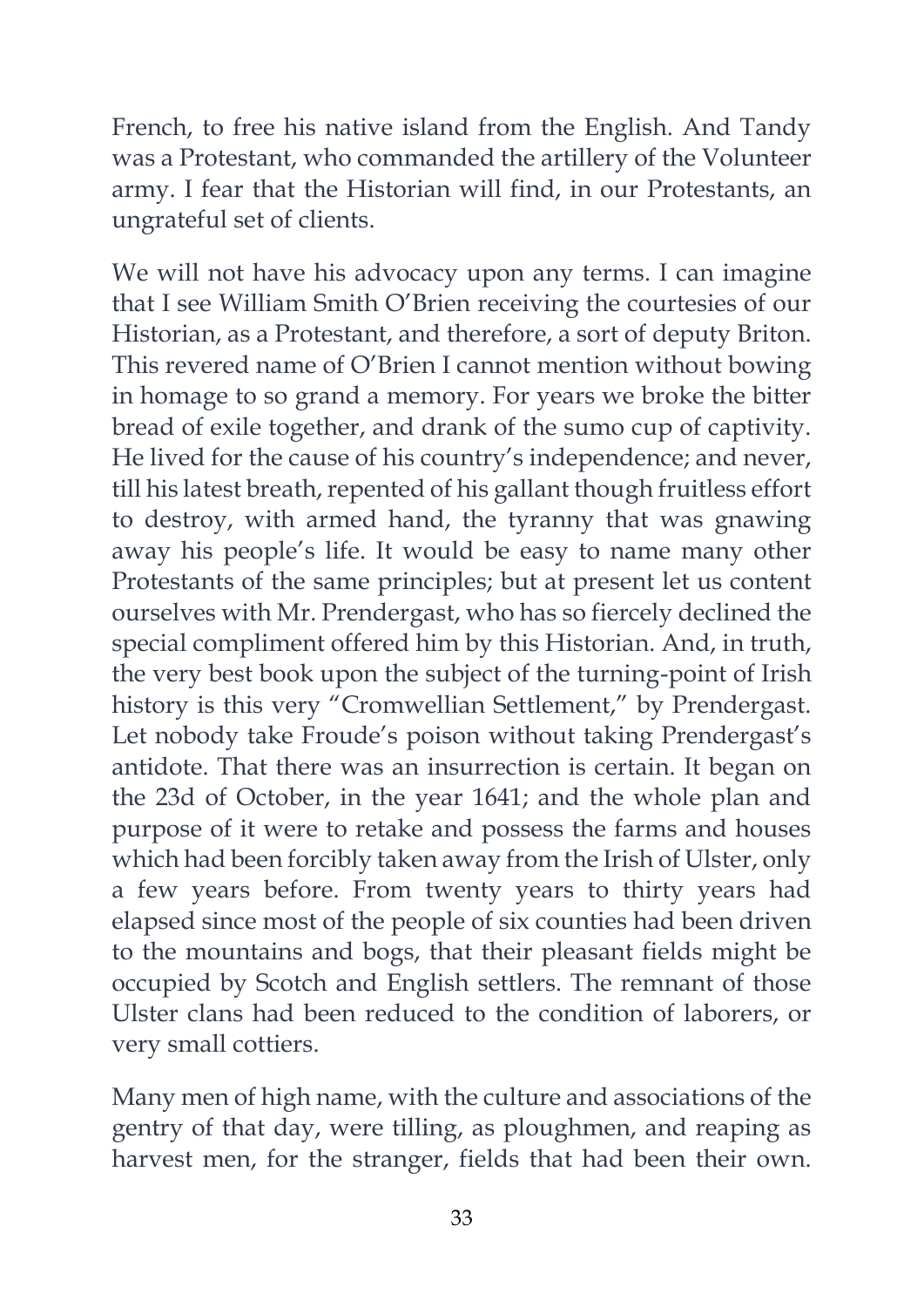French, to free his native island from the English. And Tandy was a Protestant, who commanded the artillery of the Volunteer army. I fear that the Historian will find, in our Protestants, an ungrateful set of clients.

We will not have his advocacy upon any terms. I can imagine that I see William Smith O'Brien receiving the courtesies of our Historian, as a Protestant, and therefore, a sort of deputy Briton. This revered name of O'Brien I cannot mention without bowing in homage to so grand a memory. For years we broke the bitter bread of exile together, and drank of the sumo cup of captivity. He lived for the cause of his country's independence; and never, till his latest breath, repented of his gallant though fruitless effort to destroy, with armed hand, the tyranny that was gnawing away his people's life. It would be easy to name many other Protestants of the same principles; but at present let us content ourselves with Mr. Prendergast, who has so fiercely declined the special compliment offered him by this Historian. And, in truth, the very best book upon the subject of the turning-point of Irish history is this very "Cromwellian Settlement," by Prendergast. Let nobody take Froude's poison without taking Prendergast's antidote. That there was an insurrection is certain. It began on the 23d of October, in the year 1641; and the whole plan and purpose of it were to retake and possess the farms and houses which had been forcibly taken away from the Irish of Ulster, only a few years before. From twenty years to thirty years had elapsed since most of the people of six counties had been driven to the mountains and bogs, that their pleasant fields might be occupied by Scotch and English settlers. The remnant of those Ulster clans had been reduced to the condition of laborers, or very small cottiers.

Many men of high name, with the culture and associations of the gentry of that day, were tilling, as ploughmen, and reaping as harvest men, for the stranger, fields that had been their own.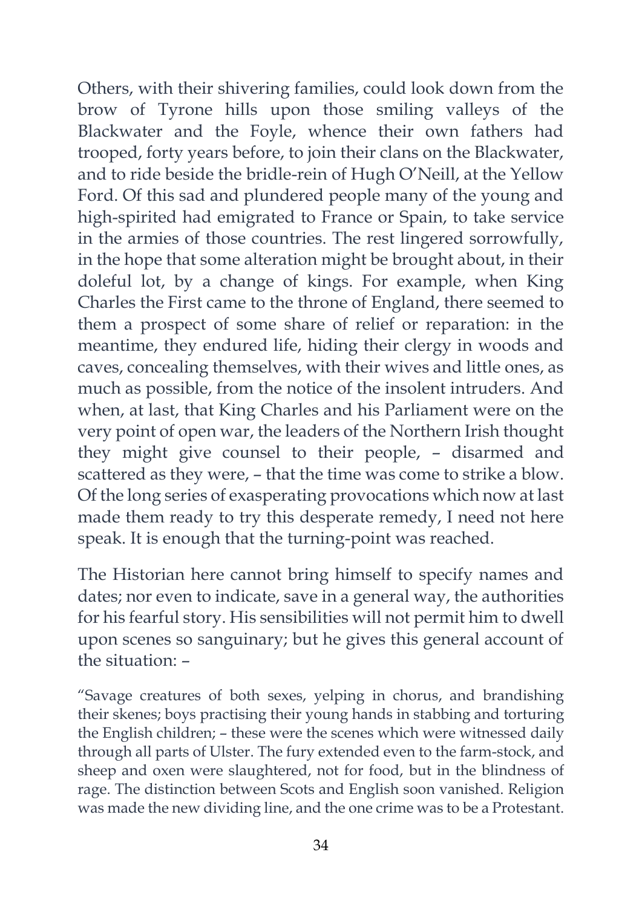Others, with their shivering families, could look down from the brow of Tyrone hills upon those smiling valleys of the Blackwater and the Foyle, whence their own fathers had trooped, forty years before, to join their clans on the Blackwater, and to ride beside the bridle-rein of Hugh O'Neill, at the Yellow Ford. Of this sad and plundered people many of the young and high-spirited had emigrated to France or Spain, to take service in the armies of those countries. The rest lingered sorrowfully, in the hope that some alteration might be brought about, in their doleful lot, by a change of kings. For example, when King Charles the First came to the throne of England, there seemed to them a prospect of some share of relief or reparation: in the meantime, they endured life, hiding their clergy in woods and caves, concealing themselves, with their wives and little ones, as much as possible, from the notice of the insolent intruders. And when, at last, that King Charles and his Parliament were on the very point of open war, the leaders of the Northern Irish thought they might give counsel to their people, – disarmed and scattered as they were, – that the time was come to strike a blow. Of the long series of exasperating provocations which now at last made them ready to try this desperate remedy, I need not here speak. It is enough that the turning-point was reached.

The Historian here cannot bring himself to specify names and dates; nor even to indicate, save in a general way, the authorities for his fearful story. His sensibilities will not permit him to dwell upon scenes so sanguinary; but he gives this general account of the situation: –

"Savage creatures of both sexes, yelping in chorus, and brandishing their skenes; boys practising their young hands in stabbing and torturing the English children; – these were the scenes which were witnessed daily through all parts of Ulster. The fury extended even to the farm-stock, and sheep and oxen were slaughtered, not for food, but in the blindness of rage. The distinction between Scots and English soon vanished. Religion was made the new dividing line, and the one crime was to be a Protestant.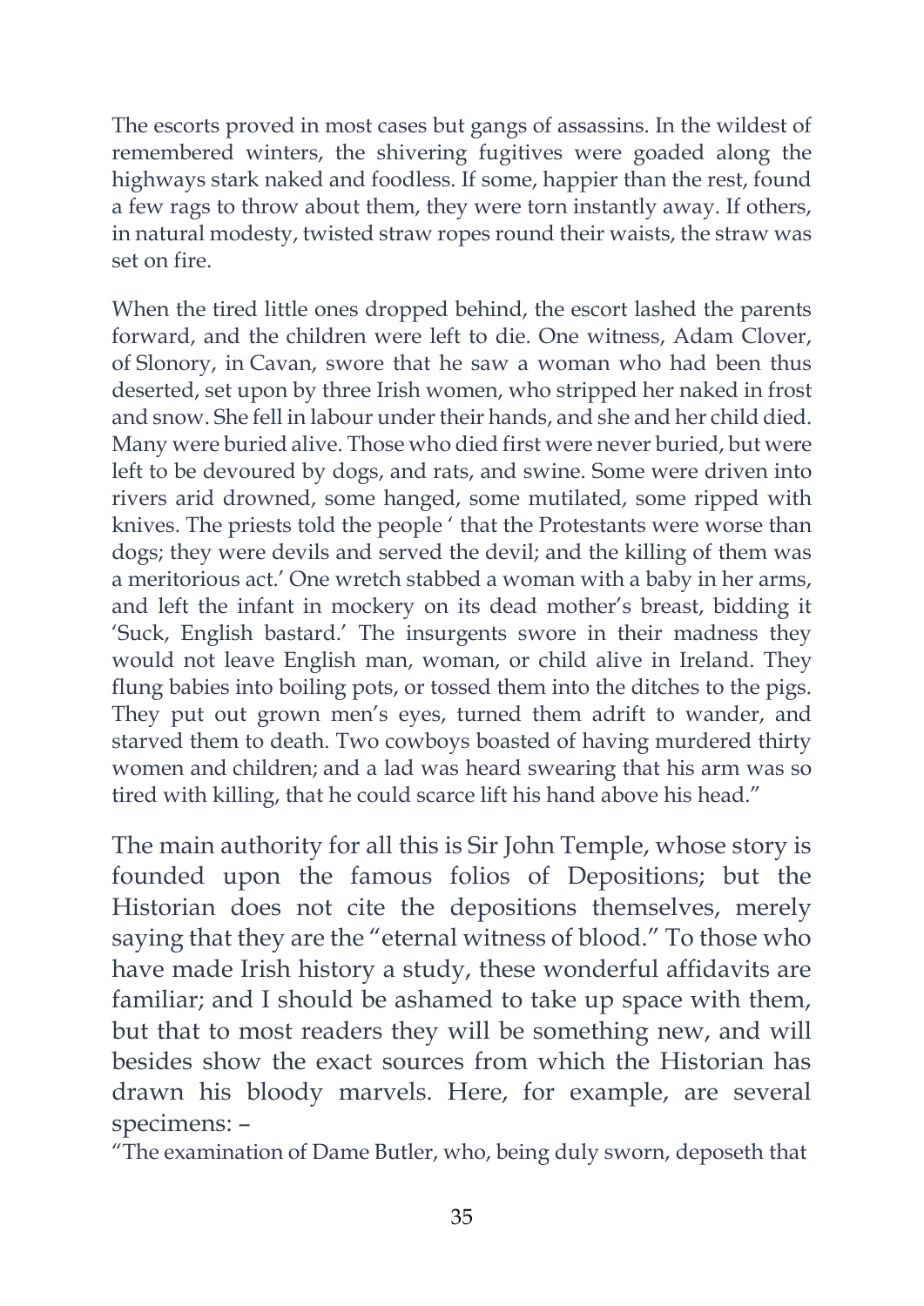The escorts proved in most cases but gangs of assassins. In the wildest of remembered winters, the shivering fugitives were goaded along the highways stark naked and foodless. If some, happier than the rest, found a few rags to throw about them, they were torn instantly away. If others, in natural modesty, twisted straw ropes round their waists, the straw was set on fire.

When the tired little ones dropped behind, the escort lashed the parents forward, and the children were left to die. One witness, Adam Clover, of Slonory, in Cavan, swore that he saw a woman who had been thus deserted, set upon by three Irish women, who stripped her naked in frost and snow. She fell in labour under their hands, and she and her child died. Many were buried alive. Those who died first were never buried, but were left to be devoured by dogs, and rats, and swine. Some were driven into rivers arid drowned, some hanged, some mutilated, some ripped with knives. The priests told the people ' that the Protestants were worse than dogs; they were devils and served the devil; and the killing of them was a meritorious act.' One wretch stabbed a woman with a baby in her arms, and left the infant in mockery on its dead mother's breast, bidding it 'Suck, English bastard.' The insurgents swore in their madness they would not leave English man, woman, or child alive in Ireland. They flung babies into boiling pots, or tossed them into the ditches to the pigs. They put out grown men's eyes, turned them adrift to wander, and starved them to death. Two cowboys boasted of having murdered thirty women and children; and a lad was heard swearing that his arm was so tired with killing, that he could scarce lift his hand above his head."

The main authority for all this is Sir John Temple, whose story is founded upon the famous folios of Depositions; but the Historian does not cite the depositions themselves, merely saying that they are the "eternal witness of blood." To those who have made Irish history a study, these wonderful affidavits are familiar; and I should be ashamed to take up space with them, but that to most readers they will be something new, and will besides show the exact sources from which the Historian has drawn his bloody marvels. Here, for example, are several specimens: –

"The examination of Dame Butler, who, being duly sworn, deposeth that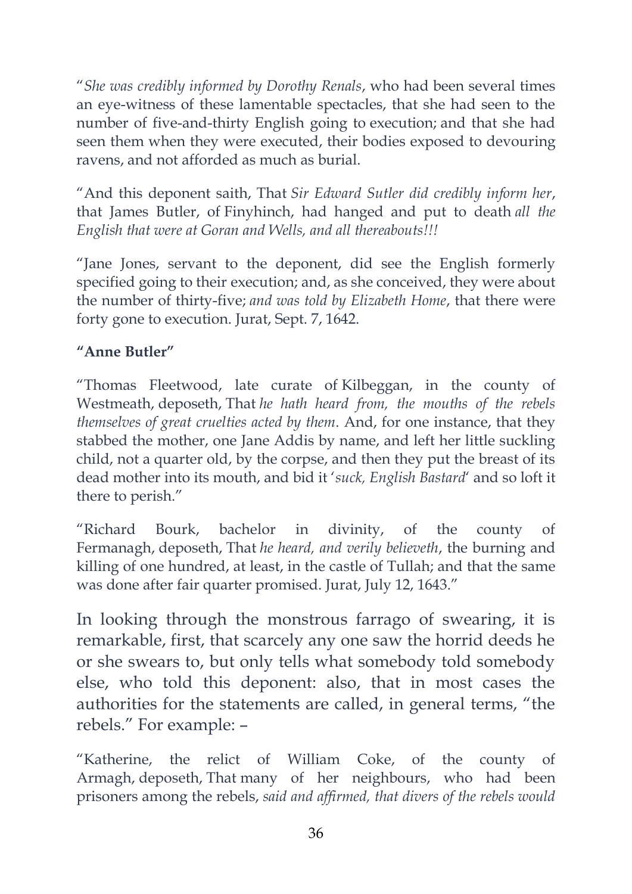"*She was credibly informed by Dorothy Renals*, who had been several times an eye-witness of these lamentable spectacles, that she had seen to the number of five-and-thirty English going to execution; and that she had seen them when they were executed, their bodies exposed to devouring ravens, and not afforded as much as burial.

"And this deponent saith, That *Sir Edward Sutler did credibly inform her*, that James Butler, of Finyhinch, had hanged and put to death *all the English that were at Goran and Wells, and all thereabouts!!!*

"Jane Jones, servant to the deponent, did see the English formerly specified going to their execution; and, as she conceived, they were about the number of thirty-five; *and was told by Elizabeth Home*, that there were forty gone to execution. Jurat, Sept. 7, 1642.

**"Anne Butler"**

"Thomas Fleetwood, late curate of Kilbeggan, in the county of Westmeath, deposeth, That *he hath heard from, the mouths of the rebels themselves of great cruelties acted by them*. And, for one instance, that they stabbed the mother, one Jane Addis by name, and left her little suckling child, not a quarter old, by the corpse, and then they put the breast of its dead mother into its mouth, and bid it '*suck, English Bastard*' and so loft it there to perish."

"Richard Bourk, bachelor in divinity, of the county of Fermanagh, deposeth, That *he heard, and verily believeth*, the burning and killing of one hundred, at least, in the castle of Tullah; and that the same was done after fair quarter promised. Jurat, July 12, 1643."

In looking through the monstrous farrago of swearing, it is remarkable, first, that scarcely any one saw the horrid deeds he or she swears to, but only tells what somebody told somebody else, who told this deponent: also, that in most cases the authorities for the statements are called, in general terms, "the rebels." For example: –

"Katherine, the relict of William Coke, of the county of Armagh, deposeth, That many of her neighbours, who had been prisoners among the rebels, *said and affirmed, that divers of the rebels would*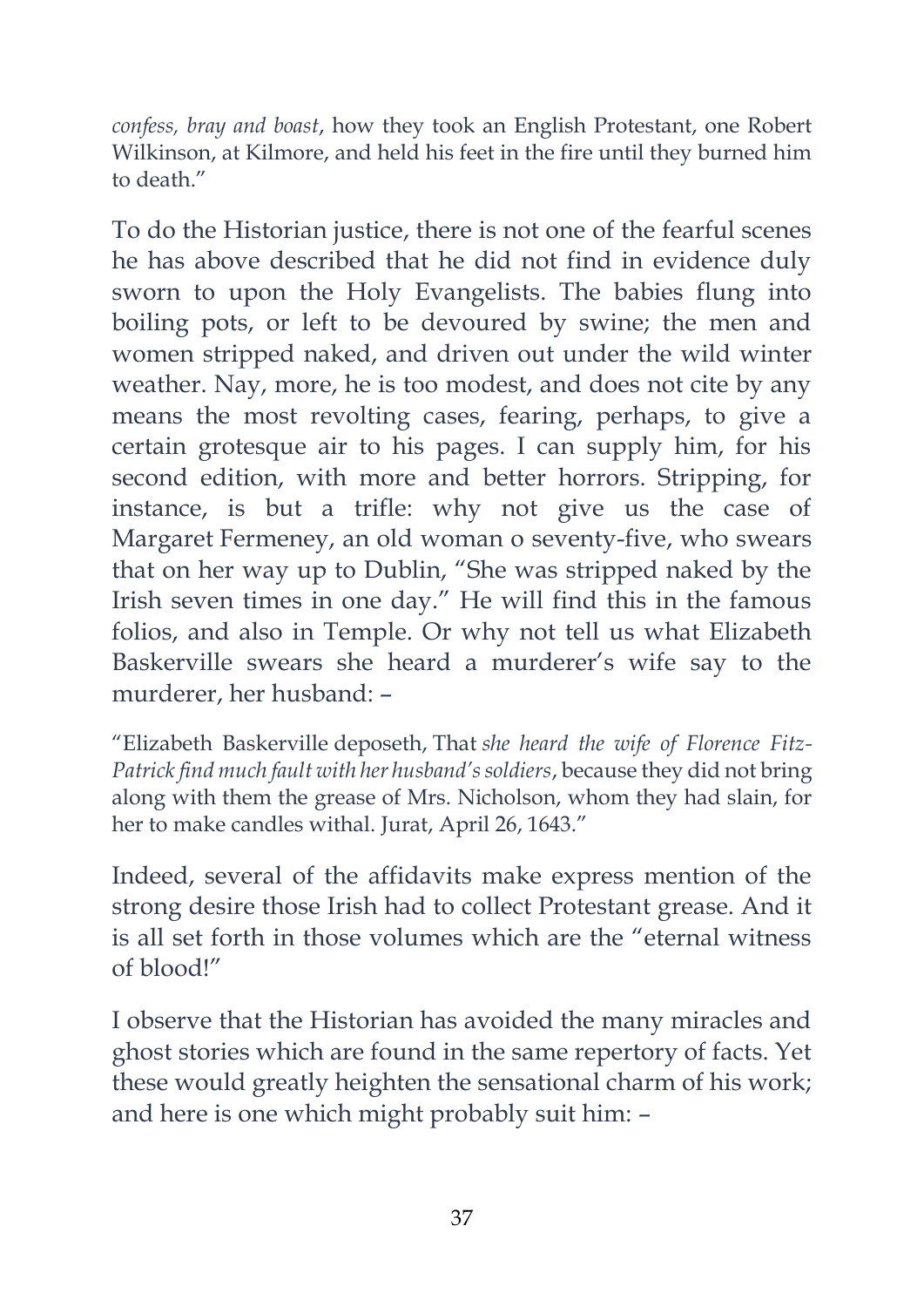*confess, bray and boast*, how they took an English Protestant, one Robert Wilkinson, at Kilmore, and held his feet in the fire until they burned him to death."

To do the Historian justice, there is not one of the fearful scenes he has above described that he did not find in evidence duly sworn to upon the Holy Evangelists. The babies flung into boiling pots, or left to be devoured by swine; the men and women stripped naked, and driven out under the wild winter weather. Nay, more, he is too modest, and does not cite by any means the most revolting cases, fearing, perhaps, to give a certain grotesque air to his pages. I can supply him, for his second edition, with more and better horrors. Stripping, for instance, is but a trifle: why not give us the case of Margaret Fermeney, an old woman o seventy-five, who swears that on her way up to Dublin, "She was stripped naked by the Irish seven times in one day." He will find this in the famous folios, and also in Temple. Or why not tell us what Elizabeth Baskerville swears she heard a murderer's wife say to the murderer, her husband: –

"Elizabeth Baskerville deposeth, That *she heard the wife of Florence Fitz-Patrick find much fault with her husband's soldiers*, because they did not bring along with them the grease of Mrs. Nicholson, whom they had slain, for her to make candles withal. Jurat, April 26, 1643."

Indeed, several of the affidavits make express mention of the strong desire those Irish had to collect Protestant grease. And it is all set forth in those volumes which are the "eternal witness of blood!"

I observe that the Historian has avoided the many miracles and ghost stories which are found in the same repertory of facts. Yet these would greatly heighten the sensational charm of his work; and here is one which might probably suit him: –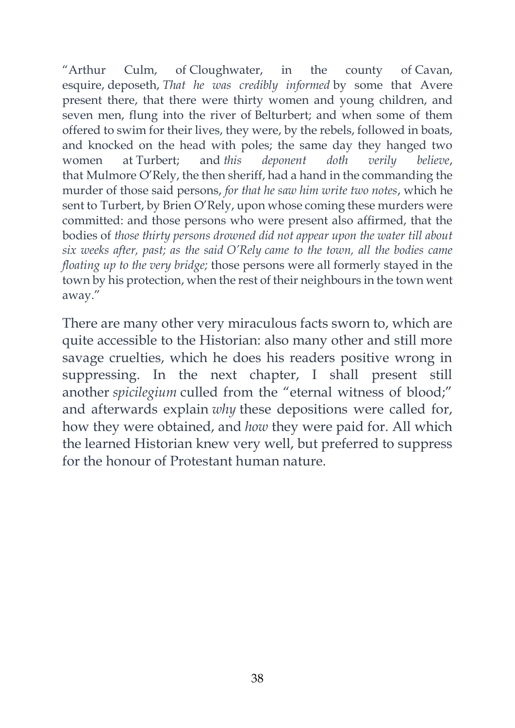"Arthur Culm, of Cloughwater, in the county of Cavan, esquire, deposeth, *That he was credibly informed* by some that Avere present there, that there were thirty women and young children, and seven men, flung into the river of Belturbert; and when some of them offered to swim for their lives, they were, by the rebels, followed in boats, and knocked on the head with poles; the same day they hanged two women at Turbert; and *this deponent doth verily believe*, that Mulmore O'Rely, the then sheriff, had a hand in the commanding the murder of those said persons, *for that he saw him write two notes*, which he sent to Turbert, by Brien O'Rely, upon whose coming these murders were committed: and those persons who were present also affirmed, that the bodies of *those thirty persons drowned did not appear upon the water till about six weeks after, past; as the said O'Rely came to the town, all the bodies came floating up to the very bridge;* those persons were all formerly stayed in the town by his protection, when the rest of their neighbours in the town went away."

There are many other very miraculous facts sworn to, which are quite accessible to the Historian: also many other and still more savage cruelties, which he does his readers positive wrong in suppressing. In the next chapter, I shall present still another *spicilegium* culled from the "eternal witness of blood;" and afterwards explain *why* these depositions were called for, how they were obtained, and *how* they were paid for. All which the learned Historian knew very well, but preferred to suppress for the honour of Protestant human nature.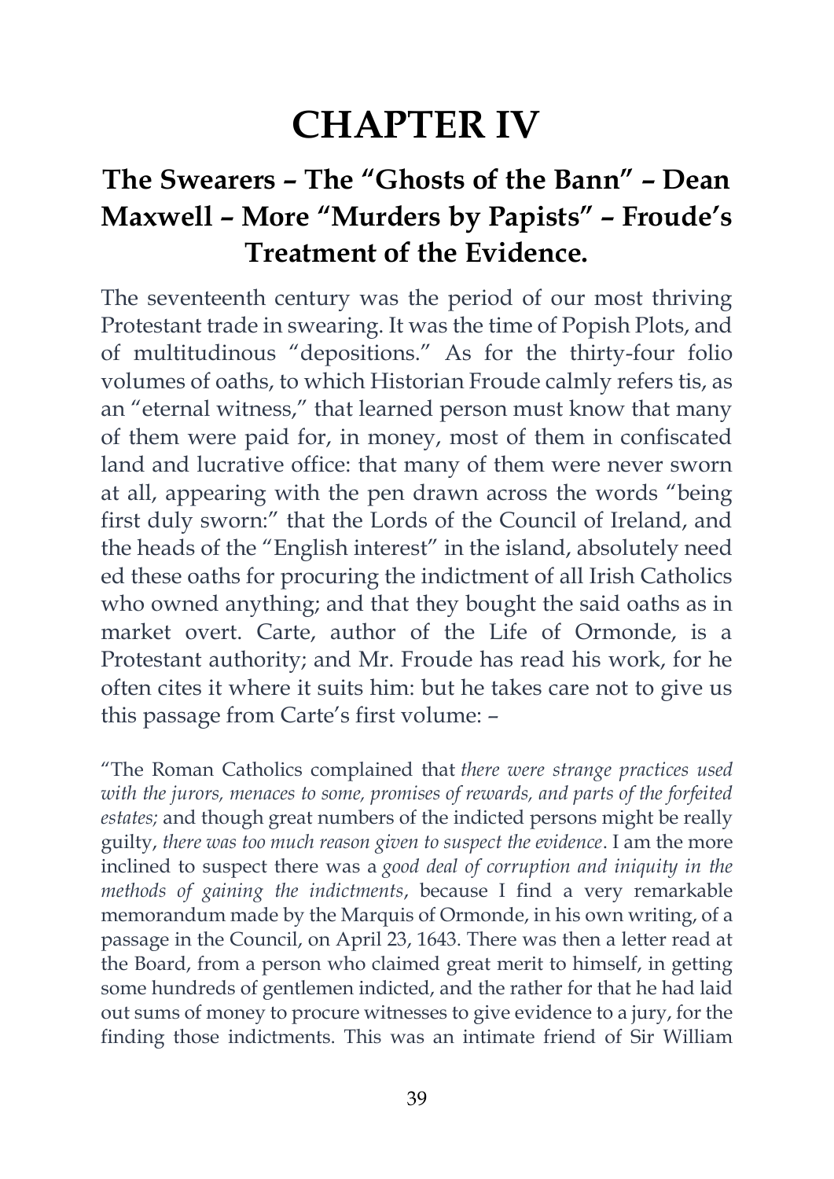# CHAPTER IV

## The Swearers – The "Ghosts of the Bann" – Dean Maxwell – More "Murders by Papists" – Froude's Treatment of the Evidence.

The seventeenth century was the period of our most thriving Protestant trade in swearing. It was the time of Popish Plots, and of multitudinous "depositions." As for the thirty-four folio volumes of oaths, to which Historian Froude calmly refers tis, as an "eternal witness," that learned person must know that many of them were paid for, in money, most of them in confiscated land and lucrative office: that many of them were never sworn at all, appearing with the pen drawn across the words "being first duly sworn:" that the Lords of the Council of Ireland, and the heads of the "English interest" in the island, absolutely need ed these oaths for procuring the indictment of all Irish Catholics who owned anything; and that they bought the said oaths as in market overt. Carte, author of the Life of Ormonde, is a Protestant authority; and Mr. Froude has read his work, for he often cites it where it suits him: but he takes care not to give us this passage from Carte's first volume: –

"The Roman Catholics complained that *there were strange practices used with the jurors, menaces to some, promises of rewards, and parts of the forfeited estates;* and though great numbers of the indicted persons might be really guilty, *there was too much reason given to suspect the evidence*. I am the more inclined to suspect there was a *good deal of corruption and iniquity in the methods of gaining the indictments*, because I find a very remarkable memorandum made by the Marquis of Ormonde, in his own writing, of a passage in the Council, on April 23, 1643. There was then a letter read at the Board, from a person who claimed great merit to himself, in getting some hundreds of gentlemen indicted, and the rather for that he had laid out sums of money to procure witnesses to give evidence to a jury, for the finding those indictments. This was an intimate friend of Sir William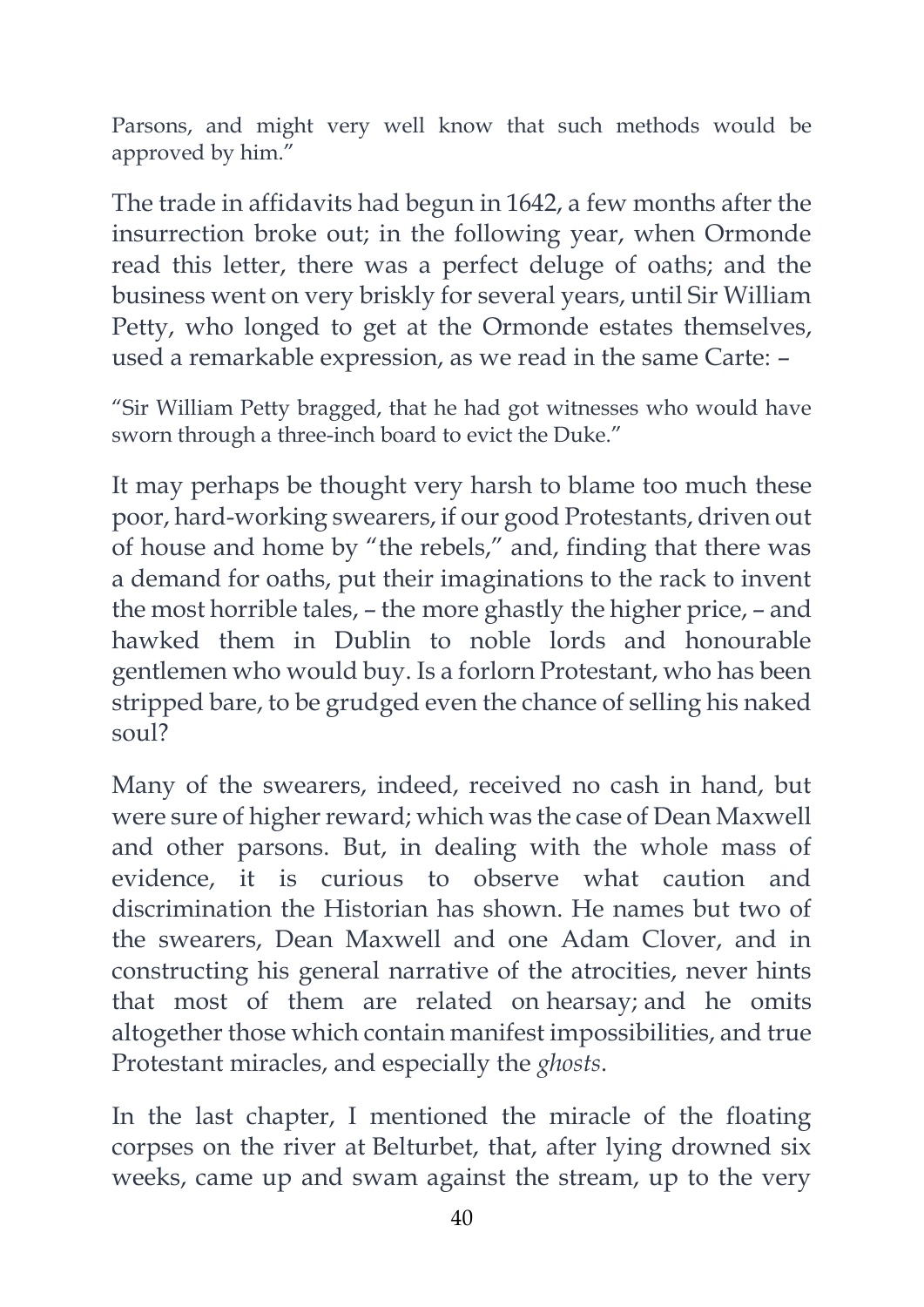Parsons, and might very well know that such methods would be approved by him."

The trade in affidavits had begun in 1642, a few months after the insurrection broke out; in the following year, when Ormonde read this letter, there was a perfect deluge of oaths; and the business went on very briskly for several years, until Sir William Petty, who longed to get at the Ormonde estates themselves, used a remarkable expression, as we read in the same Carte: –

"Sir William Petty bragged, that he had got witnesses who would have sworn through a three-inch board to evict the Duke."

It may perhaps be thought very harsh to blame too much these poor, hard-working swearers, if our good Protestants, driven out of house and home by "the rebels," and, finding that there was a demand for oaths, put their imaginations to the rack to invent the most horrible tales, – the more ghastly the higher price, – and hawked them in Dublin to noble lords and honourable gentlemen who would buy. Is a forlorn Protestant, who has been stripped bare, to be grudged even the chance of selling his naked soul?

Many of the swearers, indeed, received no cash in hand, but were sure of higher reward; which was the case of Dean Maxwell and other parsons. But, in dealing with the whole mass of evidence, it is curious to observe what caution and discrimination the Historian has shown. He names but two of the swearers, Dean Maxwell and one Adam Clover, and in constructing his general narrative of the atrocities, never hints that most of them are related on hearsay; and he omits altogether those which contain manifest impossibilities, and true Protestant miracles, and especially the *ghosts*.

In the last chapter, I mentioned the miracle of the floating corpses on the river at Belturbet, that, after lying drowned six weeks, came up and swam against the stream, up to the very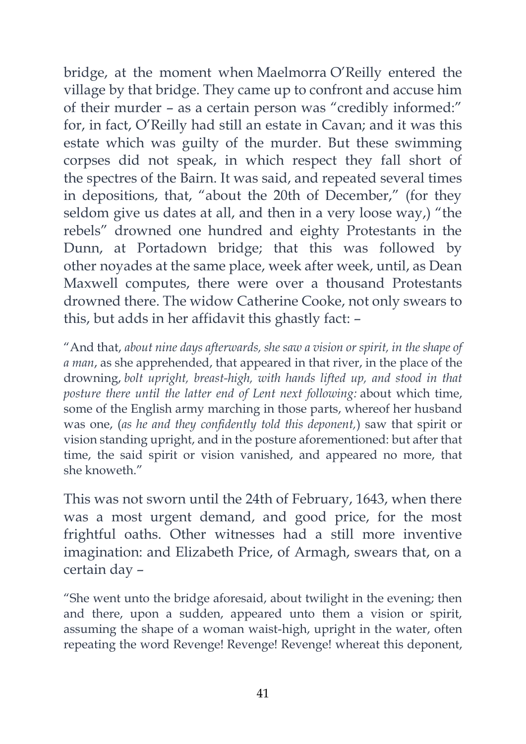bridge, at the moment when Maelmorra O'Reilly entered the village by that bridge. They came up to confront and accuse him of their murder – as a certain person was "credibly informed:" for, in fact, O'Reilly had still an estate in Cavan; and it was this estate which was guilty of the murder. But these swimming corpses did not speak, in which respect they fall short of the spectres of the Bairn. It was said, and repeated several times in depositions, that, "about the 20th of December," (for they seldom give us dates at all, and then in a very loose way,) "the rebels" drowned one hundred and eighty Protestants in the Dunn, at Portadown bridge; that this was followed by other noyades at the same place, week after week, until, as Dean Maxwell computes, there were over a thousand Protestants drowned there. The widow Catherine Cooke, not only swears to this, but adds in her affidavit this ghastly fact: –

"And that, *about nine days afterwards, she saw a vision or spirit, in the shape of a man*, as she apprehended, that appeared in that river, in the place of the drowning, *bolt upright, breast-high, with hands lifted up, and stood in that posture there until the latter end of Lent next following:* about which time, some of the English army marching in those parts, whereof her husband was one, (*as he and they confidently told this deponent,*) saw that spirit or vision standing upright, and in the posture aforementioned: but after that time, the said spirit or vision vanished, and appeared no more, that she knoweth."

This was not sworn until the 24th of February, 1643, when there was a most urgent demand, and good price, for the most frightful oaths. Other witnesses had a still more inventive imagination: and Elizabeth Price, of Armagh, swears that, on a certain day –

"She went unto the bridge aforesaid, about twilight in the evening; then and there, upon a sudden, appeared unto them a vision or spirit, assuming the shape of a woman waist-high, upright in the water, often repeating the word Revenge! Revenge! Revenge! whereat this deponent,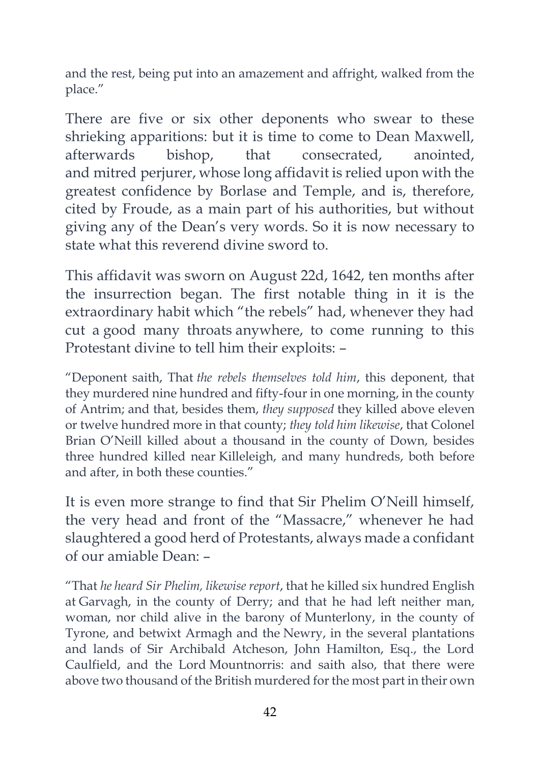and the rest, being put into an amazement and affright, walked from the place."

There are five or six other deponents who swear to these shrieking apparitions: but it is time to come to Dean Maxwell, afterwards bishop, that consecrated, anointed, and mitred perjurer, whose long affidavit is relied upon with the greatest confidence by Borlase and Temple, and is, therefore, cited by Froude, as a main part of his authorities, but without giving any of the Dean's very words. So it is now necessary to state what this reverend divine sword to.

This affidavit was sworn on August 22d, 1642, ten months after the insurrection began. The first notable thing in it is the extraordinary habit which "the rebels" had, whenever they had cut a good many throats anywhere, to come running to this Protestant divine to tell him their exploits: –

"Deponent saith, That *the rebels themselves told him*, this deponent, that they murdered nine hundred and fifty-four in one morning, in the county of Antrim; and that, besides them, *they supposed* they killed above eleven or twelve hundred more in that county; *they told him likewise*, that Colonel Brian O'Neill killed about a thousand in the county of Down, besides three hundred killed near Killeleigh, and many hundreds, both before and after, in both these counties."

It is even more strange to find that Sir Phelim O'Neill himself, the very head and front of the "Massacre," whenever he had slaughtered a good herd of Protestants, always made a confidant of our amiable Dean: –

"That *he heard Sir Phelim, likewise report*, that he killed six hundred English at Garvagh, in the county of Derry; and that he had left neither man, woman, nor child alive in the barony of Munterlony, in the county of Tyrone, and betwixt Armagh and the Newry, in the several plantations and lands of Sir Archibald Atcheson, John Hamilton, Esq., the Lord Caulfield, and the Lord Mountnorris: and saith also, that there were above two thousand of the British murdered for the most part in their own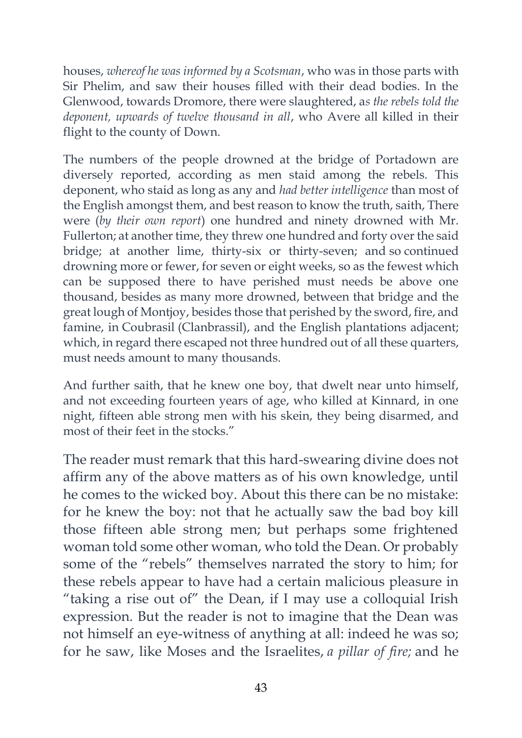houses, *whereof he was informed by a Scotsman*, who was in those parts with Sir Phelim, and saw their houses filled with their dead bodies. In the Glenwood, towards Dromore, there were slaughtered, a*s the rebels told the deponent, upwards of twelve thousand in all*, who Avere all killed in their flight to the county of Down.

The numbers of the people drowned at the bridge of Portadown are diversely reported, according as men staid among the rebels. This deponent, who staid as long as any and *had better intelligence* than most of the English amongst them, and best reason to know the truth, saith, There were (*by their own report*) one hundred and ninety drowned with Mr. Fullerton; at another time, they threw one hundred and forty over the said bridge; at another lime, thirty-six or thirty-seven; and so continued drowning more or fewer, for seven or eight weeks, so as the fewest which can be supposed there to have perished must needs be above one thousand, besides as many more drowned, between that bridge and the great lough of Montjoy, besides those that perished by the sword, fire, and famine, in Coubrasil (Clanbrassil), and the English plantations adjacent; which, in regard there escaped not three hundred out of all these quarters, must needs amount to many thousands.

And further saith, that he knew one boy, that dwelt near unto himself, and not exceeding fourteen years of age, who killed at Kinnard, in one night, fifteen able strong men with his skein, they being disarmed, and most of their feet in the stocks."

The reader must remark that this hard-swearing divine does not affirm any of the above matters as of his own knowledge, until he comes to the wicked boy. About this there can be no mistake: for he knew the boy: not that he actually saw the bad boy kill those fifteen able strong men; but perhaps some frightened woman told some other woman, who told the Dean. Or probably some of the "rebels" themselves narrated the story to him; for these rebels appear to have had a certain malicious pleasure in "taking a rise out of" the Dean, if I may use a colloquial Irish expression. But the reader is not to imagine that the Dean was not himself an eye-witness of anything at all: indeed he was so; for he saw, like Moses and the Israelites, *a pillar of fire;* and he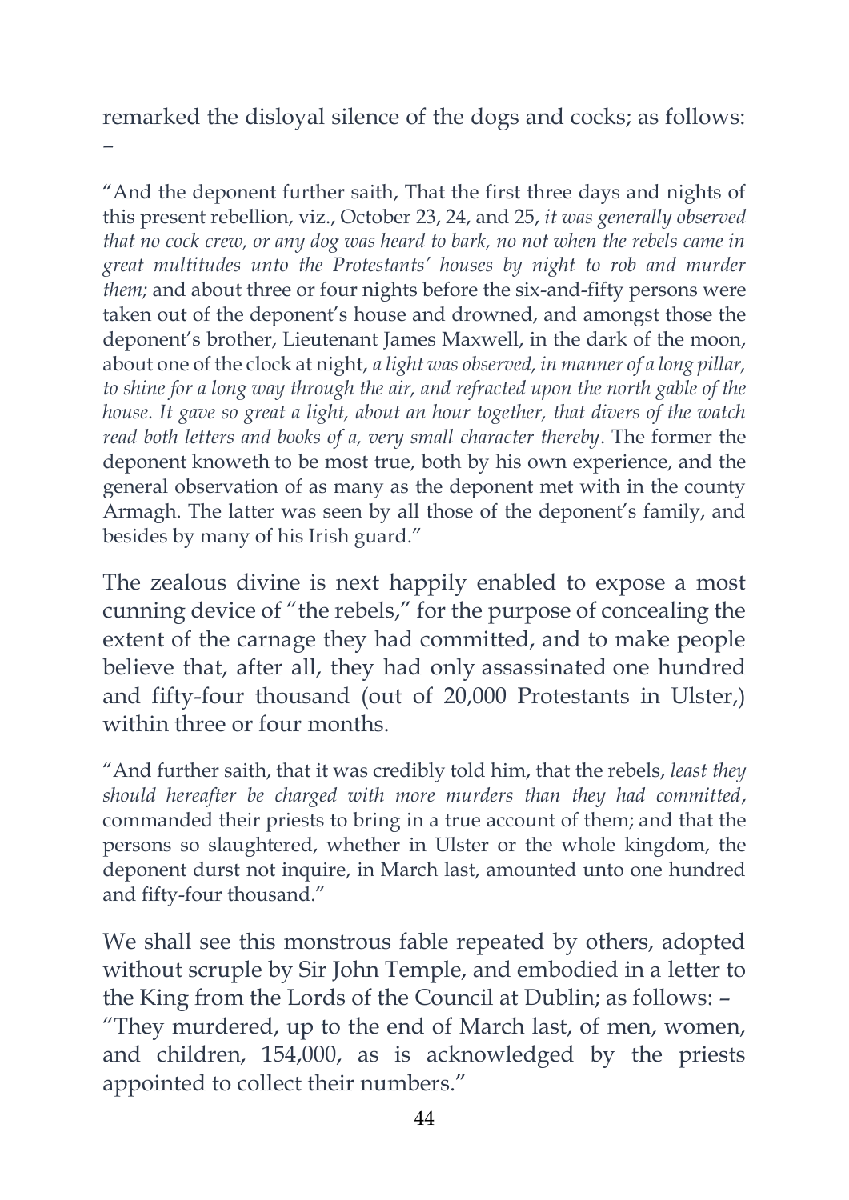remarked the disloyal silence of the dogs and cocks; as follows: –

> "And the deponent further saith, That the first three days and nights of this present rebellion, viz., October 23, 24, and 25, *it was generally observed that no cock crew, or any dog was heard to bark, no not when the rebels came in great multitudes unto the Protestants' houses by night to rob and murder them;* and about three or four nights before the six-and-fifty persons were taken out of the deponent's house and drowned, and amongst those the deponent's brother, Lieutenant James Maxwell, in the dark of the moon, about one of the clock at night, *a light was observed, in manner of a long pillar, to shine for a long way through the air, and refracted upon the north gable of the house. It gave so great a light, about an hour together, that divers of the watch read both letters and books of a, very small character thereby*. The former the deponent knoweth to be most true, both by his own experience, and the general observation of as many as the deponent met with in the county Armagh. The latter was seen by all those of the deponent's family, and besides by many of his Irish guard."

The zealous divine is next happily enabled to expose a most cunning device of "the rebels," for the purpose of concealing the extent of the carnage they had committed, and to make people believe that, after all, they had only assassinated one hundred and fifty-four thousand (out of 20,000 Protestants in Ulster,) within three or four months.

> "And further saith, that it was credibly told him, that the rebels, *least they should hereafter be charged with more murders than they had committed*, commanded their priests to bring in a true account of them; and that the persons so slaughtered, whether in Ulster or the whole kingdom, the deponent durst not inquire, in March last, amounted unto one hundred and fifty-four thousand."

We shall see this monstrous fable repeated by others, adopted without scruple by Sir John Temple, and embodied in a letter to the King from the Lords of the Council at Dublin; as follows: – "They murdered, up to the end of March last, of men, women, and children, 154,000, as is acknowledged by the priests appointed to collect their numbers."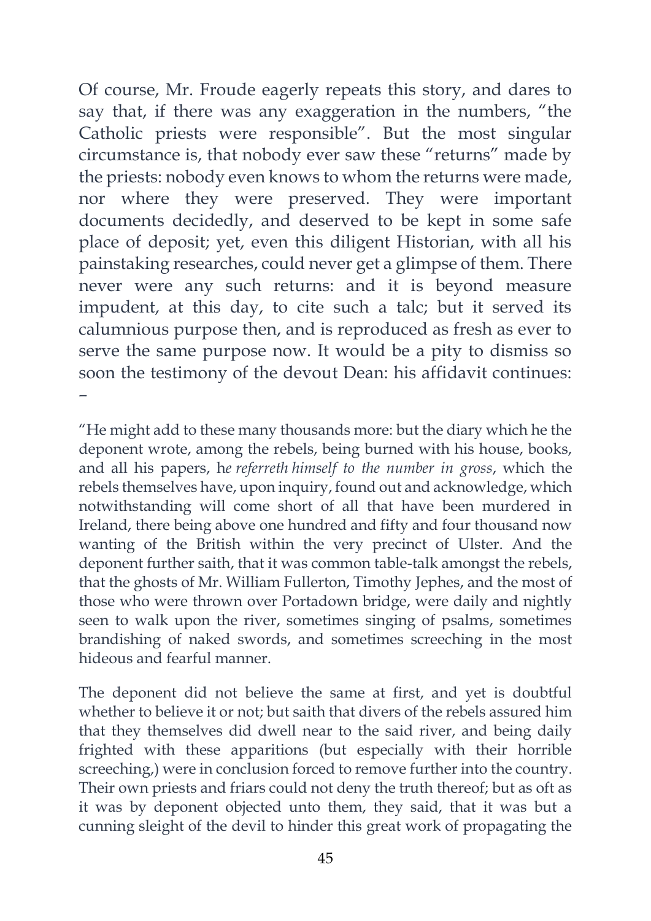Of course, Mr. Froude eagerly repeats this story, and dares to say that, if there was any exaggeration in the numbers, "the Catholic priests were responsible". But the most singular circumstance is, that nobody ever saw these "returns" made by the priests: nobody even knows to whom the returns were made, nor where they were preserved. They were important documents decidedly, and deserved to be kept in some safe place of deposit; yet, even this diligent Historian, with all his painstaking researches, could never get a glimpse of them. There never were any such returns: and it is beyond measure impudent, at this day, to cite such a talc; but it served its calumnious purpose then, and is reproduced as fresh as ever to serve the same purpose now. It would be a pity to dismiss so soon the testimony of the devout Dean: his affidavit continues: –

"He might add to these many thousands more: but the diary which he the deponent wrote, among the rebels, being burned with his house, books, and all his papers, h*e referreth himself to the number in gross*, which the rebels themselves have, upon inquiry, found out and acknowledge, which notwithstanding will come short of all that have been murdered in Ireland, there being above one hundred and fifty and four thousand now wanting of the British within the very precinct of Ulster. And the deponent further saith, that it was common table-talk amongst the rebels, that the ghosts of Mr. William Fullerton, Timothy Jephes, and the most of those who were thrown over Portadown bridge, were daily and nightly seen to walk upon the river, sometimes singing of psalms, sometimes brandishing of naked swords, and sometimes screeching in the most hideous and fearful manner.

The deponent did not believe the same at first, and yet is doubtful whether to believe it or not; but saith that divers of the rebels assured him that they themselves did dwell near to the said river, and being daily frighted with these apparitions (but especially with their horrible screeching,) were in conclusion forced to remove further into the country. Their own priests and friars could not deny the truth thereof; but as oft as it was by deponent objected unto them, they said, that it was but a cunning sleight of the devil to hinder this great work of propagating the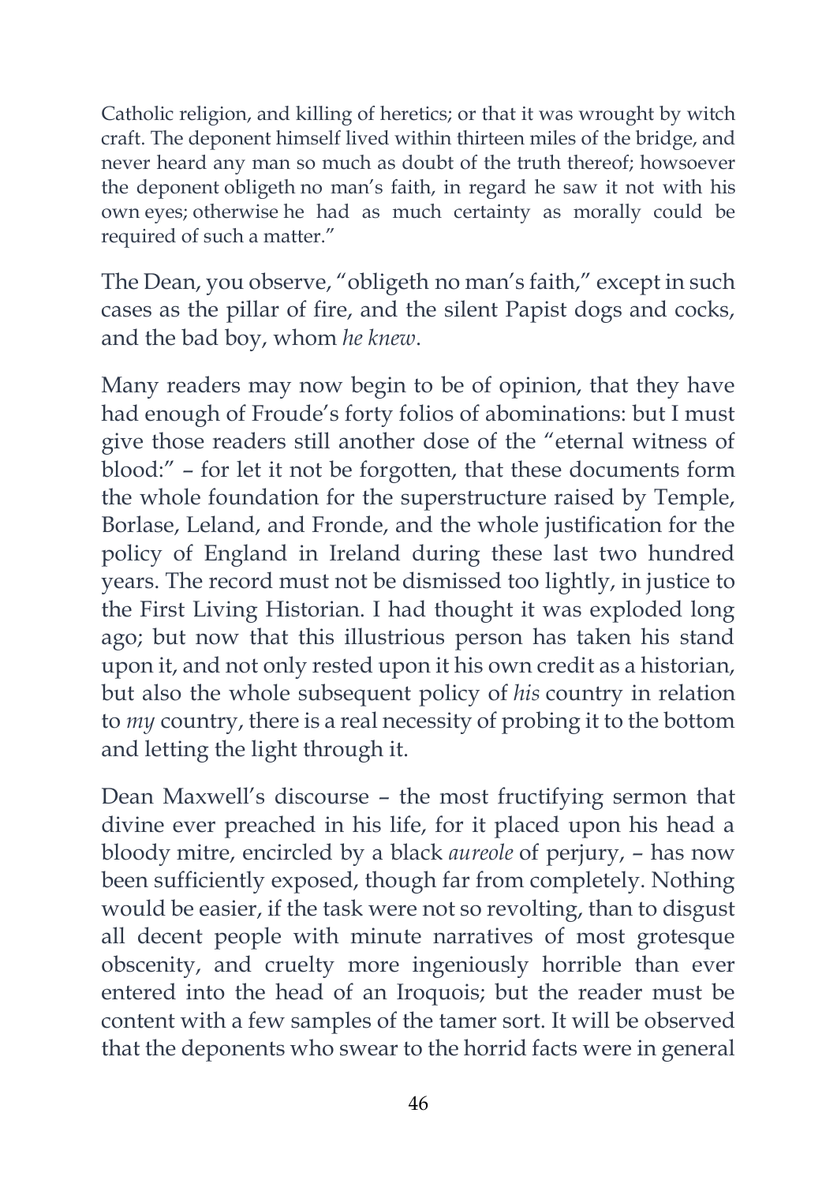Catholic religion, and killing of heretics; or that it was wrought by witch craft. The deponent himself lived within thirteen miles of the bridge, and never heard any man so much as doubt of the truth thereof; howsoever the deponent obligeth no man's faith, in regard he saw it not with his own eyes; otherwise he had as much certainty as morally could be required of such a matter."

The Dean, you observe, "obligeth no man's faith," except in such cases as the pillar of fire, and the silent Papist dogs and cocks, and the bad boy, whom *he knew*.

Many readers may now begin to be of opinion, that they have had enough of Froude's forty folios of abominations: but I must give those readers still another dose of the "eternal witness of blood:" – for let it not be forgotten, that these documents form the whole foundation for the superstructure raised by Temple, Borlase, Leland, and Fronde, and the whole justification for the policy of England in Ireland during these last two hundred years. The record must not be dismissed too lightly, in justice to the First Living Historian. I had thought it was exploded long ago; but now that this illustrious person has taken his stand upon it, and not only rested upon it his own credit as a historian, but also the whole subsequent policy of *his* country in relation to *my* country, there is a real necessity of probing it to the bottom and letting the light through it.

Dean Maxwell's discourse – the most fructifying sermon that divine ever preached in his life, for it placed upon his head a bloody mitre, encircled by a black *aureole* of perjury, – has now been sufficiently exposed, though far from completely. Nothing would be easier, if the task were not so revolting, than to disgust all decent people with minute narratives of most grotesque obscenity, and cruelty more ingeniously horrible than ever entered into the head of an Iroquois; but the reader must be content with a few samples of the tamer sort. It will be observed that the deponents who swear to the horrid facts were in general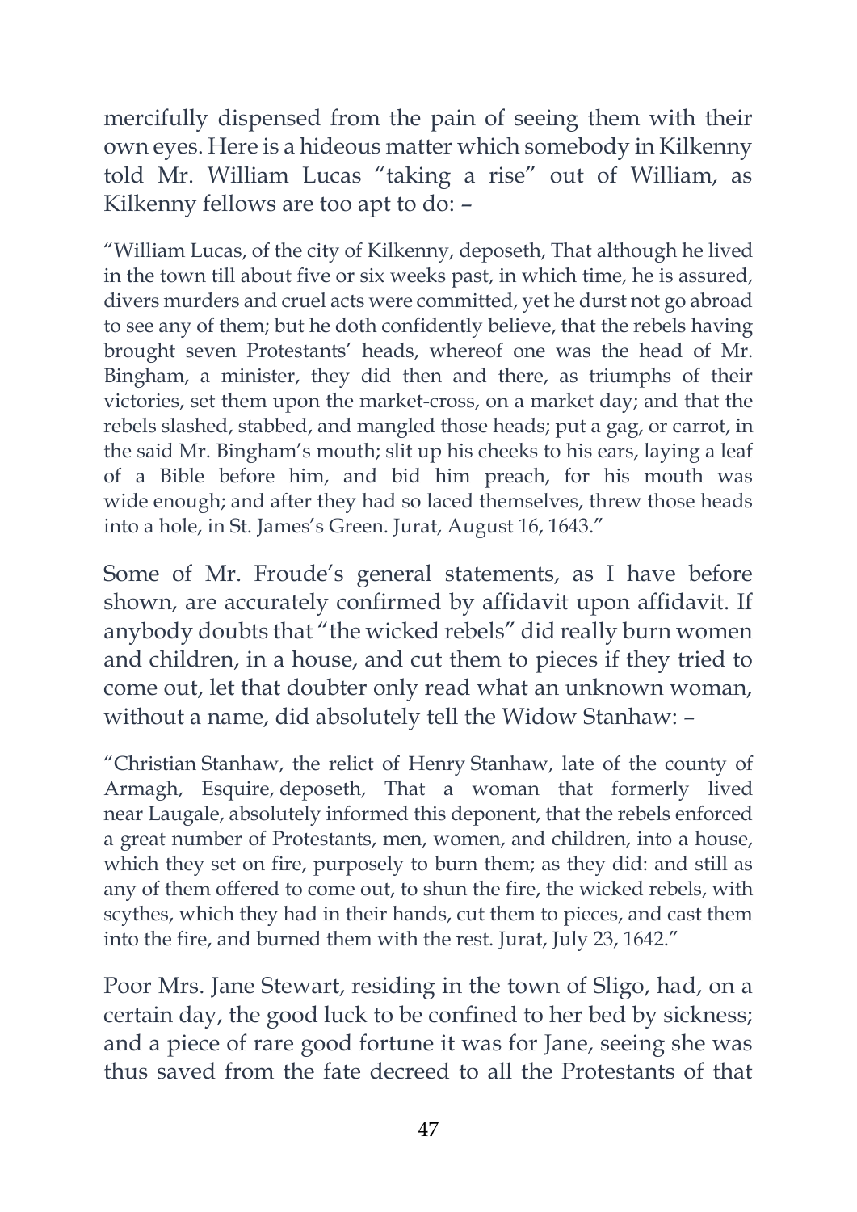mercifully dispensed from the pain of seeing them with their own eyes. Here is a hideous matter which somebody in Kilkenny told Mr. William Lucas "taking a rise" out of William, as Kilkenny fellows are too apt to do: –

"William Lucas, of the city of Kilkenny, deposeth, That although he lived in the town till about five or six weeks past, in which time, he is assured, divers murders and cruel acts were committed, yet he durst not go abroad to see any of them; but he doth confidently believe, that the rebels having brought seven Protestants' heads, whereof one was the head of Mr. Bingham, a minister, they did then and there, as triumphs of their victories, set them upon the market-cross, on a market day; and that the rebels slashed, stabbed, and mangled those heads; put a gag, or carrot, in the said Mr. Bingham's mouth; slit up his cheeks to his ears, laying a leaf of a Bible before him, and bid him preach, for his mouth was wide enough; and after they had so laced themselves, threw those heads into a hole, in St. James's Green. Jurat, August 16, 1643."

Some of Mr. Froude's general statements, as I have before shown, are accurately confirmed by affidavit upon affidavit. If anybody doubts that "the wicked rebels" did really burn women and children, in a house, and cut them to pieces if they tried to come out, let that doubter only read what an unknown woman, without a name, did absolutely tell the Widow Stanhaw: –

"Christian Stanhaw, the relict of Henry Stanhaw, late of the county of Armagh, Esquire, deposeth, That a woman that formerly lived near Laugale, absolutely informed this deponent, that the rebels enforced a great number of Protestants, men, women, and children, into a house, which they set on fire, purposely to burn them; as they did: and still as any of them offered to come out, to shun the fire, the wicked rebels, with scythes, which they had in their hands, cut them to pieces, and cast them into the fire, and burned them with the rest. Jurat, July 23, 1642."

Poor Mrs. Jane Stewart, residing in the town of Sligo, had, on a certain day, the good luck to be confined to her bed by sickness; and a piece of rare good fortune it was for Jane, seeing she was thus saved from the fate decreed to all the Protestants of that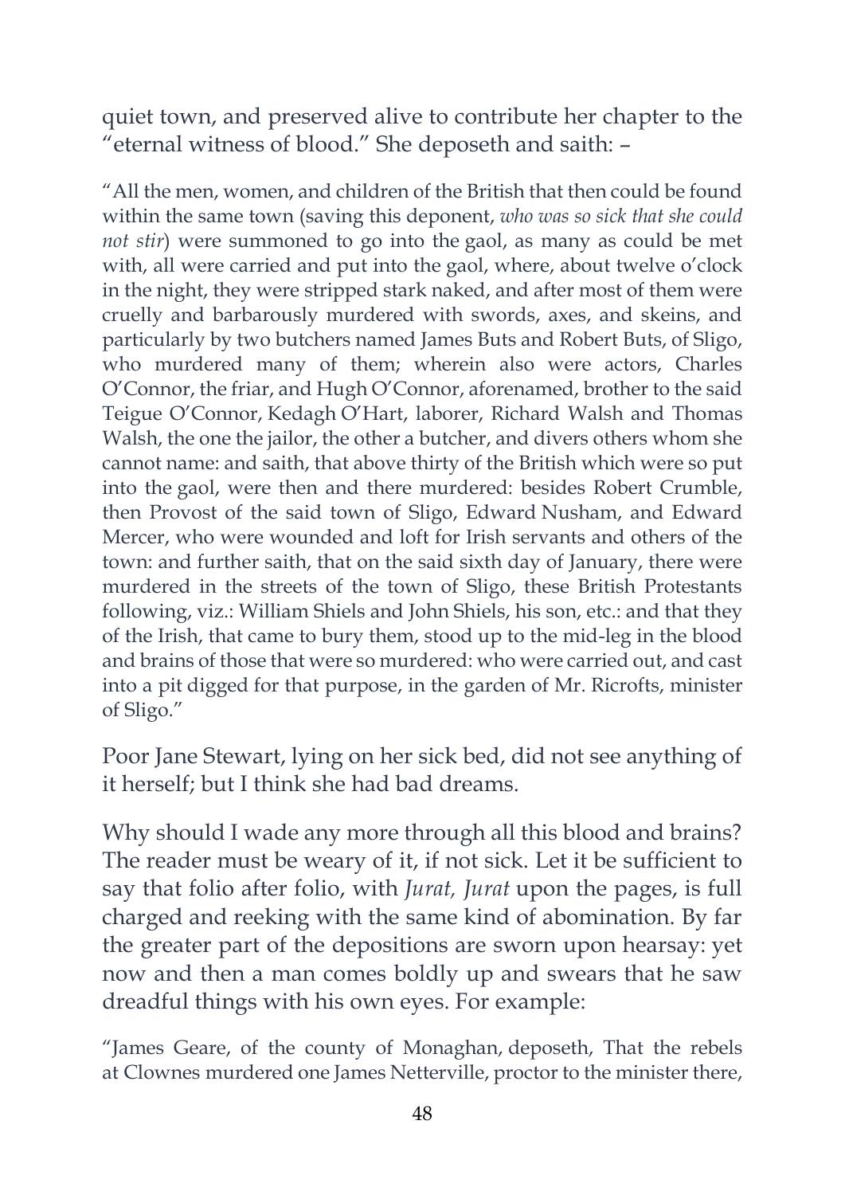quiet town, and preserved alive to contribute her chapter to the "eternal witness of blood." She deposeth and saith: –

"All the men, women, and children of the British that then could be found within the same town (saving this deponent, *who was so sick that she could not stir*) were summoned to go into the gaol, as many as could be met with, all were carried and put into the gaol, where, about twelve o'clock in the night, they were stripped stark naked, and after most of them were cruelly and barbarously murdered with swords, axes, and skeins, and particularly by two butchers named James Buts and Robert Buts, of Sligo, who murdered many of them; wherein also were actors, Charles O'Connor, the friar, and Hugh O'Connor, aforenamed, brother to the said Teigue O'Connor, Kedagh O'Hart, laborer, Richard Walsh and Thomas Walsh, the one the jailor, the other a butcher, and divers others whom she cannot name: and saith, that above thirty of the British which were so put into the gaol, were then and there murdered: besides Robert Crumble, then Provost of the said town of Sligo, Edward Nusham, and Edward Mercer, who were wounded and loft for Irish servants and others of the town: and further saith, that on the said sixth day of January, there were murdered in the streets of the town of Sligo, these British Protestants following, viz.: William Shiels and John Shiels, his son, etc.: and that they of the Irish, that came to bury them, stood up to the mid-leg in the blood and brains of those that were so murdered: who were carried out, and cast into a pit digged for that purpose, in the garden of Mr. Ricrofts, minister of Sligo."

Poor Jane Stewart, lying on her sick bed, did not see anything of it herself; but I think she had bad dreams.

Why should I wade any more through all this blood and brains? The reader must be weary of it, if not sick. Let it be sufficient to say that folio after folio, with *Jurat, Jurat* upon the pages, is full charged and reeking with the same kind of abomination. By far the greater part of the depositions are sworn upon hearsay: yet now and then a man comes boldly up and swears that he saw dreadful things with his own eyes. For example:

"James Geare, of the county of Monaghan, deposeth, That the rebels at Clownes murdered one James Netterville, proctor to the minister there,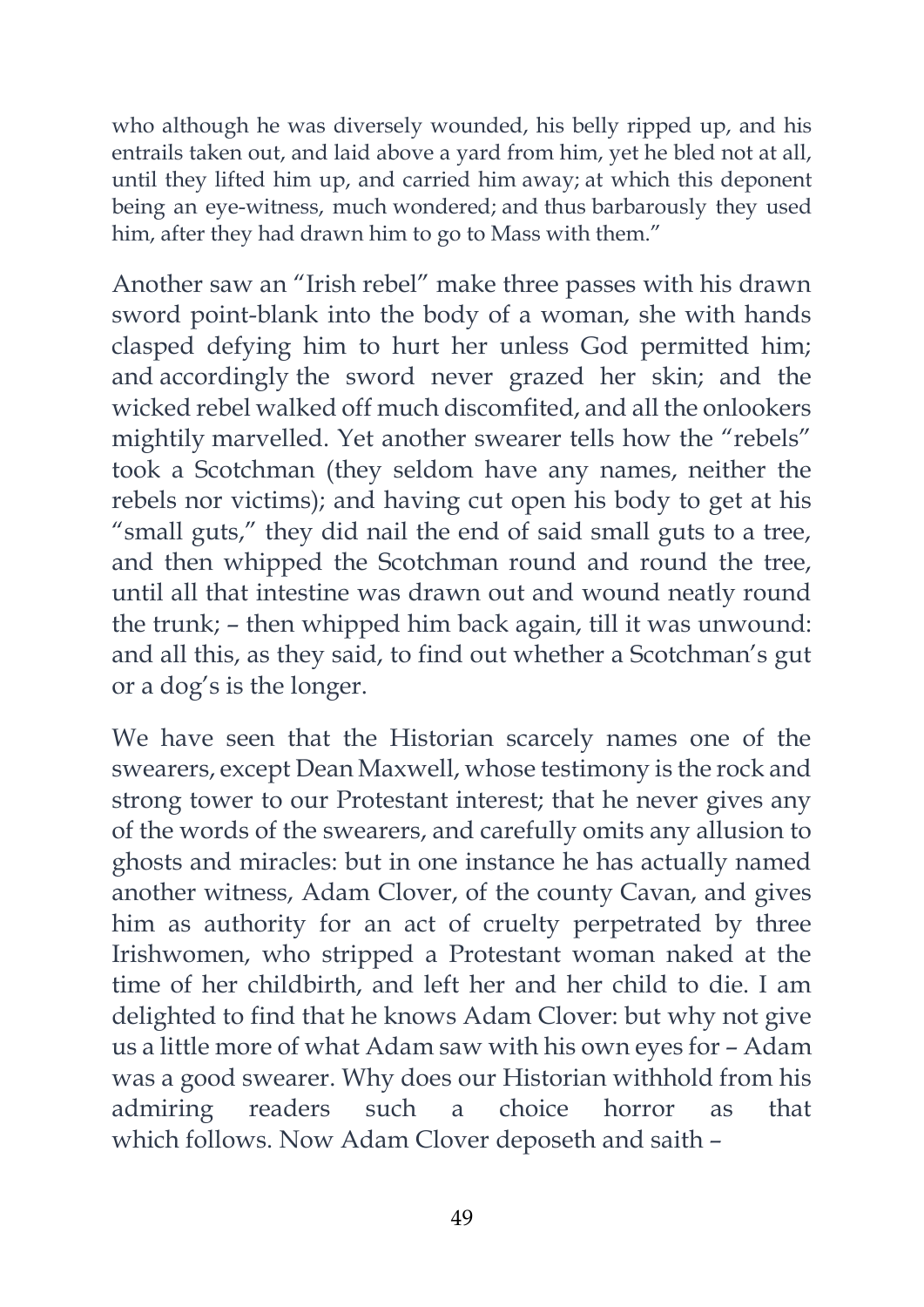who although he was diversely wounded, his belly ripped up, and his entrails taken out, and laid above a yard from him, yet he bled not at all, until they lifted him up, and carried him away; at which this deponent being an eye-witness, much wondered; and thus barbarously they used him, after they had drawn him to go to Mass with them."

Another saw an "Irish rebel" make three passes with his drawn sword point-blank into the body of a woman, she with hands clasped defying him to hurt her unless God permitted him; and accordingly the sword never grazed her skin; and the wicked rebel walked off much discomfited, and all the onlookers mightily marvelled. Yet another swearer tells how the "rebels" took a Scotchman (they seldom have any names, neither the rebels nor victims); and having cut open his body to get at his "small guts," they did nail the end of said small guts to a tree, and then whipped the Scotchman round and round the tree, until all that intestine was drawn out and wound neatly round the trunk; – then whipped him back again, till it was unwound: and all this, as they said, to find out whether a Scotchman's gut or a dog's is the longer.

We have seen that the Historian scarcely names one of the swearers, except Dean Maxwell, whose testimony is the rock and strong tower to our Protestant interest; that he never gives any of the words of the swearers, and carefully omits any allusion to ghosts and miracles: but in one instance he has actually named another witness, Adam Clover, of the county Cavan, and gives him as authority for an act of cruelty perpetrated by three Irishwomen, who stripped a Protestant woman naked at the time of her childbirth, and left her and her child to die. I am delighted to find that he knows Adam Clover: but why not give us a little more of what Adam saw with his own eyes for – Adam was a good swearer. Why does our Historian withhold from his admiring readers such a choice horror as that which follows. Now Adam Clover deposeth and saith –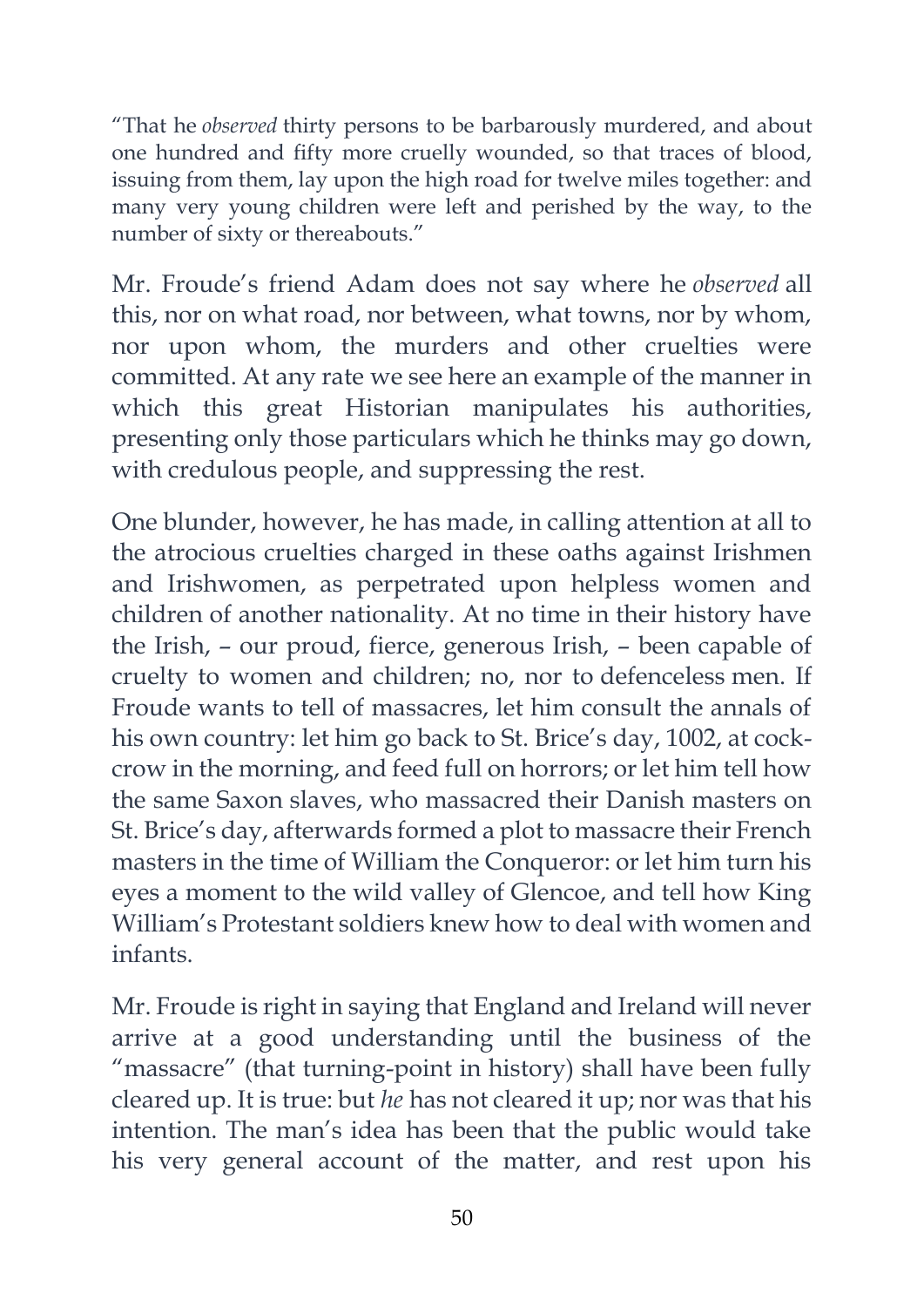"That he *observed* thirty persons to be barbarously murdered, and about one hundred and fifty more cruelly wounded, so that traces of blood, issuing from them, lay upon the high road for twelve miles together: and many very young children were left and perished by the way, to the number of sixty or thereabouts."

Mr. Froude's friend Adam does not say where he *observed* all this, nor on what road, nor between, what towns, nor by whom, nor upon whom, the murders and other cruelties were committed. At any rate we see here an example of the manner in which this great Historian manipulates his authorities, presenting only those particulars which he thinks may go down, with credulous people, and suppressing the rest.

One blunder, however, he has made, in calling attention at all to the atrocious cruelties charged in these oaths against Irishmen and Irishwomen, as perpetrated upon helpless women and children of another nationality. At no time in their history have the Irish, – our proud, fierce, generous Irish, – been capable of cruelty to women and children; no, nor to defenceless men. If Froude wants to tell of massacres, let him consult the annals of his own country: let him go back to St. Brice's day, 1002, at cock-crow in the morning, and feed full on horrors; or let him tell how the same Saxon slaves, who massacred their Danish masters on St. Brice's day, afterwards formed a plot to massacre their French masters in the time of William the Conqueror: or let him turn his eyes a moment to the wild valley of Glencoe, and tell how King William's Protestant soldiers knew how to deal with women and infants.

Mr. Froude is right in saying that England and Ireland will never arrive at a good understanding until the business of the "massacre" (that turning-point in history) shall have been fully cleared up. It is true: but *he* has not cleared it up; nor was that his intention. The man's idea has been that the public would take his very general account of the matter, and rest upon his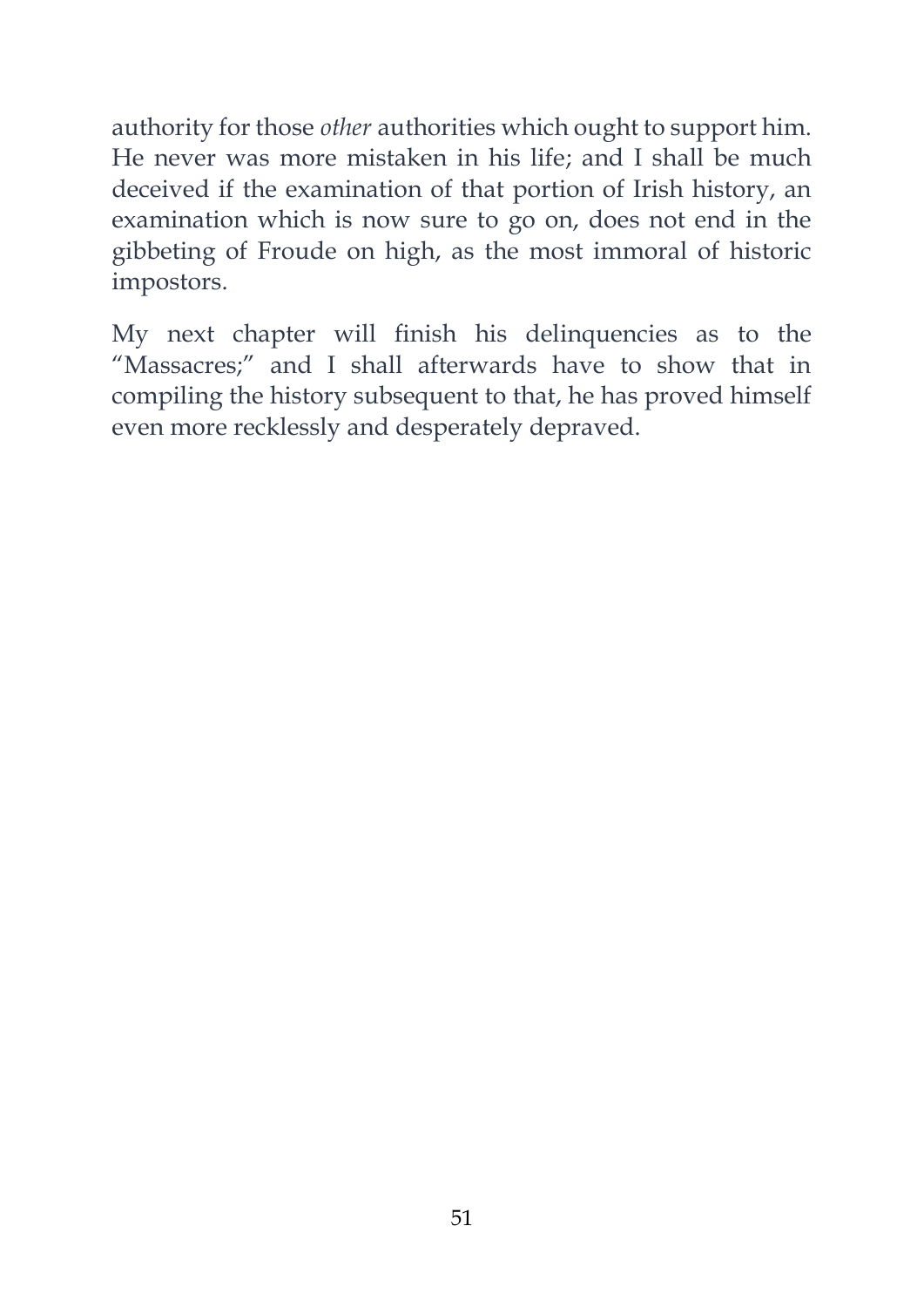authority for those *other* authorities which ought to support him. He never was more mistaken in his life; and I shall be much deceived if the examination of that portion of Irish history, an examination which is now sure to go on, does not end in the gibbeting of Froude on high, as the most immoral of historic impostors.

My next chapter will finish his delinquencies as to the "Massacres;" and I shall afterwards have to show that in compiling the history subsequent to that, he has proved himself even more recklessly and desperately depraved.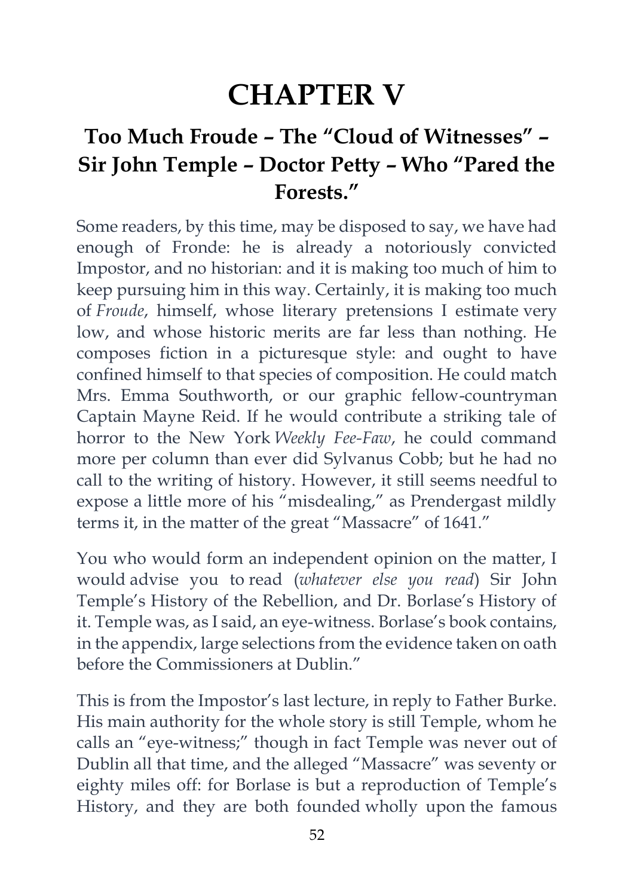# CHAPTER V

## Too Much Froude – The "Cloud of Witnesses" – Sir John Temple – Doctor Petty – Who "Pared the Forests."

Some readers, by this time, may be disposed to say, we have had enough of Fronde: he is already a notoriously convicted Impostor, and no historian: and it is making too much of him to keep pursuing him in this way. Certainly, it is making too much of *Froude*, himself, whose literary pretensions I estimate very low, and whose historic merits are far less than nothing. He composes fiction in a picturesque style: and ought to have confined himself to that species of composition. He could match Mrs. Emma Southworth, or our graphic fellow-countryman Captain Mayne Reid. If he would contribute a striking tale of horror to the New York *Weekly Fee-Faw*, he could command more per column than ever did Sylvanus Cobb; but he had no call to the writing of history. However, it still seems needful to expose a little more of his "misdealing," as Prendergast mildly terms it, in the matter of the great "Massacre" of 1641."

You who would form an independent opinion on the matter, I would advise you to read (*whatever else you read*) Sir John Temple's History of the Rebellion, and Dr. Borlase's History of it. Temple was, as I said, an eye-witness. Borlase's book contains, in the appendix, large selections from the evidence taken on oath before the Commissioners at Dublin."

This is from the Impostor's last lecture, in reply to Father Burke. His main authority for the whole story is still Temple, whom he calls an "eye-witness;" though in fact Temple was never out of Dublin all that time, and the alleged "Massacre" was seventy or eighty miles off: for Borlase is but a reproduction of Temple's History, and they are both founded wholly upon the famous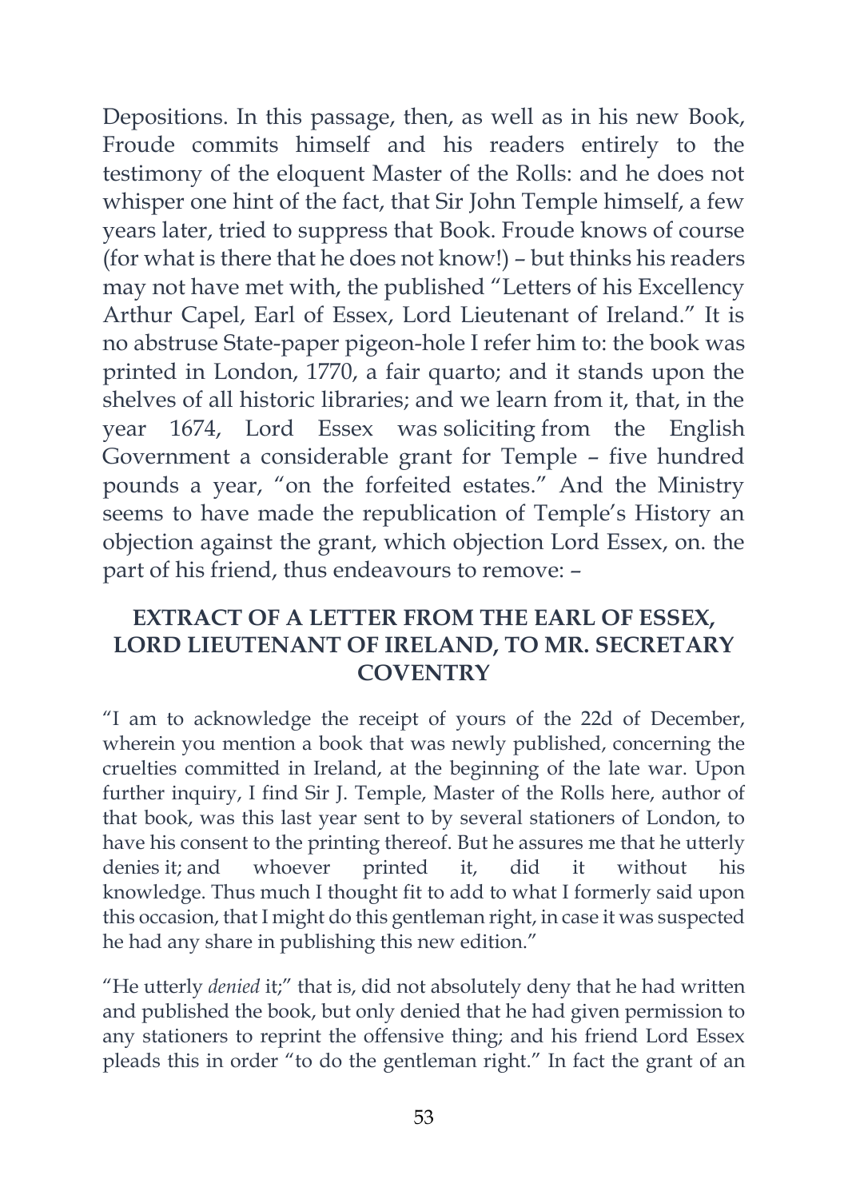Depositions. In this passage, then, as well as in his new Book, Froude commits himself and his readers entirely to the testimony of the eloquent Master of the Rolls: and he does not whisper one hint of the fact, that Sir John Temple himself, a few years later, tried to suppress that Book. Froude knows of course (for what is there that he does not know!) – but thinks his readers may not have met with, the published "Letters of his Excellency Arthur Capel, Earl of Essex, Lord Lieutenant of Ireland." It is no abstruse State-paper pigeon-hole I refer him to: the book was printed in London, 1770, a fair quarto; and it stands upon the shelves of all historic libraries; and we learn from it, that, in the year 1674, Lord Essex was soliciting from the English Government a considerable grant for Temple – five hundred pounds a year, "on the forfeited estates." And the Ministry seems to have made the republication of Temple's History an objection against the grant, which objection Lord Essex, on. the part of his friend, thus endeavours to remove: –

### EXTRACT OF A LETTER FROM THE EARL OF ESSEX, LORD LIEUTENANT OF IRELAND, TO MR. SECRETARY COVENTRY

"I am to acknowledge the receipt of yours of the 22d of December, wherein you mention a book that was newly published, concerning the cruelties committed in Ireland, at the beginning of the late war. Upon further inquiry, I find Sir J. Temple, Master of the Rolls here, author of that book, was this last year sent to by several stationers of London, to have his consent to the printing thereof. But he assures me that he utterly denies it; and whoever printed it, did it without his knowledge. Thus much I thought fit to add to what I formerly said upon this occasion, that I might do this gentleman right, in case it was suspected he had any share in publishing this new edition."

"He utterly *denied* it;" that is, did not absolutely deny that he had written and published the book, but only denied that he had given permission to any stationers to reprint the offensive thing; and his friend Lord Essex pleads this in order "to do the gentleman right." In fact the grant of an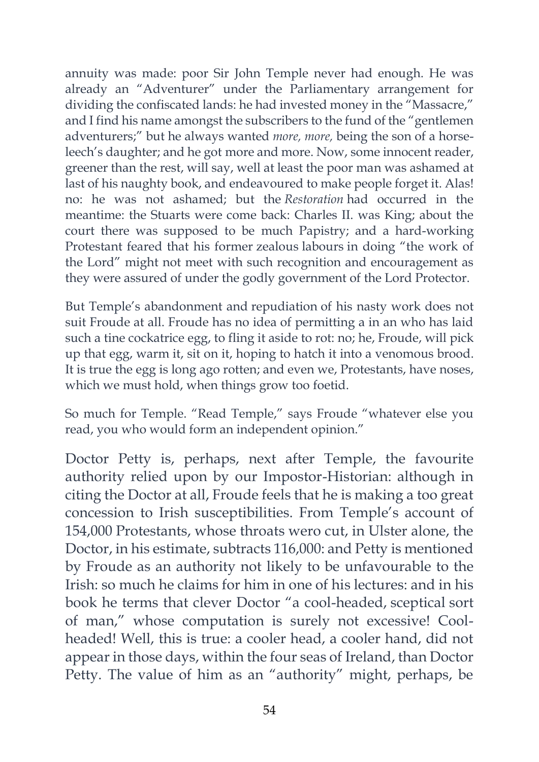annuity was made: poor Sir John Temple never had enough. He was already an "Adventurer" under the Parliamentary arrangement for dividing the confiscated lands: he had invested money in the "Massacre," and I find his name amongst the subscribers to the fund of the "gentlemen adventurers;" but he always wanted *more, more,* being the son of a horse-leech's daughter; and he got more and more. Now, some innocent reader, greener than the rest, will say, well at least the poor man was ashamed at last of his naughty book, and endeavoured to make people forget it. Alas! no: he was not ashamed; but the *Restoration* had occurred in the meantime: the Stuarts were come back: Charles II. was King; about the court there was supposed to be much Papistry; and a hard-working Protestant feared that his former zealous labours in doing "the work of the Lord" might not meet with such recognition and encouragement as they were assured of under the godly government of the Lord Protector.

But Temple's abandonment and repudiation of his nasty work does not suit Froude at all. Froude has no idea of permitting a in an who has laid such a tine cockatrice egg, to fling it aside to rot: no; he, Froude, will pick up that egg, warm it, sit on it, hoping to hatch it into a venomous brood. It is true the egg is long ago rotten; and even we, Protestants, have noses, which we must hold, when things grow too foetid.

So much for Temple. "Read Temple," says Froude "whatever else you read, you who would form an independent opinion."

Doctor Petty is, perhaps, next after Temple, the favourite authority relied upon by our Impostor-Historian: although in citing the Doctor at all, Froude feels that he is making a too great concession to Irish susceptibilities. From Temple's account of 154,000 Protestants, whose throats wero cut, in Ulster alone, the Doctor, in his estimate, subtracts 116,000: and Petty is mentioned by Froude as an authority not likely to be unfavourable to the Irish: so much he claims for him in one of his lectures: and in his book he terms that clever Doctor "a cool-headed, sceptical sort of man," whose computation is surely not excessive! Cool-headed! Well, this is true: a cooler head, a cooler hand, did not appear in those days, within the four seas of Ireland, than Doctor Petty. The value of him as an "authority" might, perhaps, be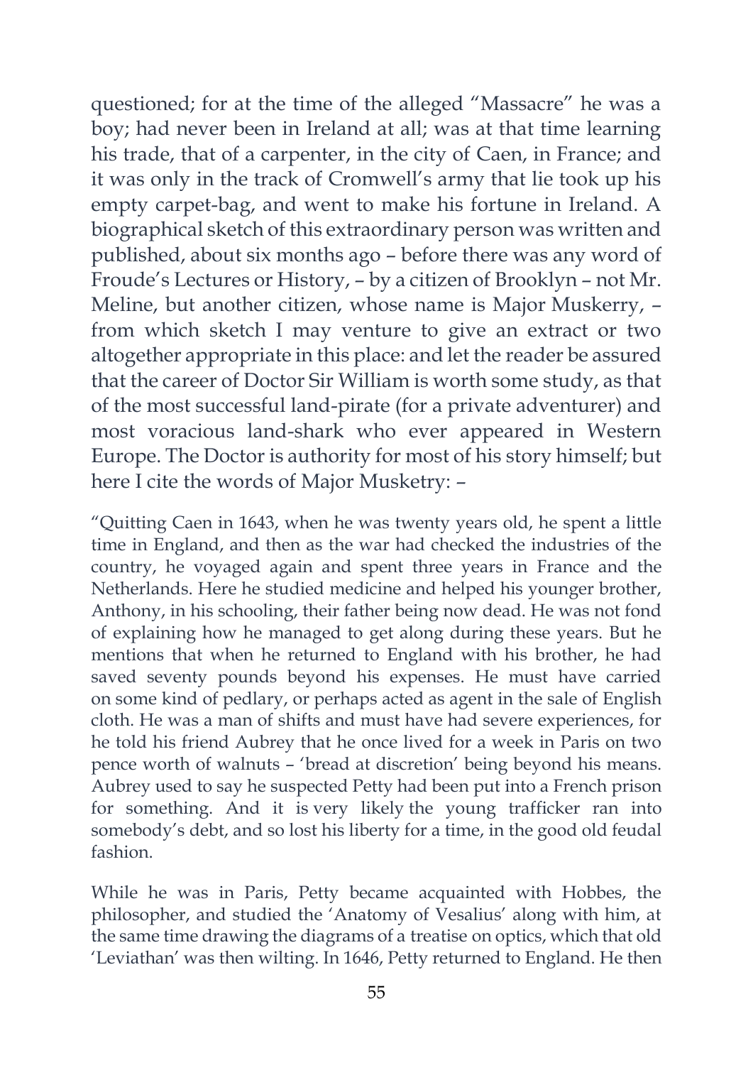questioned; for at the time of the alleged "Massacre" he was a boy; had never been in Ireland at all; was at that time learning his trade, that of a carpenter, in the city of Caen, in France; and it was only in the track of Cromwell's army that lie took up his empty carpet-bag, and went to make his fortune in Ireland. A biographical sketch of this extraordinary person was written and published, about six months ago – before there was any word of Froude's Lectures or History, – by a citizen of Brooklyn – not Mr. Meline, but another citizen, whose name is Major Muskerry, – from which sketch I may venture to give an extract or two altogether appropriate in this place: and let the reader be assured that the career of Doctor Sir William is worth some study, as that of the most successful land-pirate (for a private adventurer) and most voracious land-shark who ever appeared in Western Europe. The Doctor is authority for most of his story himself; but here I cite the words of Major Musketry: –

"Quitting Caen in 1643, when he was twenty years old, he spent a little time in England, and then as the war had checked the industries of the country, he voyaged again and spent three years in France and the Netherlands. Here he studied medicine and helped his younger brother, Anthony, in his schooling, their father being now dead. He was not fond of explaining how he managed to get along during these years. But he mentions that when he returned to England with his brother, he had saved seventy pounds beyond his expenses. He must have carried on some kind of pedlary, or perhaps acted as agent in the sale of English cloth. He was a man of shifts and must have had severe experiences, for he told his friend Aubrey that he once lived for a week in Paris on two pence worth of walnuts – 'bread at discretion' being beyond his means. Aubrey used to say he suspected Petty had been put into a French prison for something. And it is very likely the young trafficker ran into somebody's debt, and so lost his liberty for a time, in the good old feudal fashion.

While he was in Paris, Petty became acquainted with Hobbes, the philosopher, and studied the 'Anatomy of Vesalius' along with him, at the same time drawing the diagrams of a treatise on optics, which that old 'Leviathan' was then wilting. In 1646, Petty returned to England. He then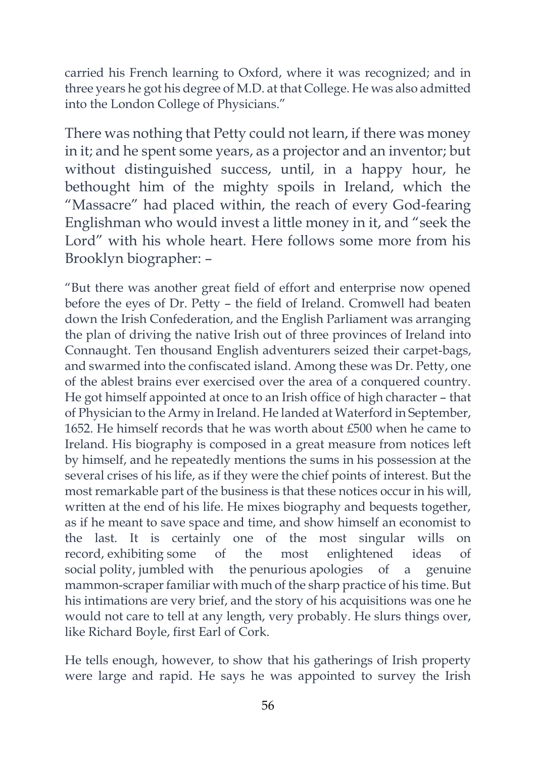carried his French learning to Oxford, where it was recognized; and in three years he got his degree of M.D. at that College. He was also admitted into the London College of Physicians."

There was nothing that Petty could not learn, if there was money in it; and he spent some years, as a projector and an inventor; but without distinguished success, until, in a happy hour, he bethought him of the mighty spoils in Ireland, which the "Massacre" had placed within, the reach of every God-fearing Englishman who would invest a little money in it, and "seek the Lord" with his whole heart. Here follows some more from his Brooklyn biographer: –

"But there was another great field of effort and enterprise now opened before the eyes of Dr. Petty – the field of Ireland. Cromwell had beaten down the Irish Confederation, and the English Parliament was arranging the plan of driving the native Irish out of three provinces of Ireland into Connaught. Ten thousand English adventurers seized their carpet-bags, and swarmed into the confiscated island. Among these was Dr. Petty, one of the ablest brains ever exercised over the area of a conquered country. He got himself appointed at once to an Irish office of high character – that of Physician to the Army in Ireland. He landed at Waterford in September, 1652. He himself records that he was worth about £500 when he came to Ireland. His biography is composed in a great measure from notices left by himself, and he repeatedly mentions the sums in his possession at the several crises of his life, as if they were the chief points of interest. But the most remarkable part of the business is that these notices occur in his will, written at the end of his life. He mixes biography and bequests together, as if he meant to save space and time, and show himself an economist to the last. It is certainly one of the most singular wills on record, exhibiting some of the most enlightened ideas of social polity, jumbled with the penurious apologies of a genuine mammon-scraper familiar with much of the sharp practice of his time. But his intimations are very brief, and the story of his acquisitions was one he would not care to tell at any length, very probably. He slurs things over, like Richard Boyle, first Earl of Cork.

He tells enough, however, to show that his gatherings of Irish property were large and rapid. He says he was appointed to survey the Irish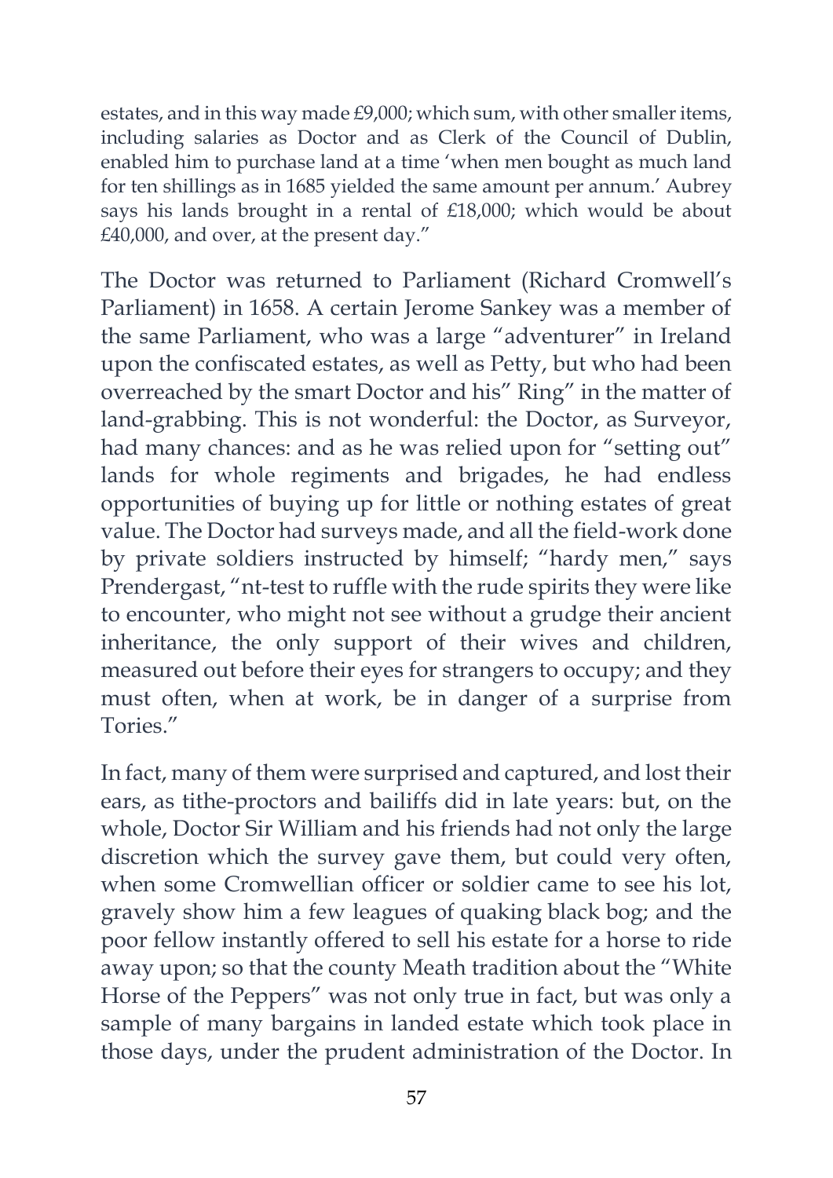estates, and in this way made £9,000; which sum, with other smaller items, including salaries as Doctor and as Clerk of the Council of Dublin, enabled him to purchase land at a time 'when men bought as much land for ten shillings as in 1685 yielded the same amount per annum.' Aubrey says his lands brought in a rental of £18,000; which would be about £40,000, and over, at the present day."

The Doctor was returned to Parliament (Richard Cromwell's Parliament) in 1658. A certain Jerome Sankey was a member of the same Parliament, who was a large "adventurer" in Ireland upon the confiscated estates, as well as Petty, but who had been overreached by the smart Doctor and his" Ring" in the matter of land-grabbing. This is not wonderful: the Doctor, as Surveyor, had many chances: and as he was relied upon for "setting out" lands for whole regiments and brigades, he had endless opportunities of buying up for little or nothing estates of great value. The Doctor had surveys made, and all the field-work done by private soldiers instructed by himself; "hardy men," says Prendergast, "nt-test to ruffle with the rude spirits they were like to encounter, who might not see without a grudge their ancient inheritance, the only support of their wives and children, measured out before their eyes for strangers to occupy; and they must often, when at work, be in danger of a surprise from Tories."

In fact, many of them were surprised and captured, and lost their ears, as tithe-proctors and bailiffs did in late years: but, on the whole, Doctor Sir William and his friends had not only the large discretion which the survey gave them, but could very often, when some Cromwellian officer or soldier came to see his lot, gravely show him a few leagues of quaking black bog; and the poor fellow instantly offered to sell his estate for a horse to ride away upon; so that the county Meath tradition about the "White Horse of the Peppers" was not only true in fact, but was only a sample of many bargains in landed estate which took place in those days, under the prudent administration of the Doctor. In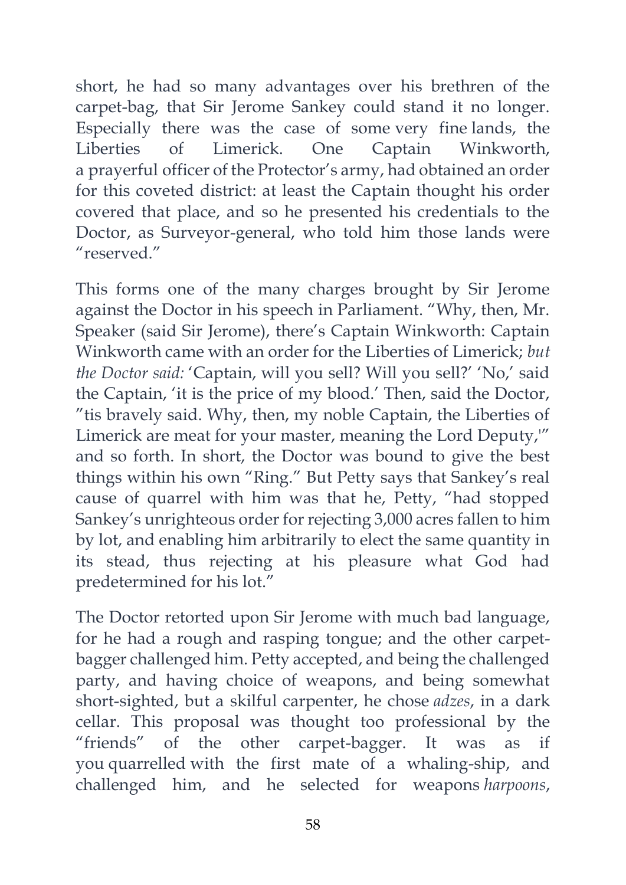short, he had so many advantages over his brethren of the carpet-bag, that Sir Jerome Sankey could stand it no longer. Especially there was the case of some very fine lands, the Liberties of Limerick. One Captain Winkworth, a prayerful officer of the Protector's army, had obtained an order for this coveted district: at least the Captain thought his order covered that place, and so he presented his credentials to the Doctor, as Surveyor-general, who told him those lands were "reserved."

This forms one of the many charges brought by Sir Jerome against the Doctor in his speech in Parliament. "Why, then, Mr. Speaker (said Sir Jerome), there's Captain Winkworth: Captain Winkworth came with an order for the Liberties of Limerick; *but the Doctor said:* 'Captain, will you sell? Will you sell?' 'No,' said the Captain, 'it is the price of my blood.' Then, said the Doctor, "tis bravely said. Why, then, my noble Captain, the Liberties of Limerick are meat for your master, meaning the Lord Deputy,'" and so forth. In short, the Doctor was bound to give the best things within his own "Ring." But Petty says that Sankey's real cause of quarrel with him was that he, Petty, "had stopped Sankey's unrighteous order for rejecting 3,000 acres fallen to him by lot, and enabling him arbitrarily to elect the same quantity in its stead, thus rejecting at his pleasure what God had predetermined for his lot."

The Doctor retorted upon Sir Jerome with much bad language, for he had a rough and rasping tongue; and the other carpet-bagger challenged him. Petty accepted, and being the challenged party, and having choice of weapons, and being somewhat short-sighted, but a skilful carpenter, he chose *adzes*, in a dark cellar. This proposal was thought too professional by the "friends" of the other carpet-bagger. It was as if you quarrelled with the first mate of a whaling-ship, and challenged him, and he selected for weapons *harpoons*,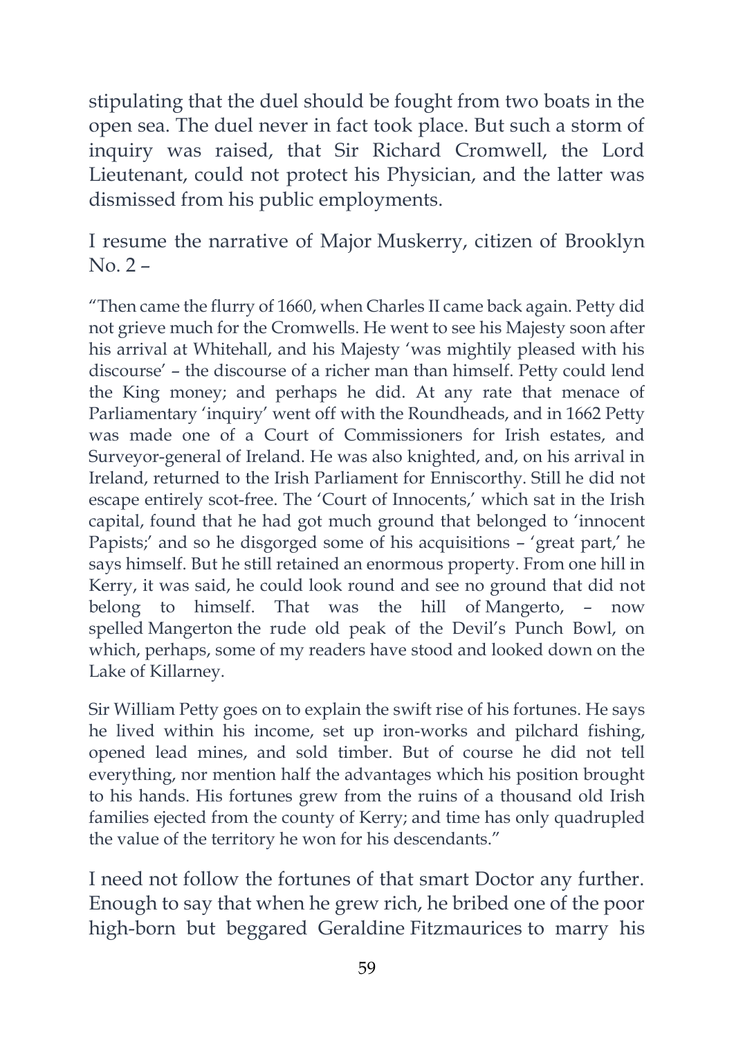stipulating that the duel should be fought from two boats in the open sea. The duel never in fact took place. But such a storm of inquiry was raised, that Sir Richard Cromwell, the Lord Lieutenant, could not protect his Physician, and the latter was dismissed from his public employments.

I resume the narrative of Major Muskerry, citizen of Brooklyn No. 2 –

"Then came the flurry of 1660, when Charles II came back again. Petty did not grieve much for the Cromwells. He went to see his Majesty soon after his arrival at Whitehall, and his Majesty 'was mightily pleased with his discourse' – the discourse of a richer man than himself. Petty could lend the King money; and perhaps he did. At any rate that menace of Parliamentary 'inquiry' went off with the Roundheads, and in 1662 Petty was made one of a Court of Commissioners for Irish estates, and Surveyor-general of Ireland. He was also knighted, and, on his arrival in Ireland, returned to the Irish Parliament for Enniscorthy. Still he did not escape entirely scot-free. The 'Court of Innocents,' which sat in the Irish capital, found that he had got much ground that belonged to 'innocent Papists;' and so he disgorged some of his acquisitions – 'great part,' he says himself. But he still retained an enormous property. From one hill in Kerry, it was said, he could look round and see no ground that did not belong to himself. That was the hill of Mangerto, – now spelled Mangerton the rude old peak of the Devil's Punch Bowl, on which, perhaps, some of my readers have stood and looked down on the Lake of Killarney.

Sir William Petty goes on to explain the swift rise of his fortunes. He says he lived within his income, set up iron-works and pilchard fishing, opened lead mines, and sold timber. But of course he did not tell everything, nor mention half the advantages which his position brought to his hands. His fortunes grew from the ruins of a thousand old Irish families ejected from the county of Kerry; and time has only quadrupled the value of the territory he won for his descendants."

I need not follow the fortunes of that smart Doctor any further. Enough to say that when he grew rich, he bribed one of the poor high-born but beggared Geraldine Fitzmaurices to marry his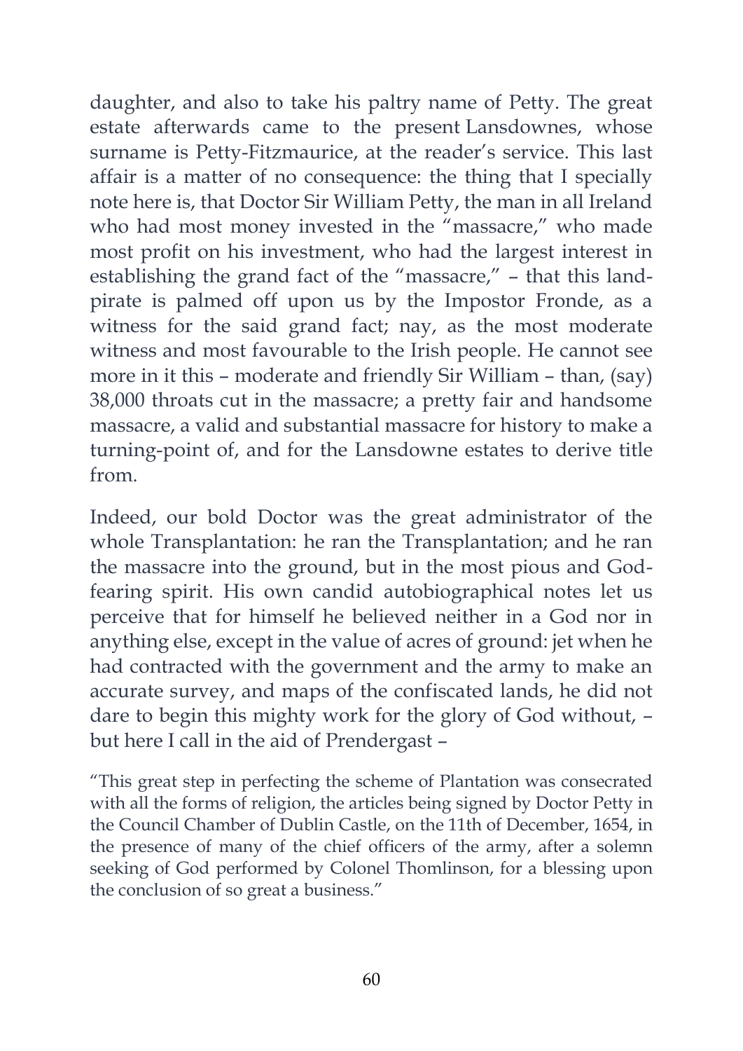daughter, and also to take his paltry name of Petty. The great estate afterwards came to the present Lansdownes, whose surname is Petty-Fitzmaurice, at the reader's service. This last affair is a matter of no consequence: the thing that I specially note here is, that Doctor Sir William Petty, the man in all Ireland who had most money invested in the "massacre," who made most profit on his investment, who had the largest interest in establishing the grand fact of the "massacre," – that this land-pirate is palmed off upon us by the Impostor Fronde, as a witness for the said grand fact; nay, as the most moderate witness and most favourable to the Irish people. He cannot see more in it this – moderate and friendly Sir William – than, (say) 38,000 throats cut in the massacre; a pretty fair and handsome massacre, a valid and substantial massacre for history to make a turning-point of, and for the Lansdowne estates to derive title from.

Indeed, our bold Doctor was the great administrator of the whole Transplantation: he ran the Transplantation; and he ran the massacre into the ground, but in the most pious and God-fearing spirit. His own candid autobiographical notes let us perceive that for himself he believed neither in a God nor in anything else, except in the value of acres of ground: jet when he had contracted with the government and the army to make an accurate survey, and maps of the confiscated lands, he did not dare to begin this mighty work for the glory of God without, – but here I call in the aid of Prendergast –

"This great step in perfecting the scheme of Plantation was consecrated with all the forms of religion, the articles being signed by Doctor Petty in the Council Chamber of Dublin Castle, on the 11th of December, 1654, in the presence of many of the chief officers of the army, after a solemn seeking of God performed by Colonel Thomlinson, for a blessing upon the conclusion of so great a business."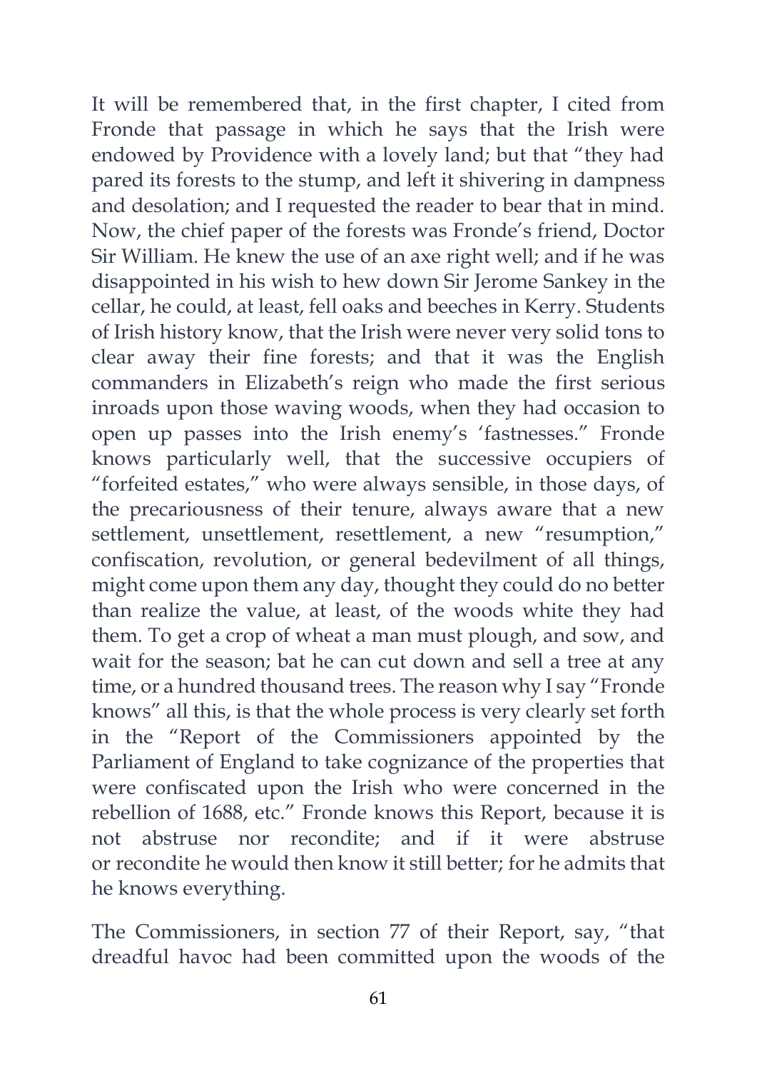It will be remembered that, in the first chapter, I cited from Fronde that passage in which he says that the Irish were endowed by Providence with a lovely land; but that "they had pared its forests to the stump, and left it shivering in dampness and desolation; and I requested the reader to bear that in mind. Now, the chief paper of the forests was Fronde's friend, Doctor Sir William. He knew the use of an axe right well; and if he was disappointed in his wish to hew down Sir Jerome Sankey in the cellar, he could, at least, fell oaks and beeches in Kerry. Students of Irish history know, that the Irish were never very solid tons to clear away their fine forests; and that it was the English commanders in Elizabeth's reign who made the first serious inroads upon those waving woods, when they had occasion to open up passes into the Irish enemy's 'fastnesses." Fronde knows particularly well, that the successive occupiers of "forfeited estates," who were always sensible, in those days, of the precariousness of their tenure, always aware that a new settlement, unsettlement, resettlement, a new "resumption," confiscation, revolution, or general bedevilment of all things, might come upon them any day, thought they could do no better than realize the value, at least, of the woods white they had them. To get a crop of wheat a man must plough, and sow, and wait for the season; bat he can cut down and sell a tree at any time, or a hundred thousand trees. The reason why I say "Fronde knows" all this, is that the whole process is very clearly set forth in the "Report of the Commissioners appointed by the Parliament of England to take cognizance of the properties that were confiscated upon the Irish who were concerned in the rebellion of 1688, etc." Fronde knows this Report, because it is not abstruse nor recondite; and if it were abstruse or recondite he would then know it still better; for he admits that he knows everything.

The Commissioners, in section 77 of their Report, say, "that dreadful havoc had been committed upon the woods of the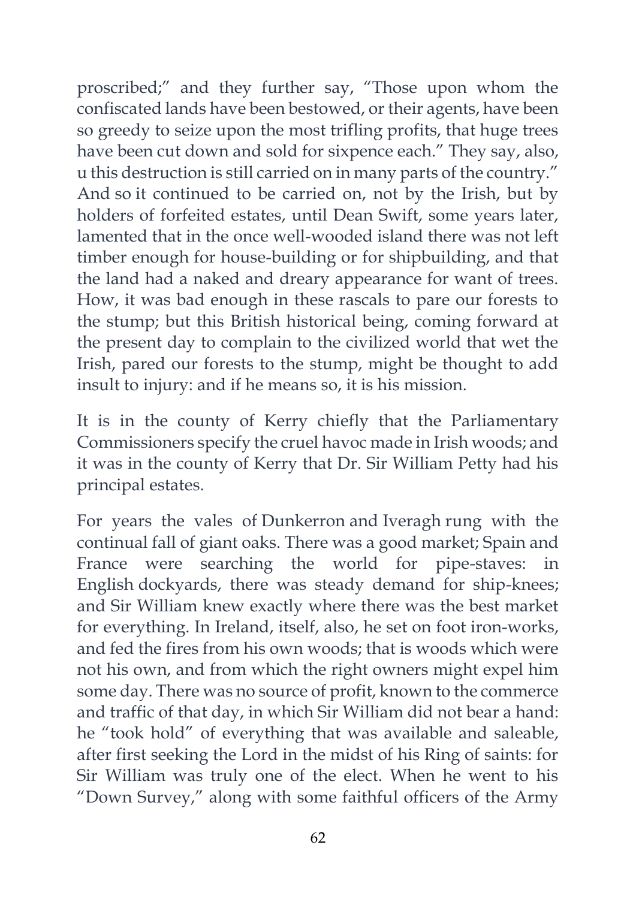proscribed;" and they further say, "Those upon whom the confiscated lands have been bestowed, or their agents, have been so greedy to seize upon the most trifling profits, that huge trees have been cut down and sold for sixpence each." They say, also, u this destruction is still carried on in many parts of the country." And so it continued to be carried on, not by the Irish, but by holders of forfeited estates, until Dean Swift, some years later, lamented that in the once well-wooded island there was not left timber enough for house-building or for shipbuilding, and that the land had a naked and dreary appearance for want of trees. How, it was bad enough in these rascals to pare our forests to the stump; but this British historical being, coming forward at the present day to complain to the civilized world that wet the Irish, pared our forests to the stump, might be thought to add insult to injury: and if he means so, it is his mission.

It is in the county of Kerry chiefly that the Parliamentary Commissioners specify the cruel havoc made in Irish woods; and it was in the county of Kerry that Dr. Sir William Petty had his principal estates.

For years the vales of Dunkerron and Iveragh rung with the continual fall of giant oaks. There was a good market; Spain and France were searching the world for pipe-staves: in English dockyards, there was steady demand for ship-knees; and Sir William knew exactly where there was the best market for everything. In Ireland, itself, also, he set on foot iron-works, and fed the fires from his own woods; that is woods which were not his own, and from which the right owners might expel him some day. There was no source of profit, known to the commerce and traffic of that day, in which Sir William did not bear a hand: he "took hold" of everything that was available and saleable, after first seeking the Lord in the midst of his Ring of saints: for Sir William was truly one of the elect. When he went to his "Down Survey," along with some faithful officers of the Army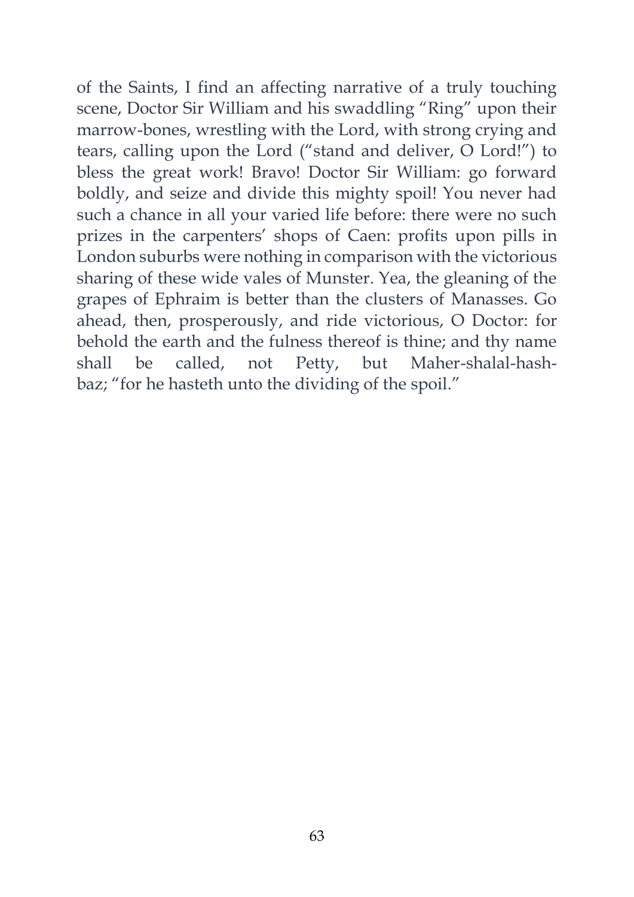of the Saints, I find an affecting narrative of a truly touching scene, Doctor Sir William and his swaddling "Ring" upon their marrow-bones, wrestling with the Lord, with strong crying and tears, calling upon the Lord ("stand and deliver, O Lord!") to bless the great work! Bravo! Doctor Sir William: go forward boldly, and seize and divide this mighty spoil! You never had such a chance in all your varied life before: there were no such prizes in the carpenters' shops of Caen: profits upon pills in London suburbs were nothing in comparison with the victorious sharing of these wide vales of Munster. Yea, the gleaning of the grapes of Ephraim is better than the clusters of Manasses. Go ahead, then, prosperously, and ride victorious, O Doctor: for behold the earth and the fulness thereof is thine; and thy name shall be called, not Petty, but Maher-shalal-hash-baz; "for he hasteth unto the dividing of the spoil."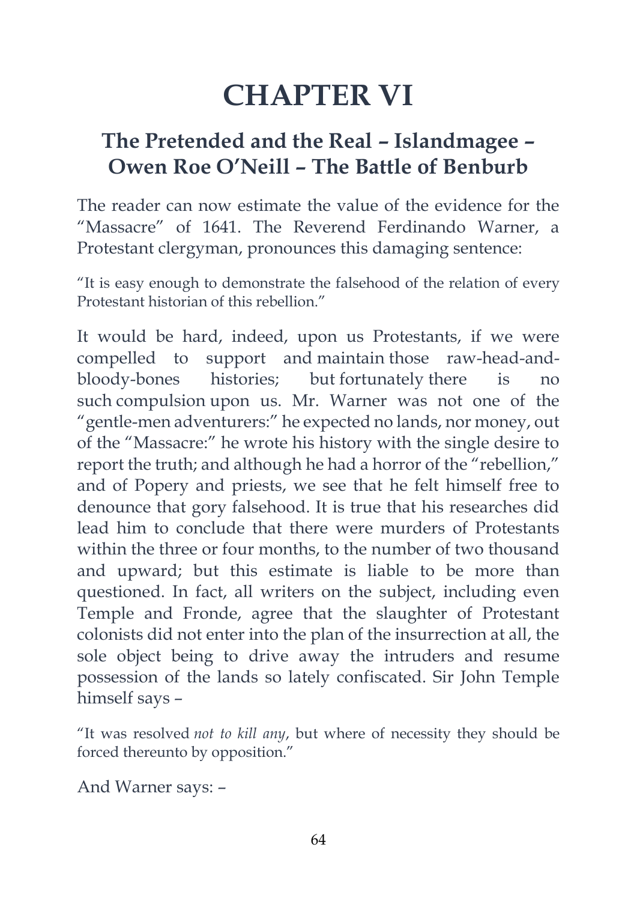# CHAPTER VI

## The Pretended and the Real – Islandmagee – Owen Roe O'Neill – The Battle of Benburb

The reader can now estimate the value of the evidence for the "Massacre" of 1641. The Reverend Ferdinando Warner, a Protestant clergyman, pronounces this damaging sentence:

"It is easy enough to demonstrate the falsehood of the relation of every Protestant historian of this rebellion."

It would be hard, indeed, upon us Protestants, if we were compelled to support and maintain those raw-head-and-bloody-bones histories; but fortunately there is no such compulsion upon us. Mr. Warner was not one of the "gentle-men adventurers:" he expected no lands, nor money, out of the "Massacre:" he wrote his history with the single desire to report the truth; and although he had a horror of the "rebellion," and of Popery and priests, we see that he felt himself free to denounce that gory falsehood. It is true that his researches did lead him to conclude that there were murders of Protestants within the three or four months, to the number of two thousand and upward; but this estimate is liable to be more than questioned. In fact, all writers on the subject, including even Temple and Fronde, agree that the slaughter of Protestant colonists did not enter into the plan of the insurrection at all, the sole object being to drive away the intruders and resume possession of the lands so lately confiscated. Sir John Temple himself says –

"It was resolved *not to kill any*, but where of necessity they should be forced thereunto by opposition."

And Warner says: –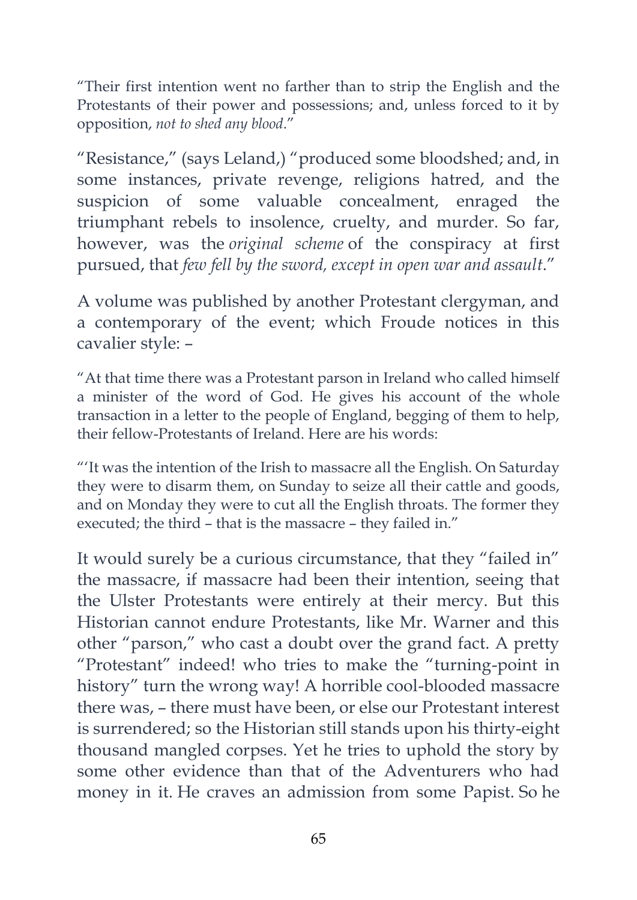"Their first intention went no farther than to strip the English and the Protestants of their power and possessions; and, unless forced to it by opposition, *not to shed any blood*."

"Resistance," (says Leland,) "produced some bloodshed; and, in some instances, private revenge, religions hatred, and the suspicion of some valuable concealment, enraged the triumphant rebels to insolence, cruelty, and murder. So far, however, was the *original scheme* of the conspiracy at first pursued, that *few fell by the sword, except in open war and assault*."

A volume was published by another Protestant clergyman, and a contemporary of the event; which Froude notices in this cavalier style: –

"At that time there was a Protestant parson in Ireland who called himself a minister of the word of God. He gives his account of the whole transaction in a letter to the people of England, begging of them to help, their fellow-Protestants of Ireland. Here are his words:

"'It was the intention of the Irish to massacre all the English. On Saturday they were to disarm them, on Sunday to seize all their cattle and goods, and on Monday they were to cut all the English throats. The former they executed; the third – that is the massacre – they failed in."

It would surely be a curious circumstance, that they "failed in" the massacre, if massacre had been their intention, seeing that the Ulster Protestants were entirely at their mercy. But this Historian cannot endure Protestants, like Mr. Warner and this other "parson," who cast a doubt over the grand fact. A pretty "Protestant" indeed! who tries to make the "turning-point in history" turn the wrong way! A horrible cool-blooded massacre there was, – there must have been, or else our Protestant interest is surrendered; so the Historian still stands upon his thirty-eight thousand mangled corpses. Yet he tries to uphold the story by some other evidence than that of the Adventurers who had money in it. He craves an admission from some Papist. So he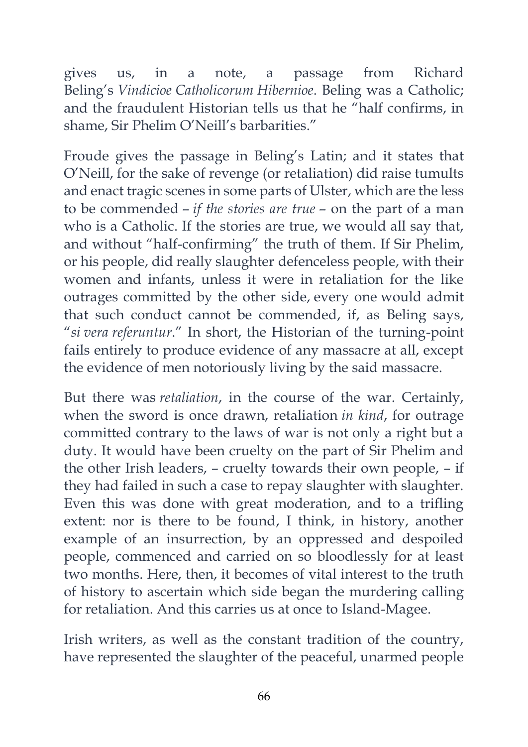gives us, in a note, a passage from Richard Beling's *Vindicioe Catholicorum Hibernioe*. Beling was a Catholic; and the fraudulent Historian tells us that he "half confirms, in shame, Sir Phelim O'Neill's barbarities."

Froude gives the passage in Beling's Latin; and it states that O'Neill, for the sake of revenge (or retaliation) did raise tumults and enact tragic scenes in some parts of Ulster, which are the less to be commended – *if the stories are true* – on the part of a man who is a Catholic. If the stories are true, we would all say that, and without "half-confirming" the truth of them. If Sir Phelim, or his people, did really slaughter defenceless people, with their women and infants, unless it were in retaliation for the like outrages committed by the other side, every one would admit that such conduct cannot be commended, if, as Beling says, "*si vera referuntur*." In short, the Historian of the turning-point fails entirely to produce evidence of any massacre at all, except the evidence of men notoriously living by the said massacre.

But there was *retaliation*, in the course of the war. Certainly, when the sword is once drawn, retaliation *in kind*, for outrage committed contrary to the laws of war is not only a right but a duty. It would have been cruelty on the part of Sir Phelim and the other Irish leaders, – cruelty towards their own people, – if they had failed in such a case to repay slaughter with slaughter. Even this was done with great moderation, and to a trifling extent: nor is there to be found, I think, in history, another example of an insurrection, by an oppressed and despoiled people, commenced and carried on so bloodlessly for at least two months. Here, then, it becomes of vital interest to the truth of history to ascertain which side began the murdering calling for retaliation. And this carries us at once to Island-Magee.

Irish writers, as well as the constant tradition of the country, have represented the slaughter of the peaceful, unarmed people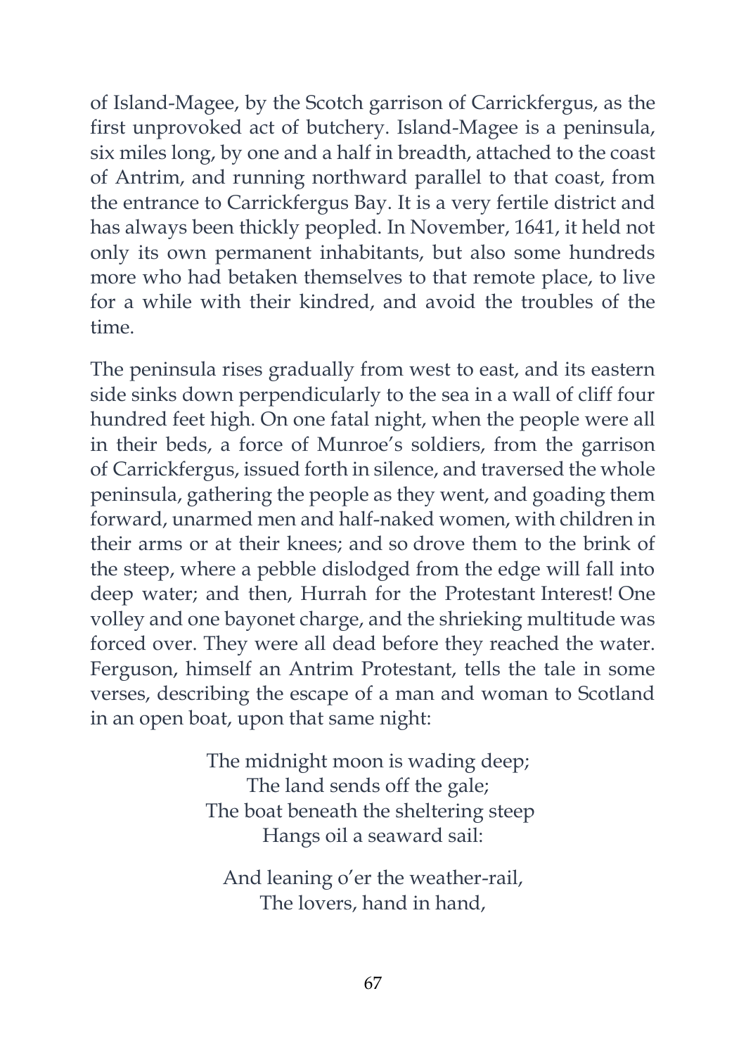of Island-Magee, by the Scotch garrison of Carrickfergus, as the first unprovoked act of butchery. Island-Magee is a peninsula, six miles long, by one and a half in breadth, attached to the coast of Antrim, and running northward parallel to that coast, from the entrance to Carrickfergus Bay. It is a very fertile district and has always been thickly peopled. In November, 1641, it held not only its own permanent inhabitants, but also some hundreds more who had betaken themselves to that remote place, to live for a while with their kindred, and avoid the troubles of the time.

The peninsula rises gradually from west to east, and its eastern side sinks down perpendicularly to the sea in a wall of cliff four hundred feet high. On one fatal night, when the people were all in their beds, a force of Munroe's soldiers, from the garrison of Carrickfergus, issued forth in silence, and traversed the whole peninsula, gathering the people as they went, and goading them forward, unarmed men and half-naked women, with children in their arms or at their knees; and so drove them to the brink of the steep, where a pebble dislodged from the edge will fall into deep water; and then, Hurrah for the Protestant Interest! One volley and one bayonet charge, and the shrieking multitude was forced over. They were all dead before they reached the water. Ferguson, himself an Antrim Protestant, tells the tale in some verses, describing the escape of a man and woman to Scotland in an open boat, upon that same night:

> The midnight moon is wading deep;
> The land sends off the gale;
> The boat beneath the sheltering steep
> Hangs oil a seaward sail:
>
> And leaning o'er the weather-rail,
> The lovers, hand in hand,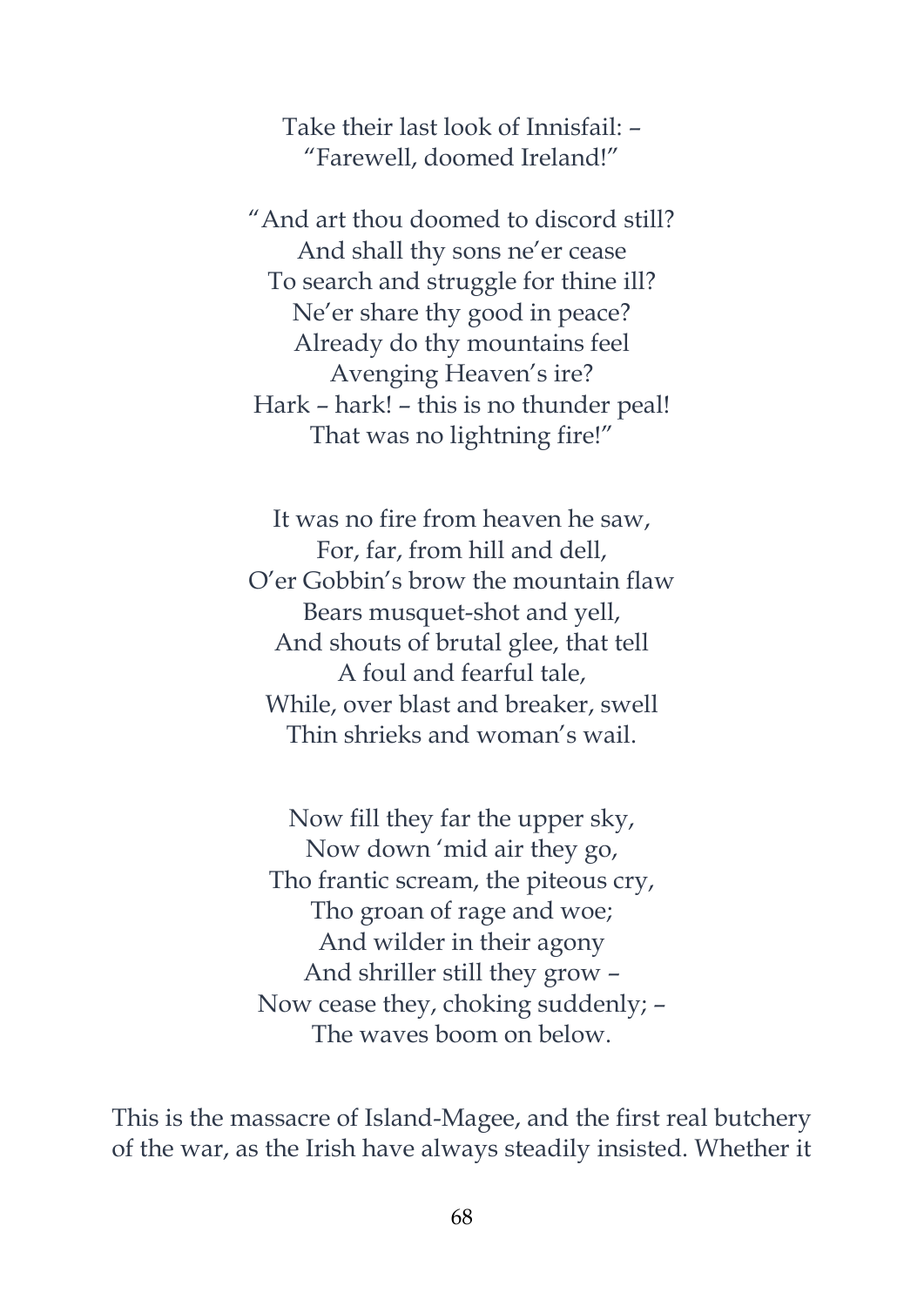Take their last look of Innisfail: –  
"Farewell, doomed Ireland!"

"And art thou doomed to discord still?  
And shall thy sons ne'er cease  
To search and struggle for thine ill?  
Ne'er share thy good in peace?  
Already do thy mountains feel  
Avenging Heaven's ire?  
Hark – hark! – this is no thunder peal!  
That was no lightning fire!"

It was no fire from heaven he saw,  
For, far, from hill and dell,  
O'er Gobbin's brow the mountain flaw  
Bears musquet-shot and yell,  
And shouts of brutal glee, that tell  
A foul and fearful tale,  
While, over blast and breaker, swell  
Thin shrieks and woman's wail.

Now fill they far the upper sky,  
Now down 'mid air they go,  
Tho frantic scream, the piteous cry,  
Tho groan of rage and woe;  
And wilder in their agony  
And shriller still they grow –  
Now cease they, choking suddenly; –  
The waves boom on below.

This is the massacre of Island-Magee, and the first real butchery of the war, as the Irish have always steadily insisted. Whether it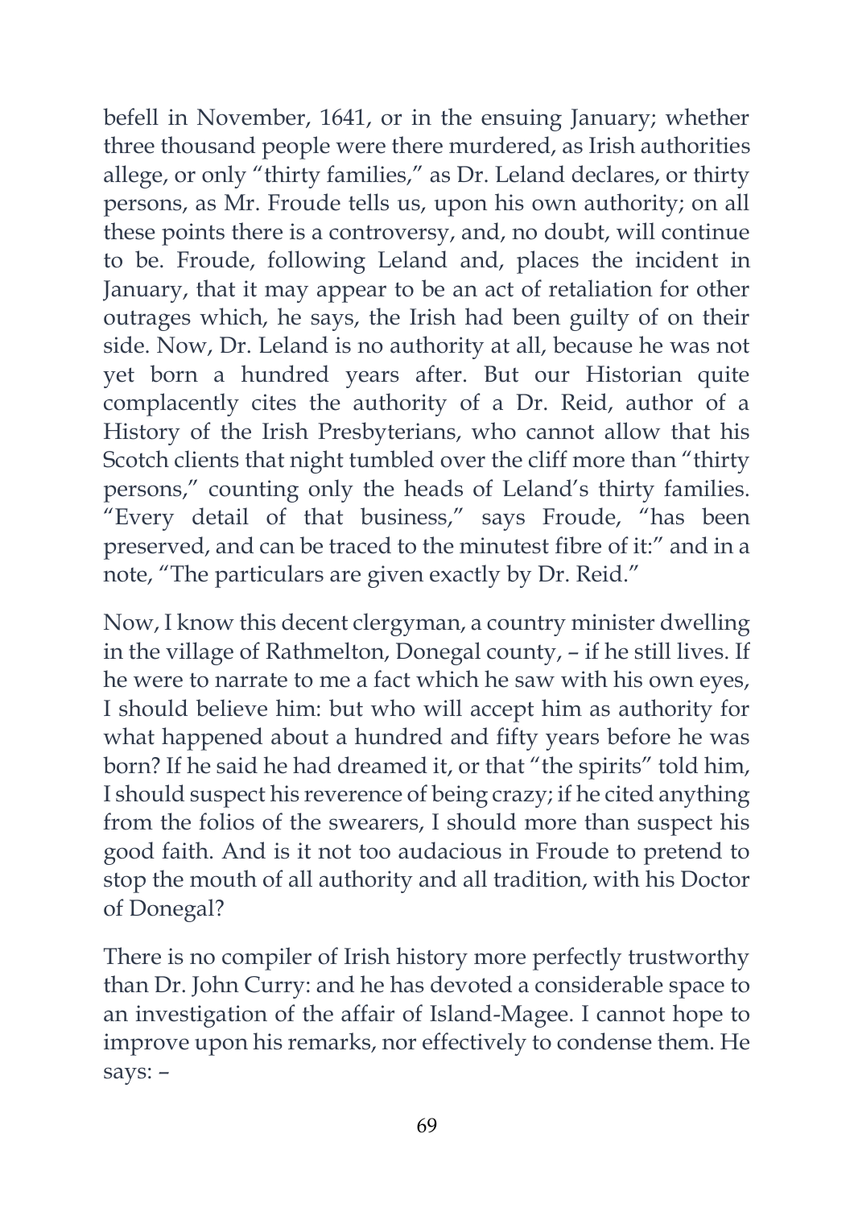befell in November, 1641, or in the ensuing January; whether three thousand people were there murdered, as Irish authorities allege, or only "thirty families," as Dr. Leland declares, or thirty persons, as Mr. Froude tells us, upon his own authority; on all these points there is a controversy, and, no doubt, will continue to be. Froude, following Leland and, places the incident in January, that it may appear to be an act of retaliation for other outrages which, he says, the Irish had been guilty of on their side. Now, Dr. Leland is no authority at all, because he was not yet born a hundred years after. But our Historian quite complacently cites the authority of a Dr. Reid, author of a History of the Irish Presbyterians, who cannot allow that his Scotch clients that night tumbled over the cliff more than "thirty persons," counting only the heads of Leland's thirty families. "Every detail of that business," says Froude, "has been preserved, and can be traced to the minutest fibre of it:" and in a note, "The particulars are given exactly by Dr. Reid."

Now, I know this decent clergyman, a country minister dwelling in the village of Rathmelton, Donegal county, – if he still lives. If he were to narrate to me a fact which he saw with his own eyes, I should believe him: but who will accept him as authority for what happened about a hundred and fifty years before he was born? If he said he had dreamed it, or that "the spirits" told him, I should suspect his reverence of being crazy; if he cited anything from the folios of the swearers, I should more than suspect his good faith. And is it not too audacious in Froude to pretend to stop the mouth of all authority and all tradition, with his Doctor of Donegal?

There is no compiler of Irish history more perfectly trustworthy than Dr. John Curry: and he has devoted a considerable space to an investigation of the affair of Island-Magee. I cannot hope to improve upon his remarks, nor effectively to condense them. He says: –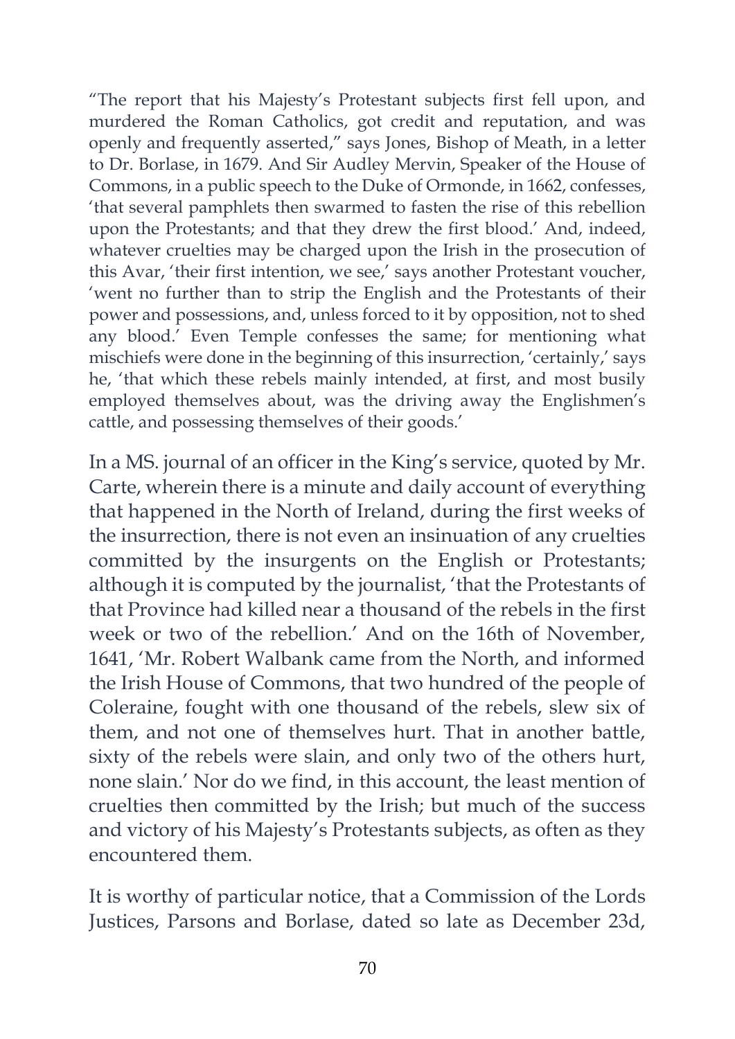"The report that his Majesty's Protestant subjects first fell upon, and murdered the Roman Catholics, got credit and reputation, and was openly and frequently asserted," says Jones, Bishop of Meath, in a letter to Dr. Borlase, in 1679. And Sir Audley Mervin, Speaker of the House of Commons, in a public speech to the Duke of Ormonde, in 1662, confesses, 'that several pamphlets then swarmed to fasten the rise of this rebellion upon the Protestants; and that they drew the first blood.' And, indeed, whatever cruelties may be charged upon the Irish in the prosecution of this Avar, 'their first intention, we see,' says another Protestant voucher, 'went no further than to strip the English and the Protestants of their power and possessions, and, unless forced to it by opposition, not to shed any blood.' Even Temple confesses the same; for mentioning what mischiefs were done in the beginning of this insurrection, 'certainly,' says he, 'that which these rebels mainly intended, at first, and most busily employed themselves about, was the driving away the Englishmen's cattle, and possessing themselves of their goods.'

In a MS. journal of an officer in the King's service, quoted by Mr. Carte, wherein there is a minute and daily account of everything that happened in the North of Ireland, during the first weeks of the insurrection, there is not even an insinuation of any cruelties committed by the insurgents on the English or Protestants; although it is computed by the journalist, 'that the Protestants of that Province had killed near a thousand of the rebels in the first week or two of the rebellion.' And on the 16th of November, 1641, 'Mr. Robert Walbank came from the North, and informed the Irish House of Commons, that two hundred of the people of Coleraine, fought with one thousand of the rebels, slew six of them, and not one of themselves hurt. That in another battle, sixty of the rebels were slain, and only two of the others hurt, none slain.' Nor do we find, in this account, the least mention of cruelties then committed by the Irish; but much of the success and victory of his Majesty's Protestants subjects, as often as they encountered them.

It is worthy of particular notice, that a Commission of the Lords Justices, Parsons and Borlase, dated so late as December 23d,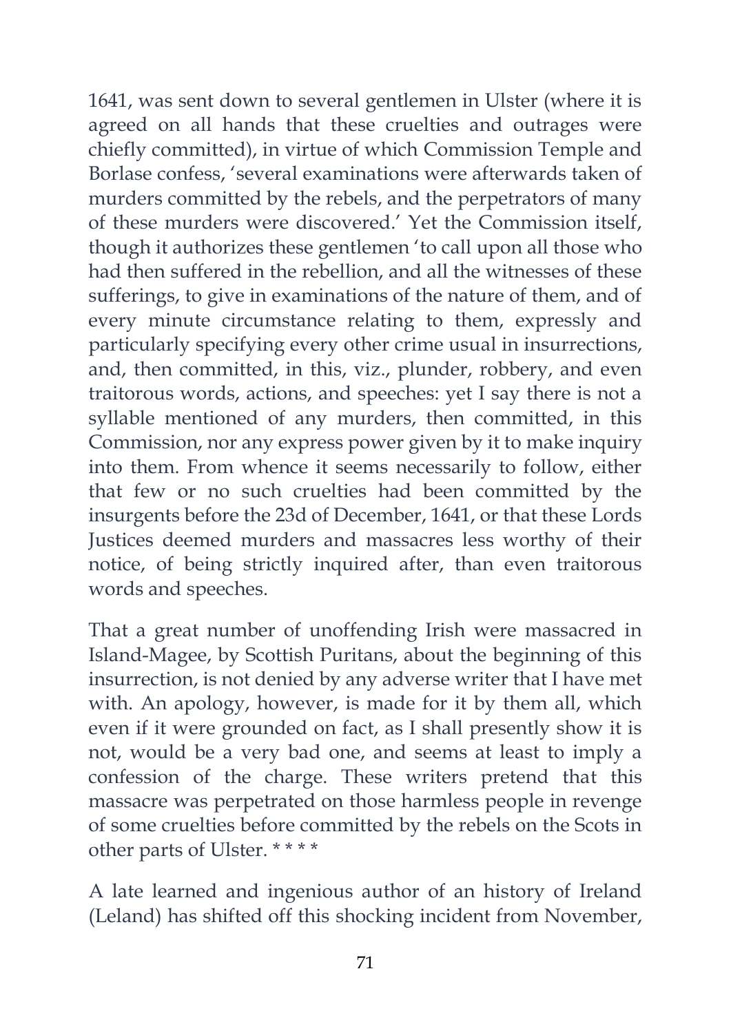1641, was sent down to several gentlemen in Ulster (where it is agreed on all hands that these cruelties and outrages were chiefly committed), in virtue of which Commission Temple and Borlase confess, 'several examinations were afterwards taken of murders committed by the rebels, and the perpetrators of many of these murders were discovered.' Yet the Commission itself, though it authorizes these gentlemen 'to call upon all those who had then suffered in the rebellion, and all the witnesses of these sufferings, to give in examinations of the nature of them, and of every minute circumstance relating to them, expressly and particularly specifying every other crime usual in insurrections, and, then committed, in this, viz., plunder, robbery, and even traitorous words, actions, and speeches: yet I say there is not a syllable mentioned of any murders, then committed, in this Commission, nor any express power given by it to make inquiry into them. From whence it seems necessarily to follow, either that few or no such cruelties had been committed by the insurgents before the 23d of December, 1641, or that these Lords Justices deemed murders and massacres less worthy of their notice, of being strictly inquired after, than even traitorous words and speeches.

That a great number of unoffending Irish were massacred in Island-Magee, by Scottish Puritans, about the beginning of this insurrection, is not denied by any adverse writer that I have met with. An apology, however, is made for it by them all, which even if it were grounded on fact, as I shall presently show it is not, would be a very bad one, and seems at least to imply a confession of the charge. These writers pretend that this massacre was perpetrated on those harmless people in revenge of some cruelties before committed by the rebels on the Scots in other parts of Ulster. * * * *

A late learned and ingenious author of an history of Ireland (Leland) has shifted off this shocking incident from November,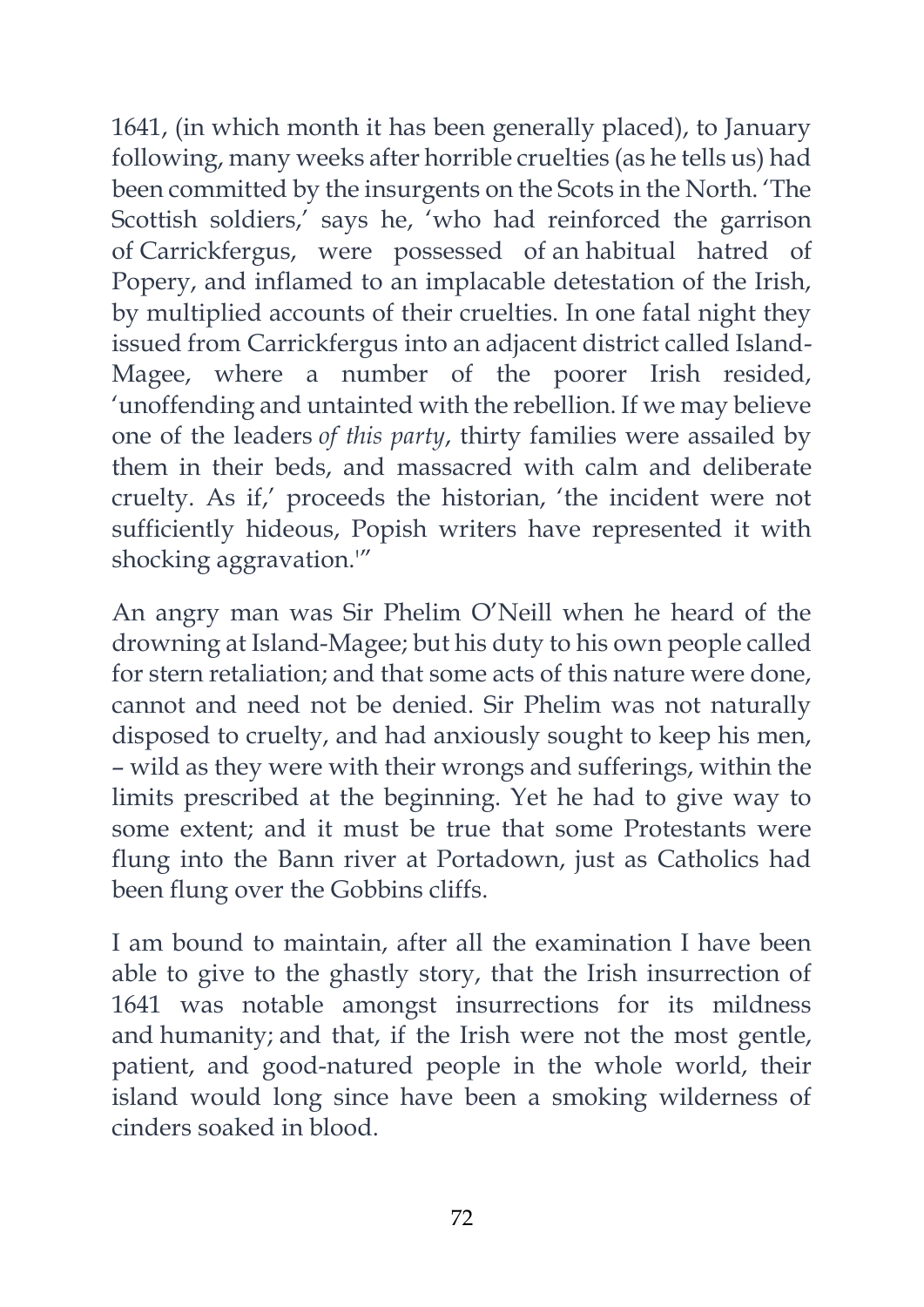1641, (in which month it has been generally placed), to January following, many weeks after horrible cruelties (as he tells us) had been committed by the insurgents on the Scots in the North. 'The Scottish soldiers,' says he, 'who had reinforced the garrison of Carrickfergus, were possessed of an habitual hatred of Popery, and inflamed to an implacable detestation of the Irish, by multiplied accounts of their cruelties. In one fatal night they issued from Carrickfergus into an adjacent district called Island-Magee, where a number of the poorer Irish resided, 'unoffending and untainted with the rebellion. If we may believe one of the leaders *of this party*, thirty families were assailed by them in their beds, and massacred with calm and deliberate cruelty. As if,' proceeds the historian, 'the incident were not sufficiently hideous, Popish writers have represented it with shocking aggravation.'"

An angry man was Sir Phelim O'Neill when he heard of the drowning at Island-Magee; but his duty to his own people called for stern retaliation; and that some acts of this nature were done, cannot and need not be denied. Sir Phelim was not naturally disposed to cruelty, and had anxiously sought to keep his men, – wild as they were with their wrongs and sufferings, within the limits prescribed at the beginning. Yet he had to give way to some extent; and it must be true that some Protestants were flung into the Bann river at Portadown, just as Catholics had been flung over the Gobbins cliffs.

I am bound to maintain, after all the examination I have been able to give to the ghastly story, that the Irish insurrection of 1641 was notable amongst insurrections for its mildness and humanity; and that, if the Irish were not the most gentle, patient, and good-natured people in the whole world, their island would long since have been a smoking wilderness of cinders soaked in blood.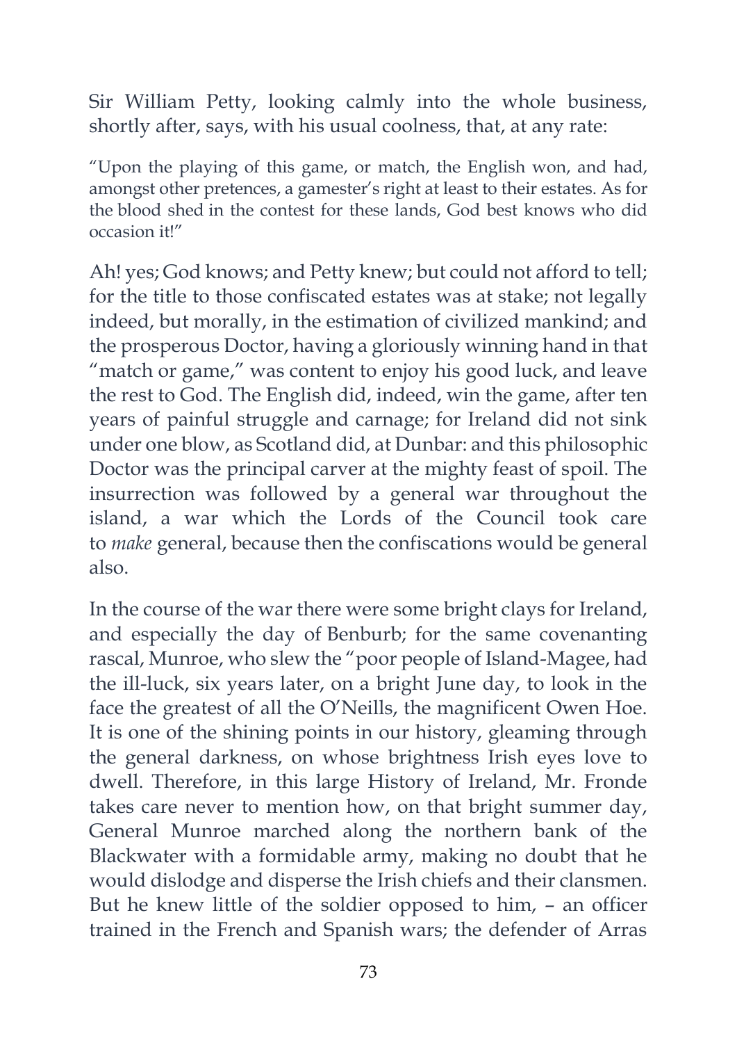Sir William Petty, looking calmly into the whole business, shortly after, says, with his usual coolness, that, at any rate:

> "Upon the playing of this game, or match, the English won, and had, amongst other pretences, a gamester's right at least to their estates. As for the blood shed in the contest for these lands, God best knows who did occasion it!"

Ah! yes; God knows; and Petty knew; but could not afford to tell; for the title to those confiscated estates was at stake; not legally indeed, but morally, in the estimation of civilized mankind; and the prosperous Doctor, having a gloriously winning hand in that "match or game," was content to enjoy his good luck, and leave the rest to God. The English did, indeed, win the game, after ten years of painful struggle and carnage; for Ireland did not sink under one blow, as Scotland did, at Dunbar: and this philosophic Doctor was the principal carver at the mighty feast of spoil. The insurrection was followed by a general war throughout the island, a war which the Lords of the Council took care to *make* general, because then the confiscations would be general also.

In the course of the war there were some bright clays for Ireland, and especially the day of Benburb; for the same covenanting rascal, Munroe, who slew the "poor people of Island-Magee, had the ill-luck, six years later, on a bright June day, to look in the face the greatest of all the O'Neills, the magnificent Owen Hoe. It is one of the shining points in our history, gleaming through the general darkness, on whose brightness Irish eyes love to dwell. Therefore, in this large History of Ireland, Mr. Fronde takes care never to mention how, on that bright summer day, General Munroe marched along the northern bank of the Blackwater with a formidable army, making no doubt that he would dislodge and disperse the Irish chiefs and their clansmen. But he knew little of the soldier opposed to him, – an officer trained in the French and Spanish wars; the defender of Arras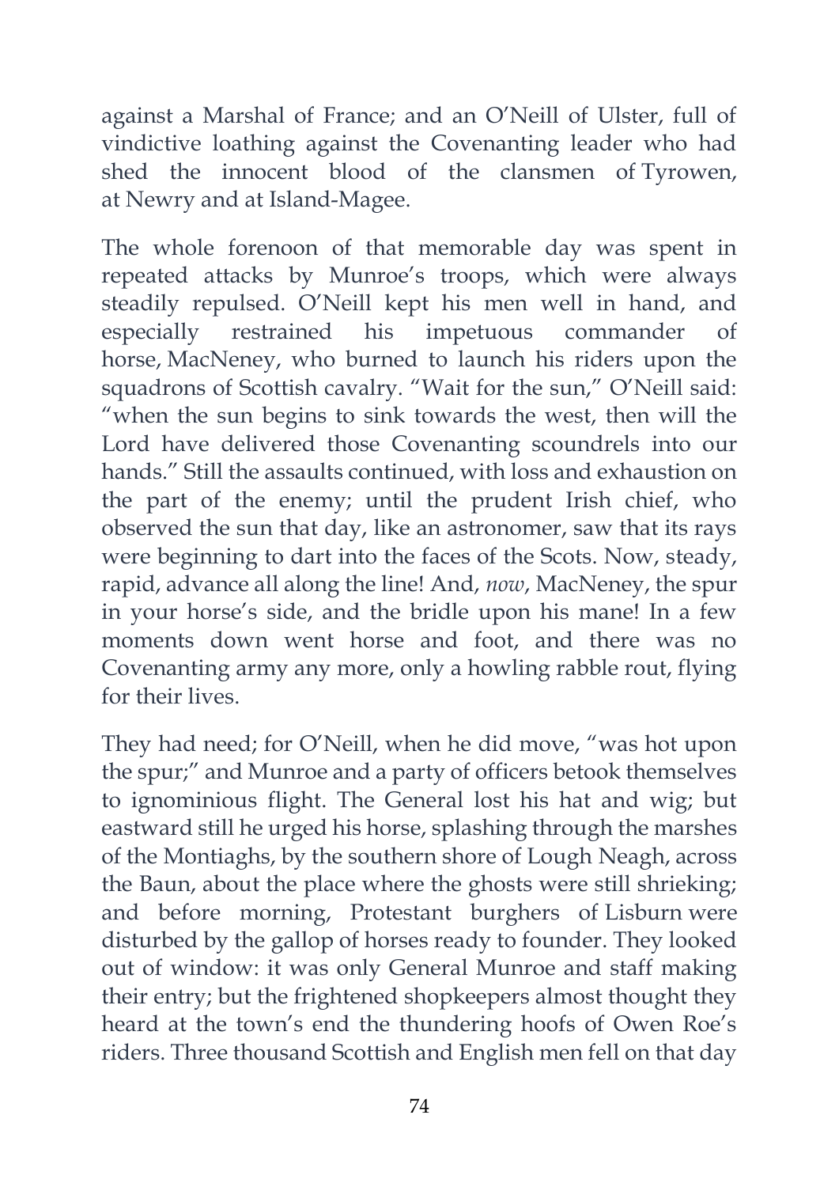against a Marshal of France; and an O'Neill of Ulster, full of vindictive loathing against the Covenanting leader who had shed the innocent blood of the clansmen of Tyrowen, at Newry and at Island-Magee.

The whole forenoon of that memorable day was spent in repeated attacks by Munroe's troops, which were always steadily repulsed. O'Neill kept his men well in hand, and especially restrained his impetuous commander of horse, MacNeney, who burned to launch his riders upon the squadrons of Scottish cavalry. "Wait for the sun," O'Neill said: "when the sun begins to sink towards the west, then will the Lord have delivered those Covenanting scoundrels into our hands." Still the assaults continued, with loss and exhaustion on the part of the enemy; until the prudent Irish chief, who observed the sun that day, like an astronomer, saw that its rays were beginning to dart into the faces of the Scots. Now, steady, rapid, advance all along the line! And, *now*, MacNeney, the spur in your horse's side, and the bridle upon his mane! In a few moments down went horse and foot, and there was no Covenanting army any more, only a howling rabble rout, flying for their lives.

They had need; for O'Neill, when he did move, "was hot upon the spur;" and Munroe and a party of officers betook themselves to ignominious flight. The General lost his hat and wig; but eastward still he urged his horse, splashing through the marshes of the Montiaghs, by the southern shore of Lough Neagh, across the Baun, about the place where the ghosts were still shrieking; and before morning, Protestant burghers of Lisburn were disturbed by the gallop of horses ready to founder. They looked out of window: it was only General Munroe and staff making their entry; but the frightened shopkeepers almost thought they heard at the town's end the thundering hoofs of Owen Roe's riders. Three thousand Scottish and English men fell on that day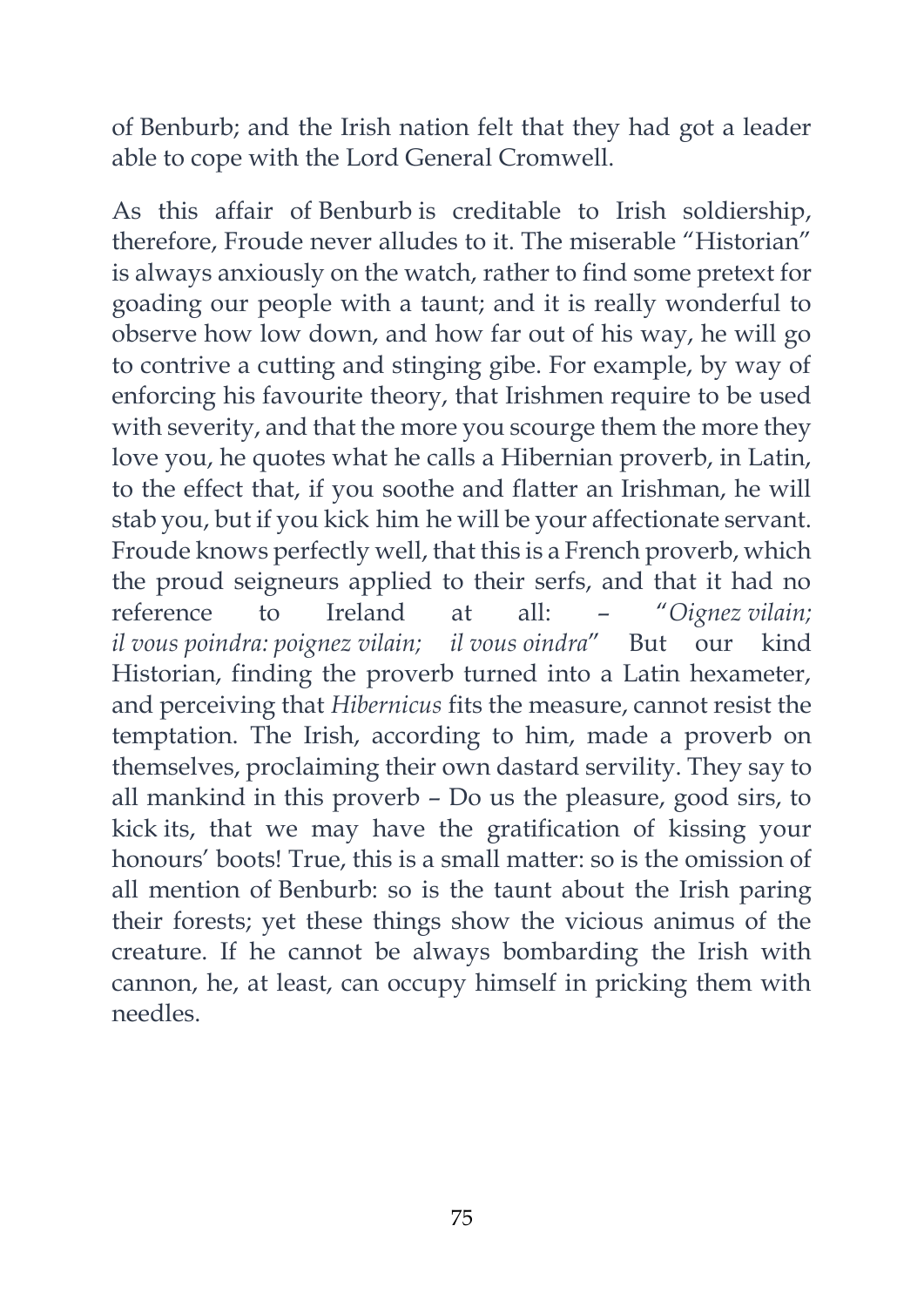of Benburb; and the Irish nation felt that they had got a leader able to cope with the Lord General Cromwell.

As this affair of Benburb is creditable to Irish soldiership, therefore, Froude never alludes to it. The miserable "Historian" is always anxiously on the watch, rather to find some pretext for goading our people with a taunt; and it is really wonderful to observe how low down, and how far out of his way, he will go to contrive a cutting and stinging gibe. For example, by way of enforcing his favourite theory, that Irishmen require to be used with severity, and that the more you scourge them the more they love you, he quotes what he calls a Hibernian proverb, in Latin, to the effect that, if you soothe and flatter an Irishman, he will stab you, but if you kick him he will be your affectionate servant. Froude knows perfectly well, that this is a French proverb, which the proud seigneurs applied to their serfs, and that it had no reference to Ireland at all: – "*Oignez vilain; il vous poindra: poignez vilain; il vous oindra*" But our kind Historian, finding the proverb turned into a Latin hexameter, and perceiving that *Hibernicus* fits the measure, cannot resist the temptation. The Irish, according to him, made a proverb on themselves, proclaiming their own dastard servility. They say to all mankind in this proverb – Do us the pleasure, good sirs, to kick its, that we may have the gratification of kissing your honours' boots! True, this is a small matter: so is the omission of all mention of Benburb: so is the taunt about the Irish paring their forests; yet these things show the vicious animus of the creature. If he cannot be always bombarding the Irish with cannon, he, at least, can occupy himself in pricking them with needles.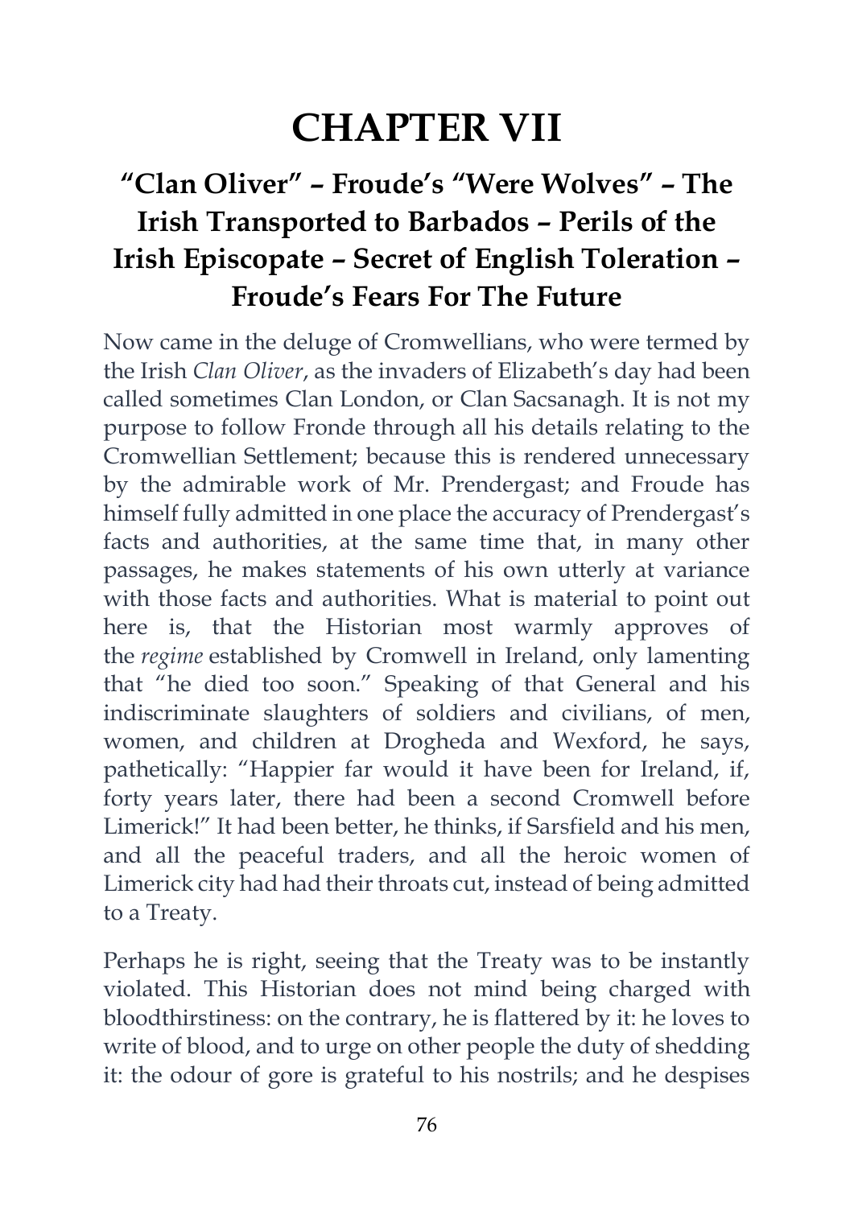# CHAPTER VII

## "Clan Oliver" – Froude's "Were Wolves" – The Irish Transported to Barbados – Perils of the Irish Episcopate – Secret of English Toleration – Froude's Fears For The Future

Now came in the deluge of Cromwellians, who were termed by the Irish *Clan Oliver*, as the invaders of Elizabeth's day had been called sometimes Clan London, or Clan Sacsanagh. It is not my purpose to follow Fronde through all his details relating to the Cromwellian Settlement; because this is rendered unnecessary by the admirable work of Mr. Prendergast; and Froude has himself fully admitted in one place the accuracy of Prendergast's facts and authorities, at the same time that, in many other passages, he makes statements of his own utterly at variance with those facts and authorities. What is material to point out here is, that the Historian most warmly approves of the *regime* established by Cromwell in Ireland, only lamenting that "he died too soon." Speaking of that General and his indiscriminate slaughters of soldiers and civilians, of men, women, and children at Drogheda and Wexford, he says, pathetically: "Happier far would it have been for Ireland, if, forty years later, there had been a second Cromwell before Limerick!" It had been better, he thinks, if Sarsfield and his men, and all the peaceful traders, and all the heroic women of Limerick city had had their throats cut, instead of being admitted to a Treaty.

Perhaps he is right, seeing that the Treaty was to be instantly violated. This Historian does not mind being charged with bloodthirstiness: on the contrary, he is flattered by it: he loves to write of blood, and to urge on other people the duty of shedding it: the odour of gore is grateful to his nostrils; and he despises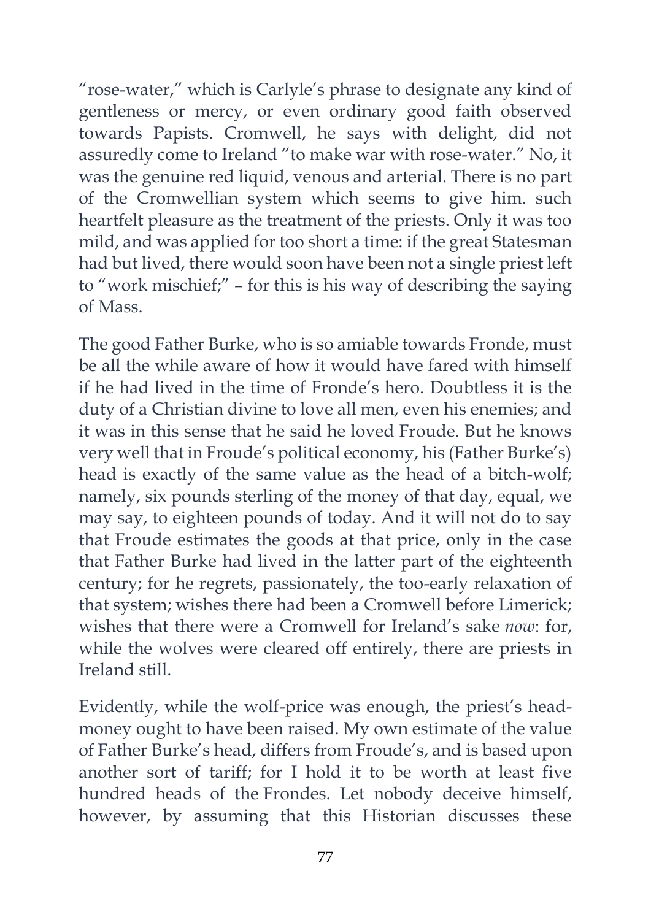"rose-water," which is Carlyle's phrase to designate any kind of gentleness or mercy, or even ordinary good faith observed towards Papists. Cromwell, he says with delight, did not assuredly come to Ireland "to make war with rose-water." No, it was the genuine red liquid, venous and arterial. There is no part of the Cromwellian system which seems to give him. such heartfelt pleasure as the treatment of the priests. Only it was too mild, and was applied for too short a time: if the great Statesman had but lived, there would soon have been not a single priest left to "work mischief;" – for this is his way of describing the saying of Mass.

The good Father Burke, who is so amiable towards Fronde, must be all the while aware of how it would have fared with himself if he had lived in the time of Fronde's hero. Doubtless it is the duty of a Christian divine to love all men, even his enemies; and it was in this sense that he said he loved Froude. But he knows very well that in Froude's political economy, his (Father Burke's) head is exactly of the same value as the head of a bitch-wolf; namely, six pounds sterling of the money of that day, equal, we may say, to eighteen pounds of today. And it will not do to say that Froude estimates the goods at that price, only in the case that Father Burke had lived in the latter part of the eighteenth century; for he regrets, passionately, the too-early relaxation of that system; wishes there had been a Cromwell before Limerick; wishes that there were a Cromwell for Ireland's sake *now*: for, while the wolves were cleared off entirely, there are priests in Ireland still.

Evidently, while the wolf-price was enough, the priest's head-money ought to have been raised. My own estimate of the value of Father Burke's head, differs from Froude's, and is based upon another sort of tariff; for I hold it to be worth at least five hundred heads of the Frondes. Let nobody deceive himself, however, by assuming that this Historian discusses these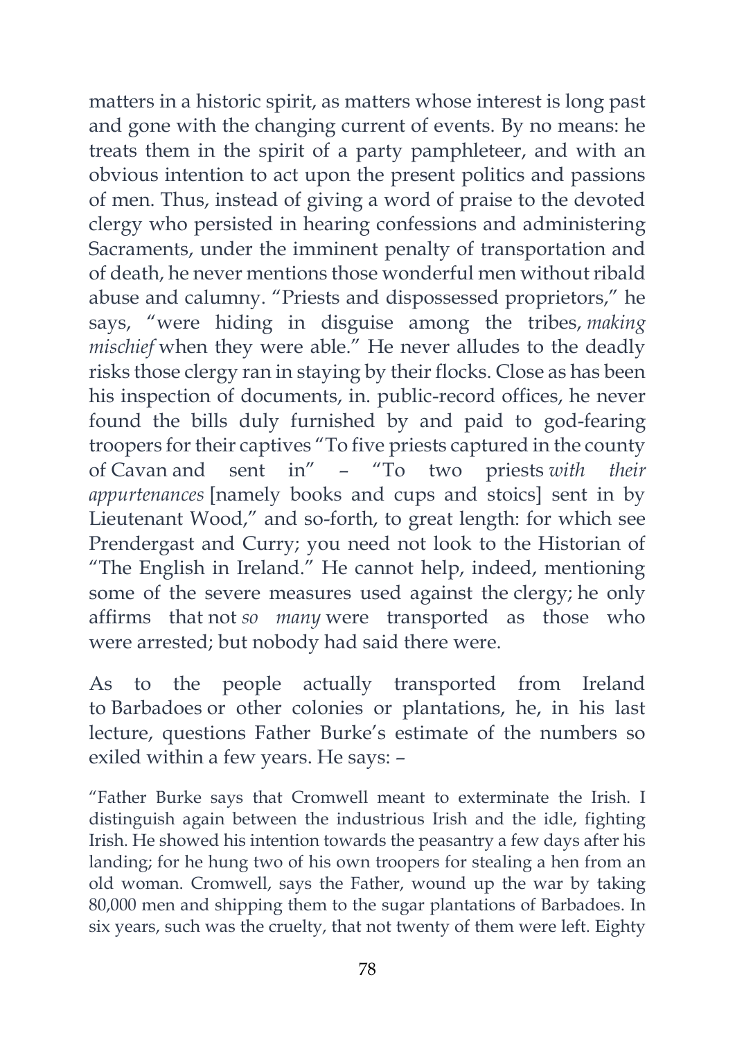matters in a historic spirit, as matters whose interest is long past and gone with the changing current of events. By no means: he treats them in the spirit of a party pamphleteer, and with an obvious intention to act upon the present politics and passions of men. Thus, instead of giving a word of praise to the devoted clergy who persisted in hearing confessions and administering Sacraments, under the imminent penalty of transportation and of death, he never mentions those wonderful men without ribald abuse and calumny. "Priests and dispossessed proprietors," he says, "were hiding in disguise among the tribes, *making mischief* when they were able." He never alludes to the deadly risks those clergy ran in staying by their flocks. Close as has been his inspection of documents, in. public-record offices, he never found the bills duly furnished by and paid to god-fearing troopers for their captives "To five priests captured in the county of Cavan and sent in" – "To two priests *with their appurtenances* [namely books and cups and stoics] sent in by Lieutenant Wood," and so-forth, to great length: for which see Prendergast and Curry; you need not look to the Historian of "The English in Ireland." He cannot help, indeed, mentioning some of the severe measures used against the clergy; he only affirms that not *so many* were transported as those who were arrested; but nobody had said there were.

As to the people actually transported from Ireland to Barbadoes or other colonies or plantations, he, in his last lecture, questions Father Burke's estimate of the numbers so exiled within a few years. He says: –

"Father Burke says that Cromwell meant to exterminate the Irish. I distinguish again between the industrious Irish and the idle, fighting Irish. He showed his intention towards the peasantry a few days after his landing; for he hung two of his own troopers for stealing a hen from an old woman. Cromwell, says the Father, wound up the war by taking 80,000 men and shipping them to the sugar plantations of Barbadoes. In six years, such was the cruelty, that not twenty of them were left. Eighty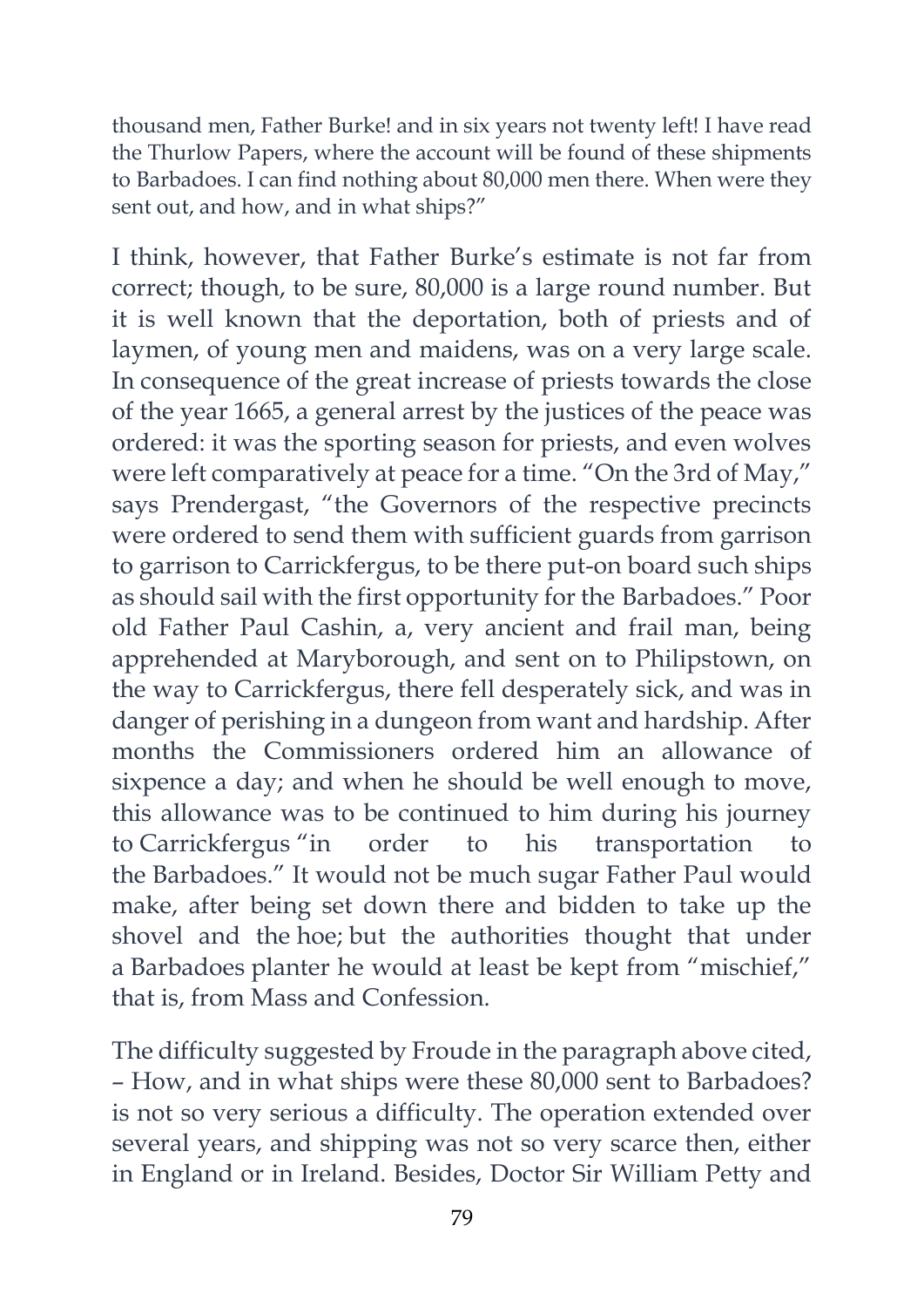thousand men, Father Burke! and in six years not twenty left! I have read the Thurlow Papers, where the account will be found of these shipments to Barbadoes. I can find nothing about 80,000 men there. When were they sent out, and how, and in what ships?"

I think, however, that Father Burke's estimate is not far from correct; though, to be sure, 80,000 is a large round number. But it is well known that the deportation, both of priests and of laymen, of young men and maidens, was on a very large scale. In consequence of the great increase of priests towards the close of the year 1665, a general arrest by the justices of the peace was ordered: it was the sporting season for priests, and even wolves were left comparatively at peace for a time. "On the 3rd of May," says Prendergast, "the Governors of the respective precincts were ordered to send them with sufficient guards from garrison to garrison to Carrickfergus, to be there put-on board such ships as should sail with the first opportunity for the Barbadoes." Poor old Father Paul Cashin, a, very ancient and frail man, being apprehended at Maryborough, and sent on to Philipstown, on the way to Carrickfergus, there fell desperately sick, and was in danger of perishing in a dungeon from want and hardship. After months the Commissioners ordered him an allowance of sixpence a day; and when he should be well enough to move, this allowance was to be continued to him during his journey to Carrickfergus "in order to his transportation to the Barbadoes." It would not be much sugar Father Paul would make, after being set down there and bidden to take up the shovel and the hoe; but the authorities thought that under a Barbadoes planter he would at least be kept from "mischief," that is, from Mass and Confession.

The difficulty suggested by Froude in the paragraph above cited, – How, and in what ships were these 80,000 sent to Barbadoes? is not so very serious a difficulty. The operation extended over several years, and shipping was not so very scarce then, either in England or in Ireland. Besides, Doctor Sir William Petty and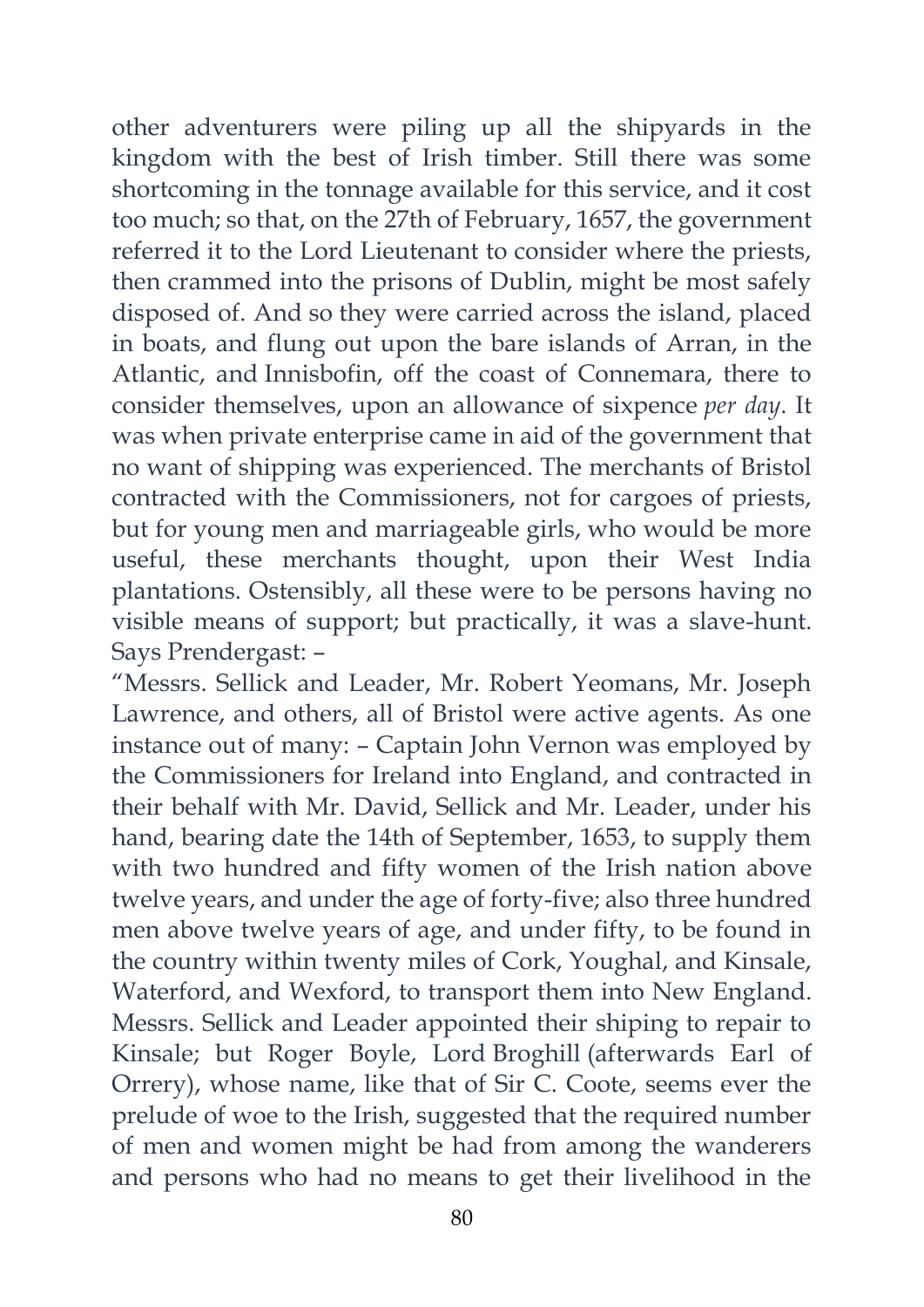other adventurers were piling up all the shipyards in the kingdom with the best of Irish timber. Still there was some shortcoming in the tonnage available for this service, and it cost too much; so that, on the 27th of February, 1657, the government referred it to the Lord Lieutenant to consider where the priests, then crammed into the prisons of Dublin, might be most safely disposed of. And so they were carried across the island, placed in boats, and flung out upon the bare islands of Arran, in the Atlantic, and Innisbofin, off the coast of Connemara, there to consider themselves, upon an allowance of sixpence *per day*. It was when private enterprise came in aid of the government that no want of shipping was experienced. The merchants of Bristol contracted with the Commissioners, not for cargoes of priests, but for young men and marriageable girls, who would be more useful, these merchants thought, upon their West India plantations. Ostensibly, all these were to be persons having no visible means of support; but practically, it was a slave-hunt. Says Prendergast: –

"Messrs. Sellick and Leader, Mr. Robert Yeomans, Mr. Joseph Lawrence, and others, all of Bristol were active agents. As one instance out of many: – Captain John Vernon was employed by the Commissioners for Ireland into England, and contracted in their behalf with Mr. David, Sellick and Mr. Leader, under his hand, bearing date the 14th of September, 1653, to supply them with two hundred and fifty women of the Irish nation above twelve years, and under the age of forty-five; also three hundred men above twelve years of age, and under fifty, to be found in the country within twenty miles of Cork, Youghal, and Kinsale, Waterford, and Wexford, to transport them into New England. Messrs. Sellick and Leader appointed their shiping to repair to Kinsale; but Roger Boyle, Lord Broghill (afterwards Earl of Orrery), whose name, like that of Sir C. Coote, seems ever the prelude of woe to the Irish, suggested that the required number of men and women might be had from among the wanderers and persons who had no means to get their livelihood in the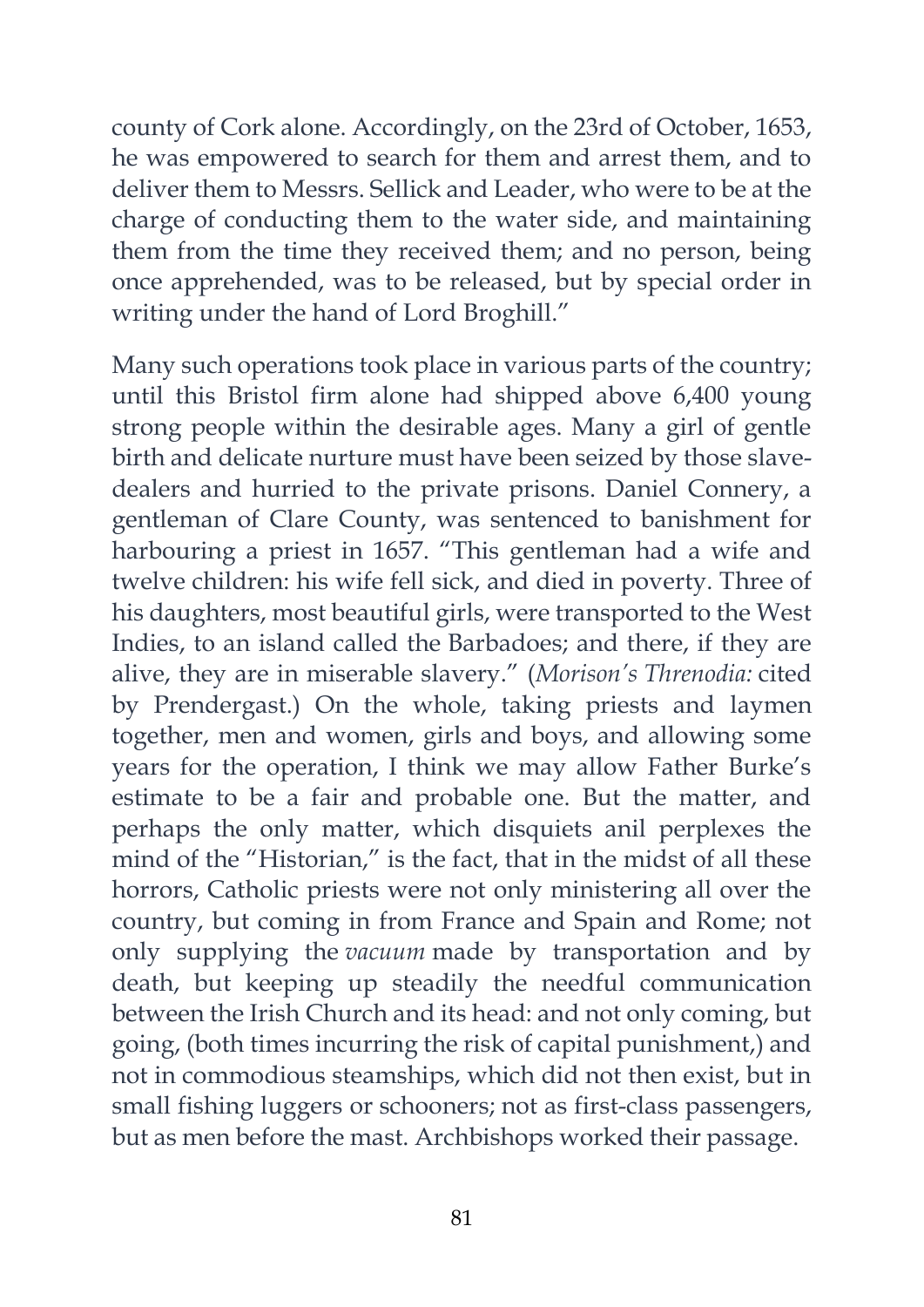county of Cork alone. Accordingly, on the 23rd of October, 1653, he was empowered to search for them and arrest them, and to deliver them to Messrs. Sellick and Leader, who were to be at the charge of conducting them to the water side, and maintaining them from the time they received them; and no person, being once apprehended, was to be released, but by special order in writing under the hand of Lord Broghill."

Many such operations took place in various parts of the country; until this Bristol firm alone had shipped above 6,400 young strong people within the desirable ages. Many a girl of gentle birth and delicate nurture must have been seized by those slave-dealers and hurried to the private prisons. Daniel Connery, a gentleman of Clare County, was sentenced to banishment for harbouring a priest in 1657. "This gentleman had a wife and twelve children: his wife fell sick, and died in poverty. Three of his daughters, most beautiful girls, were transported to the West Indies, to an island called the Barbadoes; and there, if they are alive, they are in miserable slavery." (*Morison's Threnodia:* cited by Prendergast.) On the whole, taking priests and laymen together, men and women, girls and boys, and allowing some years for the operation, I think we may allow Father Burke's estimate to be a fair and probable one. But the matter, and perhaps the only matter, which disquiets anil perplexes the mind of the "Historian," is the fact, that in the midst of all these horrors, Catholic priests were not only ministering all over the country, but coming in from France and Spain and Rome; not only supplying the *vacuum* made by transportation and by death, but keeping up steadily the needful communication between the Irish Church and its head: and not only coming, but going, (both times incurring the risk of capital punishment,) and not in commodious steamships, which did not then exist, but in small fishing luggers or schooners; not as first-class passengers, but as men before the mast. Archbishops worked their passage.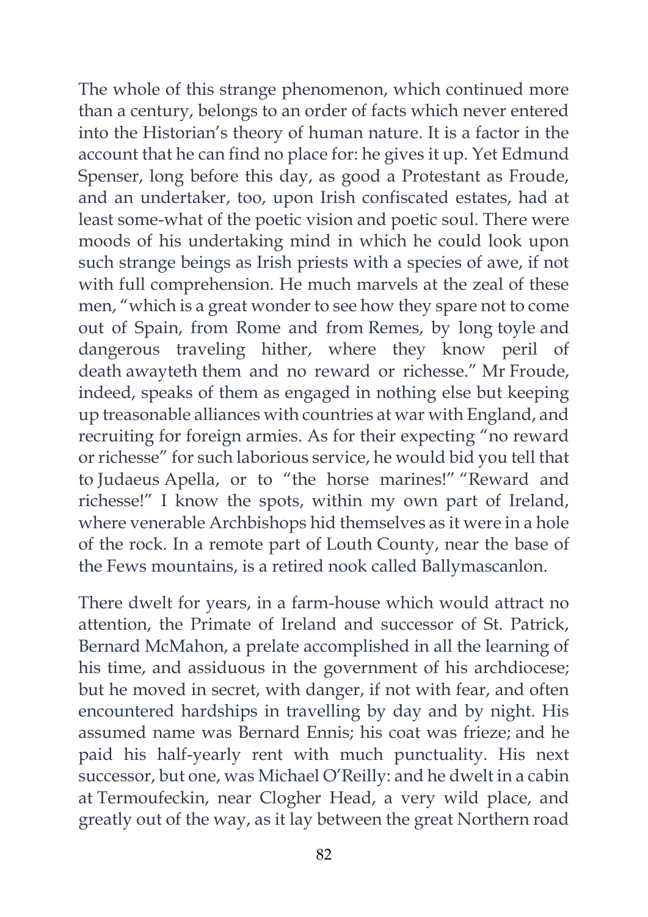The whole of this strange phenomenon, which continued more than a century, belongs to an order of facts which never entered into the Historian's theory of human nature. It is a factor in the account that he can find no place for: he gives it up. Yet Edmund Spenser, long before this day, as good a Protestant as Froude, and an undertaker, too, upon Irish confiscated estates, had at least some-what of the poetic vision and poetic soul. There were moods of his undertaking mind in which he could look upon such strange beings as Irish priests with a species of awe, if not with full comprehension. He much marvels at the zeal of these men, "which is a great wonder to see how they spare not to come out of Spain, from Rome and from Remes, by long toyle and dangerous traveling hither, where they know peril of death awayteth them and no reward or richesse." Mr Froude, indeed, speaks of them as engaged in nothing else but keeping up treasonable alliances with countries at war with England, and recruiting for foreign armies. As for their expecting "no reward or richesse" for such laborious service, he would bid you tell that to Judaeus Apella, or to "the horse marines!" "Reward and richesse!" I know the spots, within my own part of Ireland, where venerable Archbishops hid themselves as it were in a hole of the rock. In a remote part of Louth County, near the base of the Fews mountains, is a retired nook called Ballymascanlon.

There dwelt for years, in a farm-house which would attract no attention, the Primate of Ireland and successor of St. Patrick, Bernard McMahon, a prelate accomplished in all the learning of his time, and assiduous in the government of his archdiocese; but he moved in secret, with danger, if not with fear, and often encountered hardships in travelling by day and by night. His assumed name was Bernard Ennis; his coat was frieze; and he paid his half-yearly rent with much punctuality. His next successor, but one, was Michael O'Reilly: and he dwelt in a cabin at Termoufeckin, near Clogher Head, a very wild place, and greatly out of the way, as it lay between the great Northern road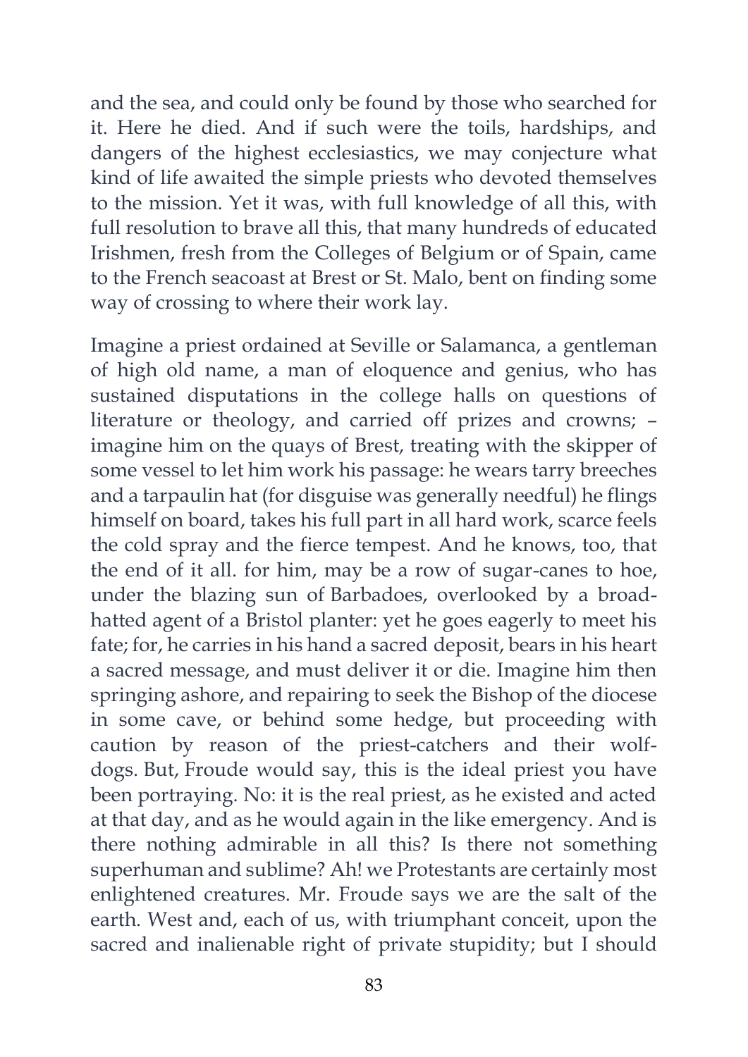and the sea, and could only be found by those who searched for it. Here he died. And if such were the toils, hardships, and dangers of the highest ecclesiastics, we may conjecture what kind of life awaited the simple priests who devoted themselves to the mission. Yet it was, with full knowledge of all this, with full resolution to brave all this, that many hundreds of educated Irishmen, fresh from the Colleges of Belgium or of Spain, came to the French seacoast at Brest or St. Malo, bent on finding some way of crossing to where their work lay.

Imagine a priest ordained at Seville or Salamanca, a gentleman of high old name, a man of eloquence and genius, who has sustained disputations in the college halls on questions of literature or theology, and carried off prizes and crowns; – imagine him on the quays of Brest, treating with the skipper of some vessel to let him work his passage: he wears tarry breeches and a tarpaulin hat (for disguise was generally needful) he flings himself on board, takes his full part in all hard work, scarce feels the cold spray and the fierce tempest. And he knows, too, that the end of it all. for him, may be a row of sugar-canes to hoe, under the blazing sun of Barbadoes, overlooked by a broad-hatted agent of a Bristol planter: yet he goes eagerly to meet his fate; for, he carries in his hand a sacred deposit, bears in his heart a sacred message, and must deliver it or die. Imagine him then springing ashore, and repairing to seek the Bishop of the diocese in some cave, or behind some hedge, but proceeding with caution by reason of the priest-catchers and their wolf-dogs. But, Froude would say, this is the ideal priest you have been portraying. No: it is the real priest, as he existed and acted at that day, and as he would again in the like emergency. And is there nothing admirable in all this? Is there not something superhuman and sublime? Ah! we Protestants are certainly most enlightened creatures. Mr. Froude says we are the salt of the earth. West and, each of us, with triumphant conceit, upon the sacred and inalienable right of private stupidity; but I should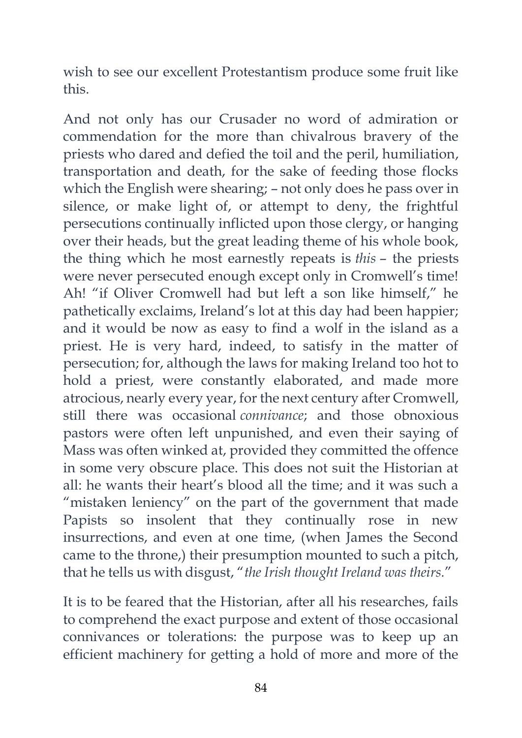wish to see our excellent Protestantism produce some fruit like this.

And not only has our Crusader no word of admiration or commendation for the more than chivalrous bravery of the priests who dared and defied the toil and the peril, humiliation, transportation and death, for the sake of feeding those flocks which the English were shearing; – not only does he pass over in silence, or make light of, or attempt to deny, the frightful persecutions continually inflicted upon those clergy, or hanging over their heads, but the great leading theme of his whole book, the thing which he most earnestly repeats is *this* – the priests were never persecuted enough except only in Cromwell's time! Ah! "if Oliver Cromwell had but left a son like himself," he pathetically exclaims, Ireland's lot at this day had been happier; and it would be now as easy to find a wolf in the island as a priest. He is very hard, indeed, to satisfy in the matter of persecution; for, although the laws for making Ireland too hot to hold a priest, were constantly elaborated, and made more atrocious, nearly every year, for the next century after Cromwell, still there was occasional *connivance*; and those obnoxious pastors were often left unpunished, and even their saying of Mass was often winked at, provided they committed the offence in some very obscure place. This does not suit the Historian at all: he wants their heart's blood all the time; and it was such a "mistaken leniency" on the part of the government that made Papists so insolent that they continually rose in new insurrections, and even at one time, (when James the Second came to the throne,) their presumption mounted to such a pitch, that he tells us with disgust, "*the Irish thought Ireland was theirs.*"

It is to be feared that the Historian, after all his researches, fails to comprehend the exact purpose and extent of those occasional connivances or tolerations: the purpose was to keep up an efficient machinery for getting a hold of more and more of the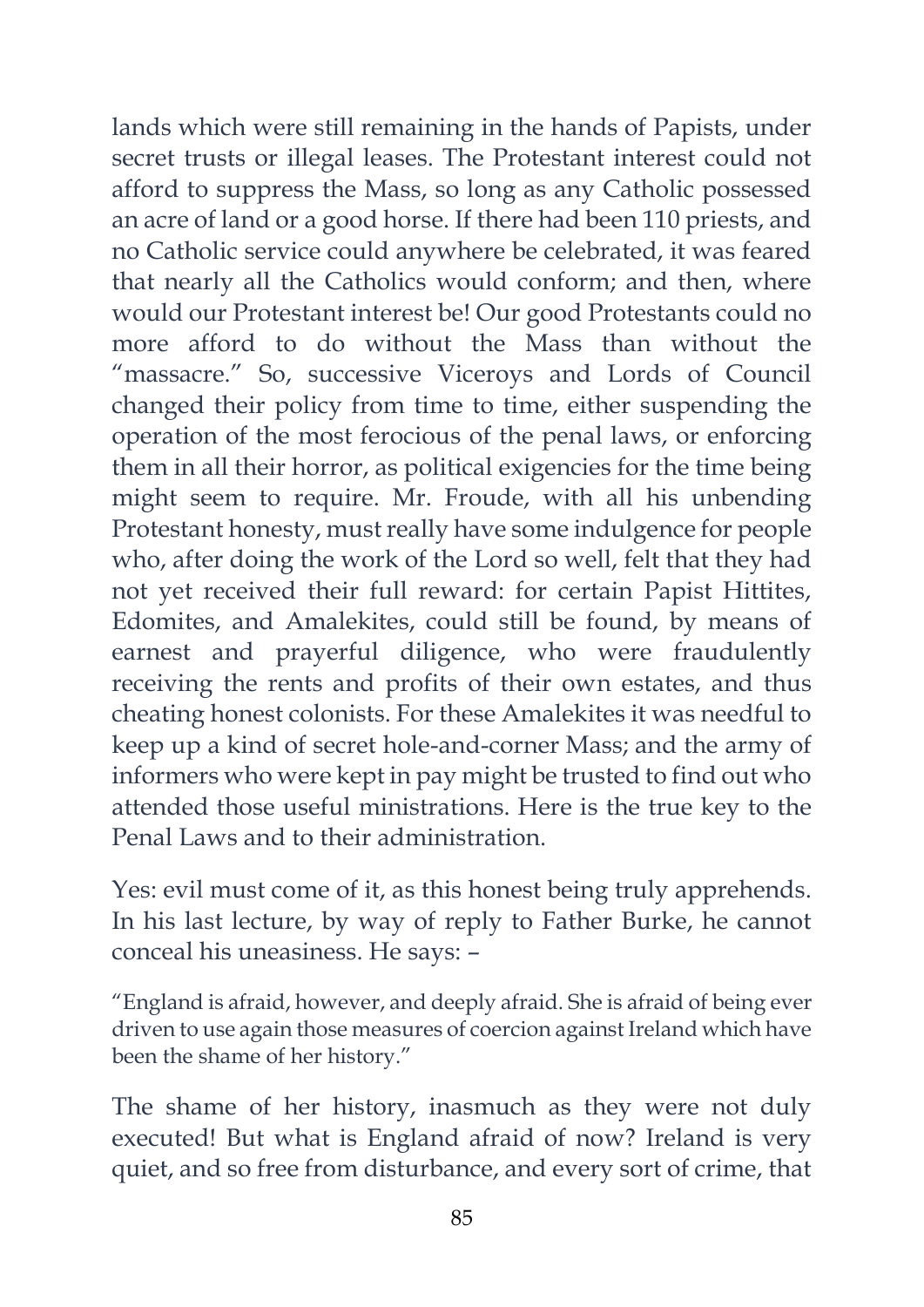lands which were still remaining in the hands of Papists, under secret trusts or illegal leases. The Protestant interest could not afford to suppress the Mass, so long as any Catholic possessed an acre of land or a good horse. If there had been 110 priests, and no Catholic service could anywhere be celebrated, it was feared that nearly all the Catholics would conform; and then, where would our Protestant interest be! Our good Protestants could no more afford to do without the Mass than without the "massacre." So, successive Viceroys and Lords of Council changed their policy from time to time, either suspending the operation of the most ferocious of the penal laws, or enforcing them in all their horror, as political exigencies for the time being might seem to require. Mr. Froude, with all his unbending Protestant honesty, must really have some indulgence for people who, after doing the work of the Lord so well, felt that they had not yet received their full reward: for certain Papist Hittites, Edomites, and Amalekites, could still be found, by means of earnest and prayerful diligence, who were fraudulently receiving the rents and profits of their own estates, and thus cheating honest colonists. For these Amalekites it was needful to keep up a kind of secret hole-and-corner Mass; and the army of informers who were kept in pay might be trusted to find out who attended those useful ministrations. Here is the true key to the Penal Laws and to their administration.

Yes: evil must come of it, as this honest being truly apprehends. In his last lecture, by way of reply to Father Burke, he cannot conceal his uneasiness. He says: –

> "England is afraid, however, and deeply afraid. She is afraid of being ever driven to use again those measures of coercion against Ireland which have been the shame of her history."

The shame of her history, inasmuch as they were not duly executed! But what is England afraid of now? Ireland is very quiet, and so free from disturbance, and every sort of crime, that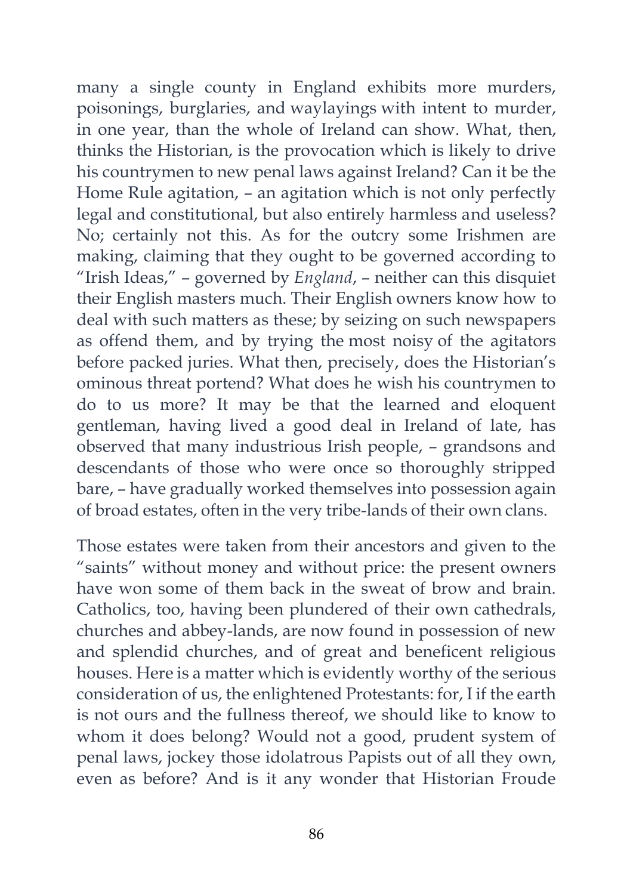many a single county in England exhibits more murders, poisonings, burglaries, and waylayings with intent to murder, in one year, than the whole of Ireland can show. What, then, thinks the Historian, is the provocation which is likely to drive his countrymen to new penal laws against Ireland? Can it be the Home Rule agitation, – an agitation which is not only perfectly legal and constitutional, but also entirely harmless and useless? No; certainly not this. As for the outcry some Irishmen are making, claiming that they ought to be governed according to "Irish Ideas," – governed by *England*, – neither can this disquiet their English masters much. Their English owners know how to deal with such matters as these; by seizing on such newspapers as offend them, and by trying the most noisy of the agitators before packed juries. What then, precisely, does the Historian's ominous threat portend? What does he wish his countrymen to do to us more? It may be that the learned and eloquent gentleman, having lived a good deal in Ireland of late, has observed that many industrious Irish people, – grandsons and descendants of those who were once so thoroughly stripped bare, – have gradually worked themselves into possession again of broad estates, often in the very tribe-lands of their own clans.

Those estates were taken from their ancestors and given to the "saints" without money and without price: the present owners have won some of them back in the sweat of brow and brain. Catholics, too, having been plundered of their own cathedrals, churches and abbey-lands, are now found in possession of new and splendid churches, and of great and beneficent religious houses. Here is a matter which is evidently worthy of the serious consideration of us, the enlightened Protestants: for, I if the earth is not ours and the fullness thereof, we should like to know to whom it does belong? Would not a good, prudent system of penal laws, jockey those idolatrous Papists out of all they own, even as before? And is it any wonder that Historian Froude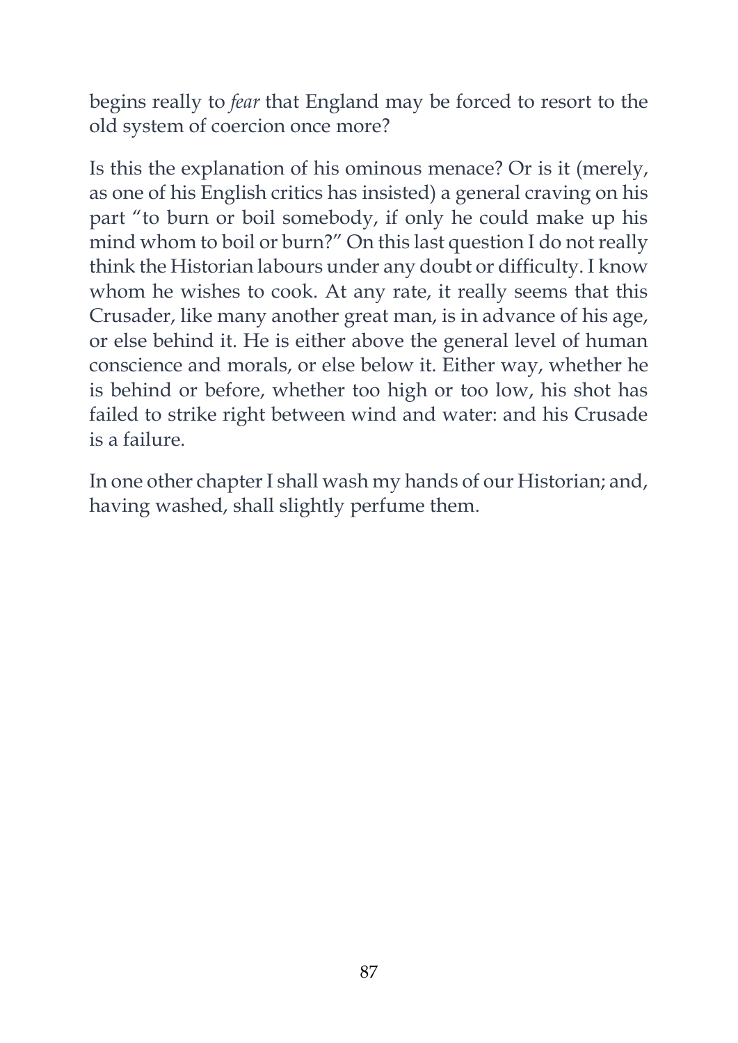begins really to *fear* that England may be forced to resort to the old system of coercion once more?

Is this the explanation of his ominous menace? Or is it (merely, as one of his English critics has insisted) a general craving on his part "to burn or boil somebody, if only he could make up his mind whom to boil or burn?" On this last question I do not really think the Historian labours under any doubt or difficulty. I know whom he wishes to cook. At any rate, it really seems that this Crusader, like many another great man, is in advance of his age, or else behind it. He is either above the general level of human conscience and morals, or else below it. Either way, whether he is behind or before, whether too high or too low, his shot has failed to strike right between wind and water: and his Crusade is a failure.

In one other chapter I shall wash my hands of our Historian; and, having washed, shall slightly perfume them.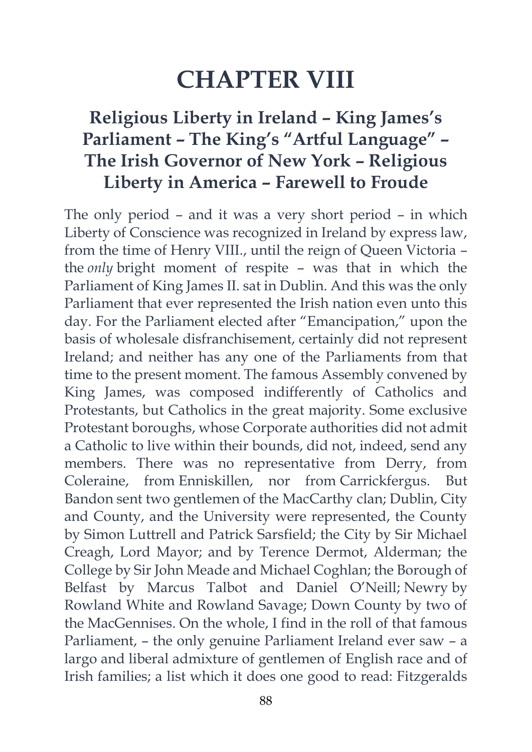# CHAPTER VIII

## Religious Liberty in Ireland – King James's Parliament – The King's "Artful Language" – The Irish Governor of New York – Religious Liberty in America – Farewell to Froude

The only period – and it was a very short period – in which Liberty of Conscience was recognized in Ireland by express law, from the time of Henry VIII., until the reign of Queen Victoria – the *only* bright moment of respite – was that in which the Parliament of King James II. sat in Dublin. And this was the only Parliament that ever represented the Irish nation even unto this day. For the Parliament elected after "Emancipation," upon the basis of wholesale disfranchisement, certainly did not represent Ireland; and neither has any one of the Parliaments from that time to the present moment. The famous Assembly convened by King James, was composed indifferently of Catholics and Protestants, but Catholics in the great majority. Some exclusive Protestant boroughs, whose Corporate authorities did not admit a Catholic to live within their bounds, did not, indeed, send any members. There was no representative from Derry, from Coleraine, from Enniskillen, nor from Carrickfergus. But Bandon sent two gentlemen of the MacCarthy clan; Dublin, City and County, and the University were represented, the County by Simon Luttrell and Patrick Sarsfield; the City by Sir Michael Creagh, Lord Mayor; and by Terence Dermot, Alderman; the College by Sir John Meade and Michael Coghlan; the Borough of Belfast by Marcus Talbot and Daniel O'Neill; Newry by Rowland White and Rowland Savage; Down County by two of the MacGennises. On the whole, I find in the roll of that famous Parliament, – the only genuine Parliament Ireland ever saw – a largo and liberal admixture of gentlemen of English race and of Irish families; a list which it does one good to read: Fitzgeralds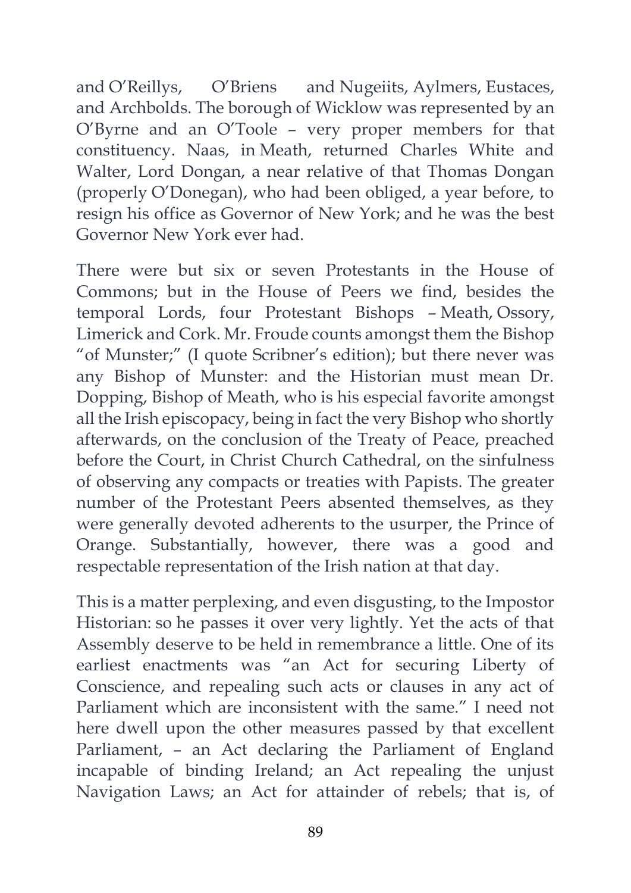and O'Reillys, O'Briens and Nugeiits, Aylmers, Eustaces, and Archbolds. The borough of Wicklow was represented by an O'Byrne and an O'Toole – very proper members for that constituency. Naas, in Meath, returned Charles White and Walter, Lord Dongan, a near relative of that Thomas Dongan (properly O'Donegan), who had been obliged, a year before, to resign his office as Governor of New York; and he was the best Governor New York ever had.

There were but six or seven Protestants in the House of Commons; but in the House of Peers we find, besides the temporal Lords, four Protestant Bishops – Meath, Ossory, Limerick and Cork. Mr. Froude counts amongst them the Bishop "of Munster;" (I quote Scribner's edition); but there never was any Bishop of Munster: and the Historian must mean Dr. Dopping, Bishop of Meath, who is his especial favorite amongst all the Irish episcopacy, being in fact the very Bishop who shortly afterwards, on the conclusion of the Treaty of Peace, preached before the Court, in Christ Church Cathedral, on the sinfulness of observing any compacts or treaties with Papists. The greater number of the Protestant Peers absented themselves, as they were generally devoted adherents to the usurper, the Prince of Orange. Substantially, however, there was a good and respectable representation of the Irish nation at that day.

This is a matter perplexing, and even disgusting, to the Impostor Historian: so he passes it over very lightly. Yet the acts of that Assembly deserve to be held in remembrance a little. One of its earliest enactments was "an Act for securing Liberty of Conscience, and repealing such acts or clauses in any act of Parliament which are inconsistent with the same." I need not here dwell upon the other measures passed by that excellent Parliament, – an Act declaring the Parliament of England incapable of binding Ireland; an Act repealing the unjust Navigation Laws; an Act for attainder of rebels; that is, of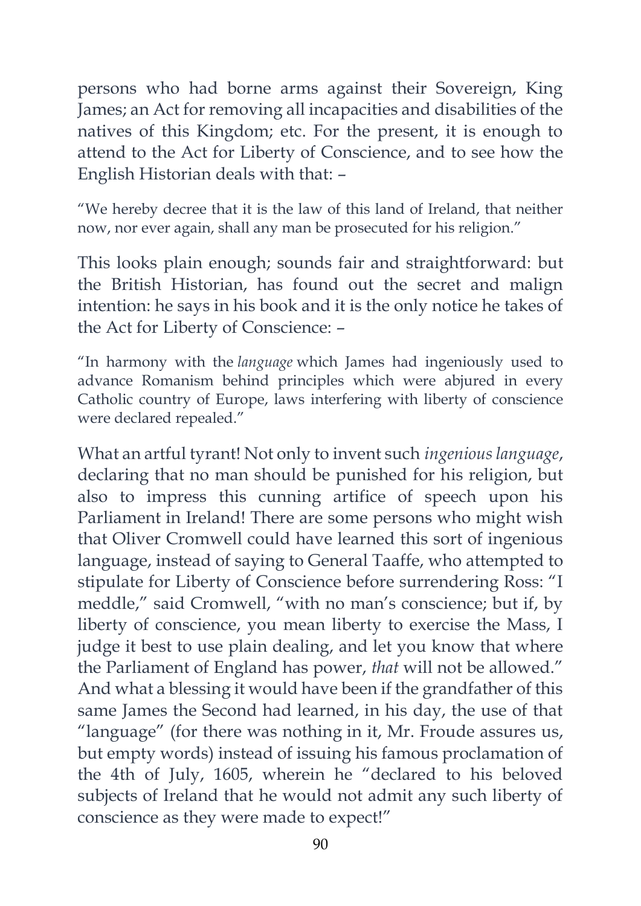persons who had borne arms against their Sovereign, King James; an Act for removing all incapacities and disabilities of the natives of this Kingdom; etc. For the present, it is enough to attend to the Act for Liberty of Conscience, and to see how the English Historian deals with that: –

> "We hereby decree that it is the law of this land of Ireland, that neither now, nor ever again, shall any man be prosecuted for his religion."

This looks plain enough; sounds fair and straightforward: but the British Historian, has found out the secret and malign intention: he says in his book and it is the only notice he takes of the Act for Liberty of Conscience: –

> "In harmony with the *language* which James had ingeniously used to advance Romanism behind principles which were abjured in every Catholic country of Europe, laws interfering with liberty of conscience were declared repealed."

What an artful tyrant! Not only to invent such *ingenious language*, declaring that no man should be punished for his religion, but also to impress this cunning artifice of speech upon his Parliament in Ireland! There are some persons who might wish that Oliver Cromwell could have learned this sort of ingenious language, instead of saying to General Taaffe, who attempted to stipulate for Liberty of Conscience before surrendering Ross: "I meddle," said Cromwell, "with no man's conscience; but if, by liberty of conscience, you mean liberty to exercise the Mass, I judge it best to use plain dealing, and let you know that where the Parliament of England has power, *that* will not be allowed." And what a blessing it would have been if the grandfather of this same James the Second had learned, in his day, the use of that "language" (for there was nothing in it, Mr. Froude assures us, but empty words) instead of issuing his famous proclamation of the 4th of July, 1605, wherein he "declared to his beloved subjects of Ireland that he would not admit any such liberty of conscience as they were made to expect!"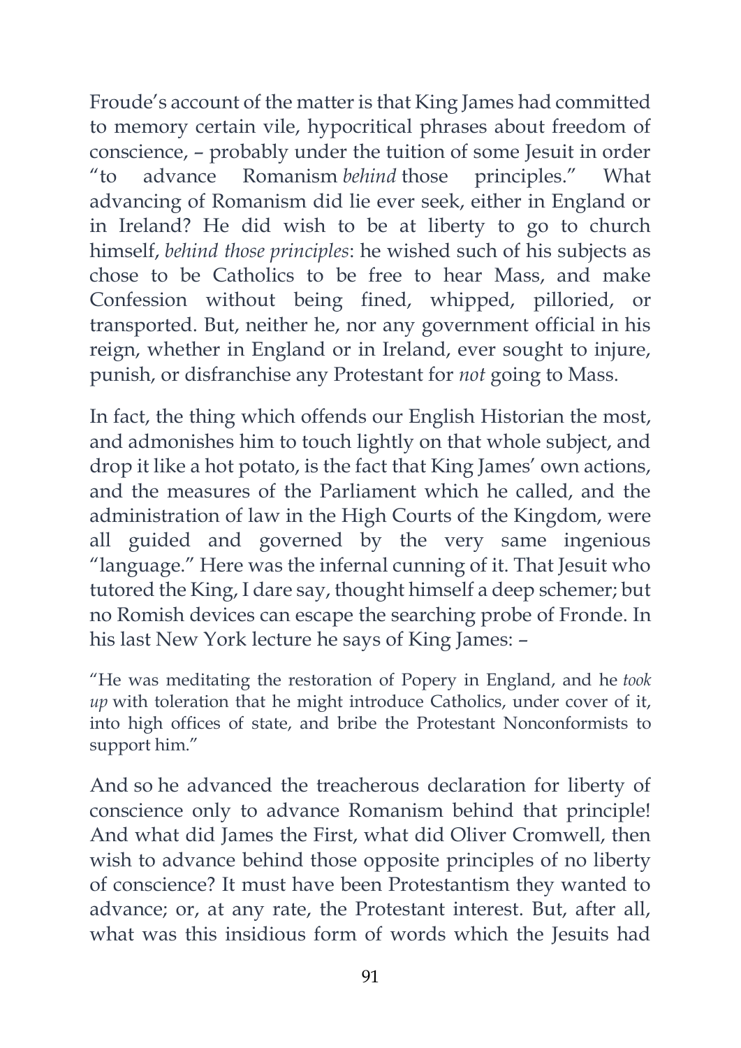Froude's account of the matter is that King James had committed to memory certain vile, hypocritical phrases about freedom of conscience, – probably under the tuition of some Jesuit in order "to advance Romanism *behind* those principles." What advancing of Romanism did lie ever seek, either in England or in Ireland? He did wish to be at liberty to go to church himself, *behind those principles*: he wished such of his subjects as chose to be Catholics to be free to hear Mass, and make Confession without being fined, whipped, pilloried, or transported. But, neither he, nor any government official in his reign, whether in England or in Ireland, ever sought to injure, punish, or disfranchise any Protestant for *not* going to Mass.

In fact, the thing which offends our English Historian the most, and admonishes him to touch lightly on that whole subject, and drop it like a hot potato, is the fact that King James' own actions, and the measures of the Parliament which he called, and the administration of law in the High Courts of the Kingdom, were all guided and governed by the very same ingenious "language." Here was the infernal cunning of it. That Jesuit who tutored the King, I dare say, thought himself a deep schemer; but no Romish devices can escape the searching probe of Fronde. In his last New York lecture he says of King James: –

> "He was meditating the restoration of Popery in England, and he *took up* with toleration that he might introduce Catholics, under cover of it, into high offices of state, and bribe the Protestant Nonconformists to support him."

And so he advanced the treacherous declaration for liberty of conscience only to advance Romanism behind that principle! And what did James the First, what did Oliver Cromwell, then wish to advance behind those opposite principles of no liberty of conscience? It must have been Protestantism they wanted to advance; or, at any rate, the Protestant interest. But, after all, what was this insidious form of words which the Jesuits had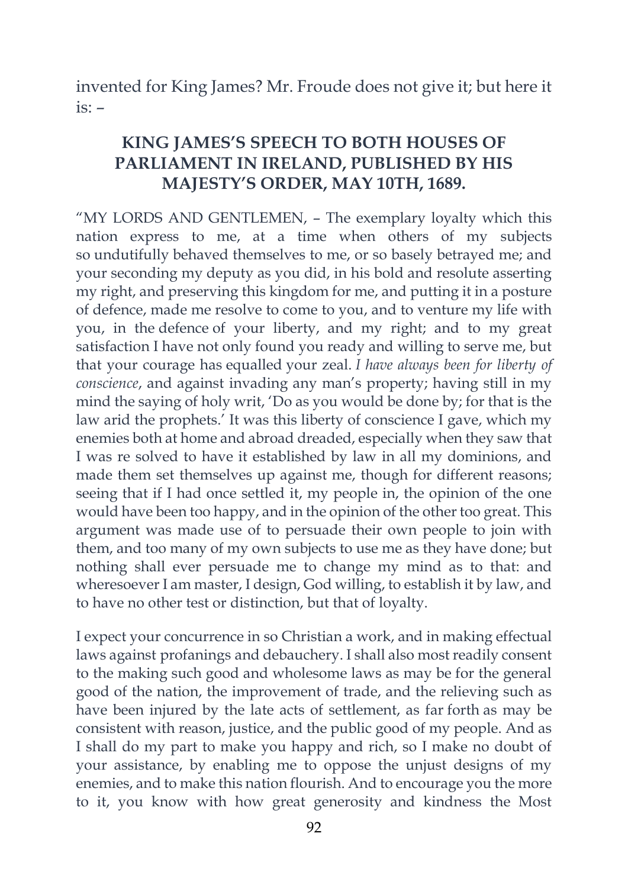invented for King James? Mr. Froude does not give it; but here it is: –

## KING JAMES'S SPEECH TO BOTH HOUSES OF PARLIAMENT IN IRELAND, PUBLISHED BY HIS MAJESTY'S ORDER, MAY 10TH, 1689.

"MY LORDS AND GENTLEMEN, – The exemplary loyalty which this nation express to me, at a time when others of my subjects so undutifully behaved themselves to me, or so basely betrayed me; and your seconding my deputy as you did, in his bold and resolute asserting my right, and preserving this kingdom for me, and putting it in a posture of defence, made me resolve to come to you, and to venture my life with you, in the defence of your liberty, and my right; and to my great satisfaction I have not only found you ready and willing to serve me, but that your courage has equalled your zeal. *I have always been for liberty of conscience*, and against invading any man's property; having still in my mind the saying of holy writ, 'Do as you would be done by; for that is the law arid the prophets.' It was this liberty of conscience I gave, which my enemies both at home and abroad dreaded, especially when they saw that I was re solved to have it established by law in all my dominions, and made them set themselves up against me, though for different reasons; seeing that if I had once settled it, my people in, the opinion of the one would have been too happy, and in the opinion of the other too great. This argument was made use of to persuade their own people to join with them, and too many of my own subjects to use me as they have done; but nothing shall ever persuade me to change my mind as to that: and wheresoever I am master, I design, God willing, to establish it by law, and to have no other test or distinction, but that of loyalty.

I expect your concurrence in so Christian a work, and in making effectual laws against profanings and debauchery. I shall also most readily consent to the making such good and wholesome laws as may be for the general good of the nation, the improvement of trade, and the relieving such as have been injured by the late acts of settlement, as far forth as may be consistent with reason, justice, and the public good of my people. And as I shall do my part to make you happy and rich, so I make no doubt of your assistance, by enabling me to oppose the unjust designs of my enemies, and to make this nation flourish. And to encourage you the more to it, you know with how great generosity and kindness the Most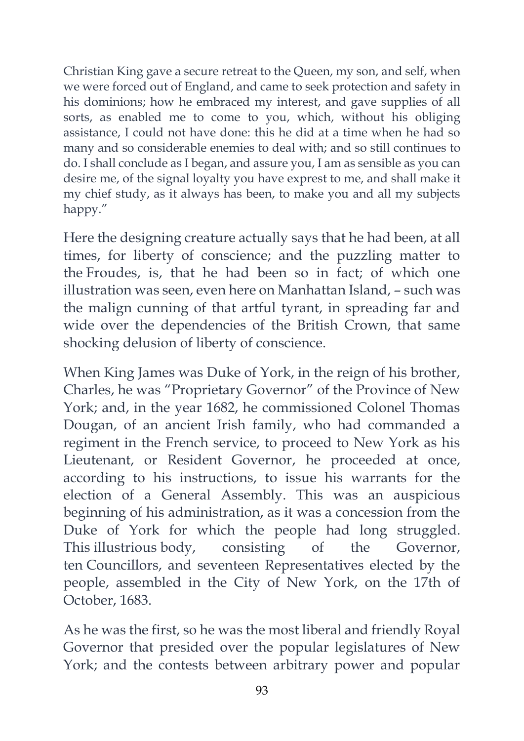Christian King gave a secure retreat to the Queen, my son, and self, when we were forced out of England, and came to seek protection and safety in his dominions; how he embraced my interest, and gave supplies of all sorts, as enabled me to come to you, which, without his obliging assistance, I could not have done: this he did at a time when he had so many and so considerable enemies to deal with; and so still continues to do. I shall conclude as I began, and assure you, I am as sensible as you can desire me, of the signal loyalty you have exprest to me, and shall make it my chief study, as it always has been, to make you and all my subjects happy."

Here the designing creature actually says that he had been, at all times, for liberty of conscience; and the puzzling matter to the Froudes, is, that he had been so in fact; of which one illustration was seen, even here on Manhattan Island, – such was the malign cunning of that artful tyrant, in spreading far and wide over the dependencies of the British Crown, that same shocking delusion of liberty of conscience.

When King James was Duke of York, in the reign of his brother, Charles, he was "Proprietary Governor" of the Province of New York; and, in the year 1682, he commissioned Colonel Thomas Dougan, of an ancient Irish family, who had commanded a regiment in the French service, to proceed to New York as his Lieutenant, or Resident Governor, he proceeded at once, according to his instructions, to issue his warrants for the election of a General Assembly. This was an auspicious beginning of his administration, as it was a concession from the Duke of York for which the people had long struggled. This illustrious body, consisting of the Governor, ten Councillors, and seventeen Representatives elected by the people, assembled in the City of New York, on the 17th of October, 1683.

As he was the first, so he was the most liberal and friendly Royal Governor that presided over the popular legislatures of New York; and the contests between arbitrary power and popular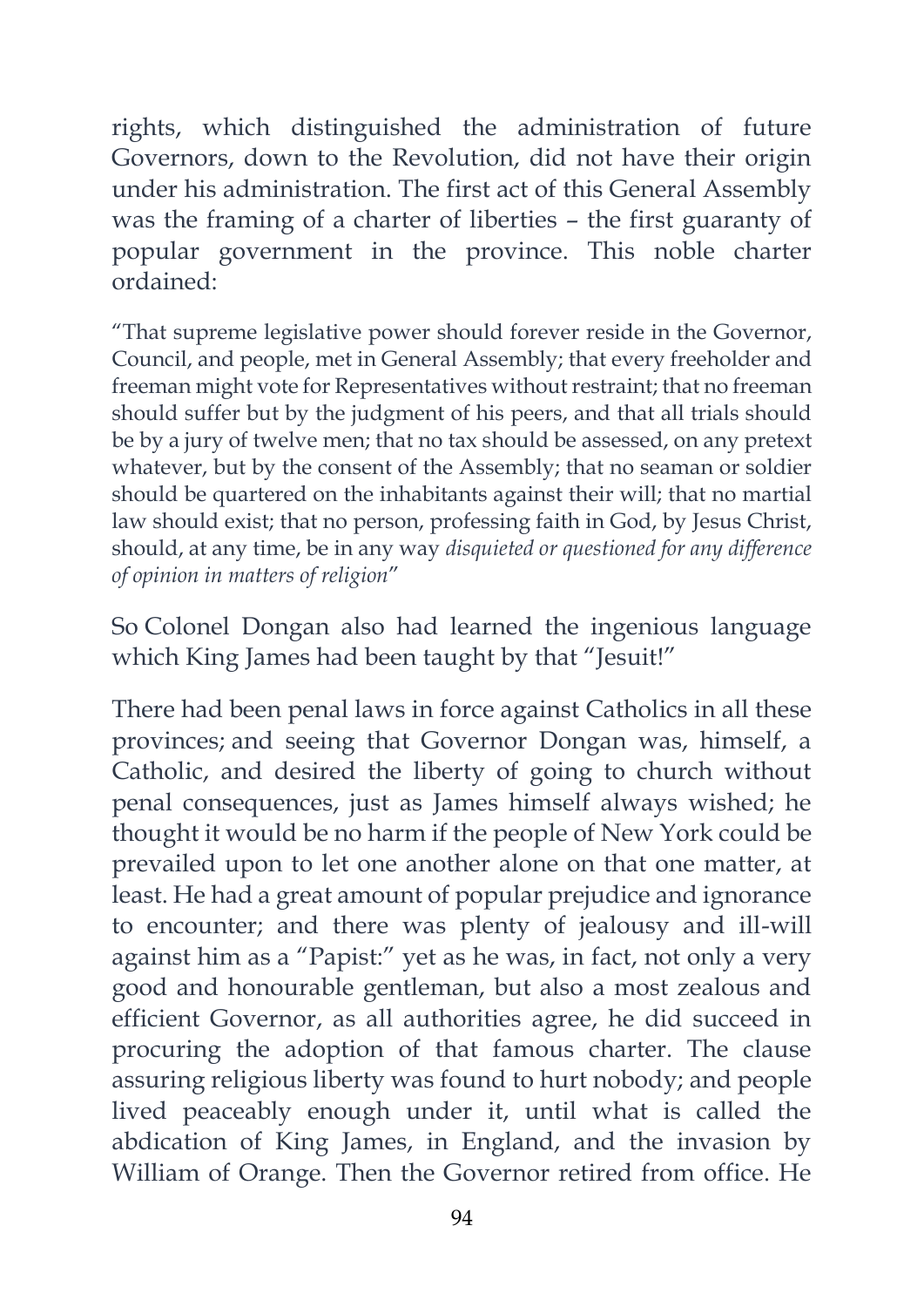rights, which distinguished the administration of future Governors, down to the Revolution, did not have their origin under his administration. The first act of this General Assembly was the framing of a charter of liberties – the first guaranty of popular government in the province. This noble charter ordained:

> "That supreme legislative power should forever reside in the Governor, Council, and people, met in General Assembly; that every freeholder and freeman might vote for Representatives without restraint; that no freeman should suffer but by the judgment of his peers, and that all trials should be by a jury of twelve men; that no tax should be assessed, on any pretext whatever, but by the consent of the Assembly; that no seaman or soldier should be quartered on the inhabitants against their will; that no martial law should exist; that no person, professing faith in God, by Jesus Christ, should, at any time, be in any way *disquieted or questioned for any difference of opinion in matters of religion*"

So Colonel Dongan also had learned the ingenious language which King James had been taught by that "Jesuit!"

There had been penal laws in force against Catholics in all these provinces; and seeing that Governor Dongan was, himself, a Catholic, and desired the liberty of going to church without penal consequences, just as James himself always wished; he thought it would be no harm if the people of New York could be prevailed upon to let one another alone on that one matter, at least. He had a great amount of popular prejudice and ignorance to encounter; and there was plenty of jealousy and ill-will against him as a "Papist:" yet as he was, in fact, not only a very good and honourable gentleman, but also a most zealous and efficient Governor, as all authorities agree, he did succeed in procuring the adoption of that famous charter. The clause assuring religious liberty was found to hurt nobody; and people lived peaceably enough under it, until what is called the abdication of King James, in England, and the invasion by William of Orange. Then the Governor retired from office. He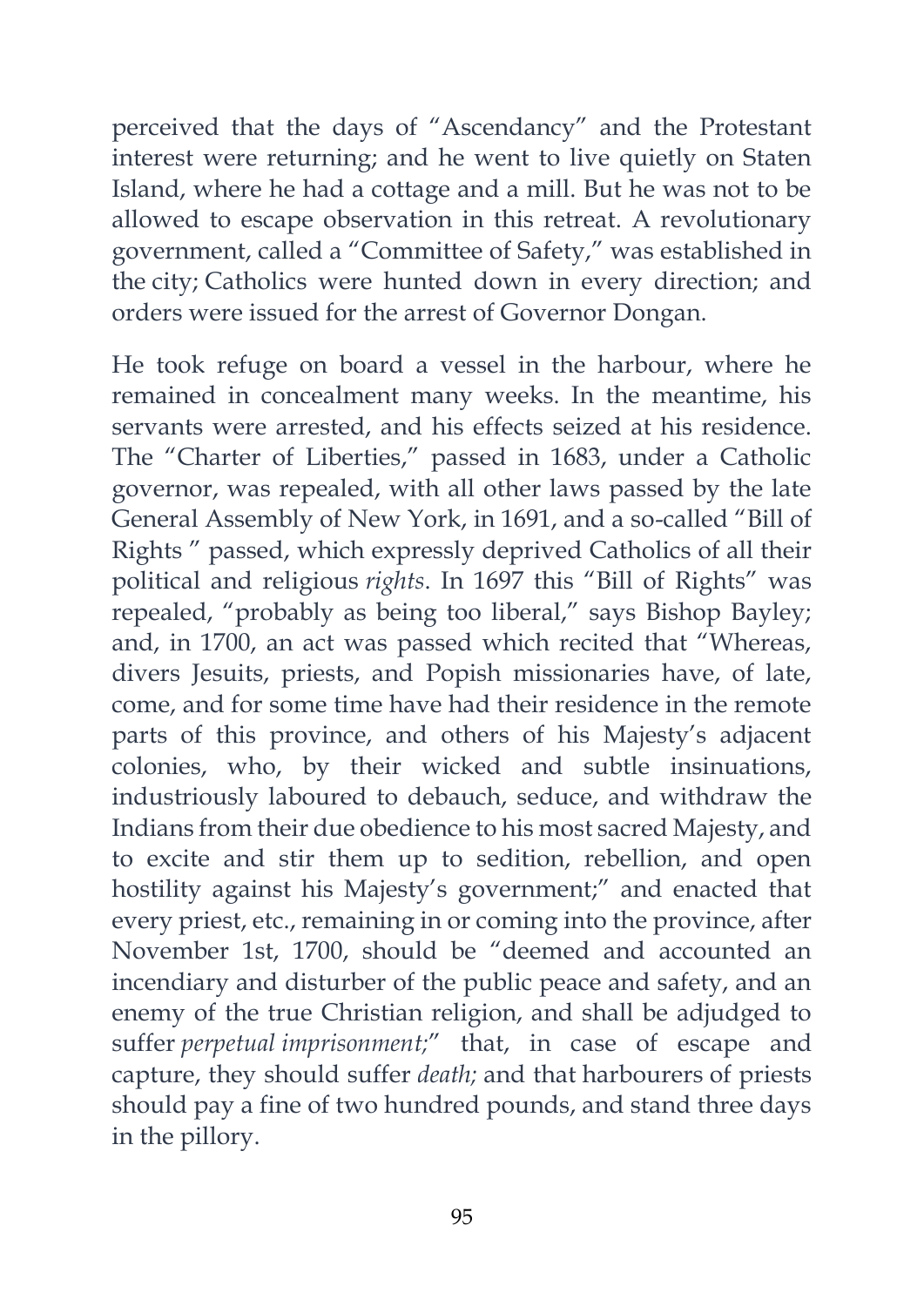perceived that the days of "Ascendancy" and the Protestant interest were returning; and he went to live quietly on Staten Island, where he had a cottage and a mill. But he was not to be allowed to escape observation in this retreat. A revolutionary government, called a "Committee of Safety," was established in the city; Catholics were hunted down in every direction; and orders were issued for the arrest of Governor Dongan.

He took refuge on board a vessel in the harbour, where he remained in concealment many weeks. In the meantime, his servants were arrested, and his effects seized at his residence. The "Charter of Liberties," passed in 1683, under a Catholic governor, was repealed, with all other laws passed by the late General Assembly of New York, in 1691, and a so-called "Bill of Rights " passed, which expressly deprived Catholics of all their political and religious *rights*. In 1697 this "Bill of Rights" was repealed, "probably as being too liberal," says Bishop Bayley; and, in 1700, an act was passed which recited that "Whereas, divers Jesuits, priests, and Popish missionaries have, of late, come, and for some time have had their residence in the remote parts of this province, and others of his Majesty's adjacent colonies, who, by their wicked and subtle insinuations, industriously laboured to debauch, seduce, and withdraw the Indians from their due obedience to his most sacred Majesty, and to excite and stir them up to sedition, rebellion, and open hostility against his Majesty's government;" and enacted that every priest, etc., remaining in or coming into the province, after November 1st, 1700, should be "deemed and accounted an incendiary and disturber of the public peace and safety, and an enemy of the true Christian religion, and shall be adjudged to suffer *perpetual imprisonment;*" that, in case of escape and capture, they should suffer *death;* and that harbourers of priests should pay a fine of two hundred pounds, and stand three days in the pillory.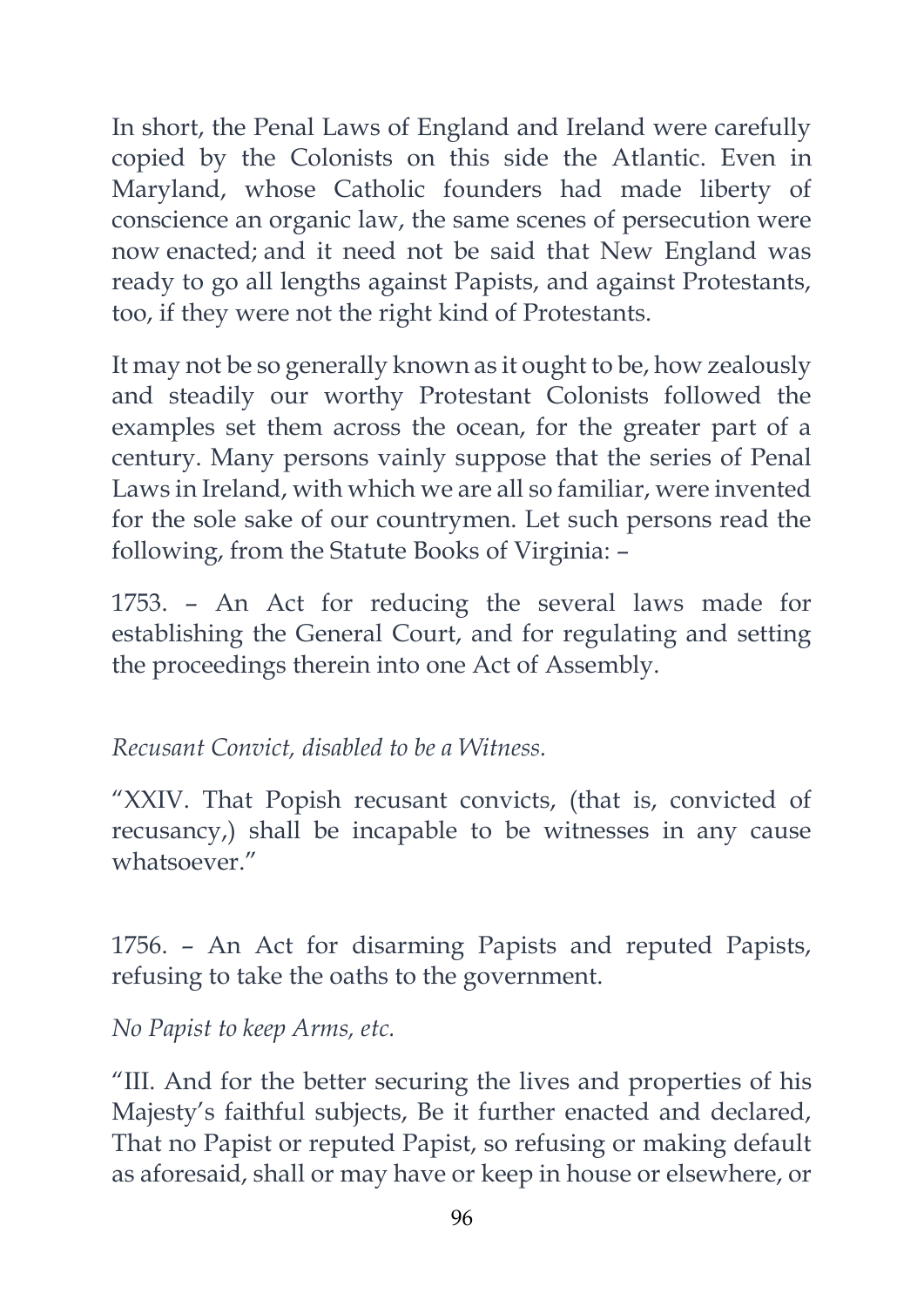In short, the Penal Laws of England and Ireland were carefully copied by the Colonists on this side the Atlantic. Even in Maryland, whose Catholic founders had made liberty of conscience an organic law, the same scenes of persecution were now enacted; and it need not be said that New England was ready to go all lengths against Papists, and against Protestants, too, if they were not the right kind of Protestants.

It may not be so generally known as it ought to be, how zealously and steadily our worthy Protestant Colonists followed the examples set them across the ocean, for the greater part of a century. Many persons vainly suppose that the series of Penal Laws in Ireland, with which we are all so familiar, were invented for the sole sake of our countrymen. Let such persons read the following, from the Statute Books of Virginia: –

1753. – An Act for reducing the several laws made for establishing the General Court, and for regulating and setting the proceedings therein into one Act of Assembly.

*Recusant Convict, disabled to be a Witness.*

"XXIV. That Popish recusant convicts, (that is, convicted of recusancy,) shall be incapable to be witnesses in any cause whatsoever."

1756. – An Act for disarming Papists and reputed Papists, refusing to take the oaths to the government.

*No Papist to keep Arms, etc.*

"III. And for the better securing the lives and properties of his Majesty's faithful subjects, Be it further enacted and declared, That no Papist or reputed Papist, so refusing or making default as aforesaid, shall or may have or keep in house or elsewhere, or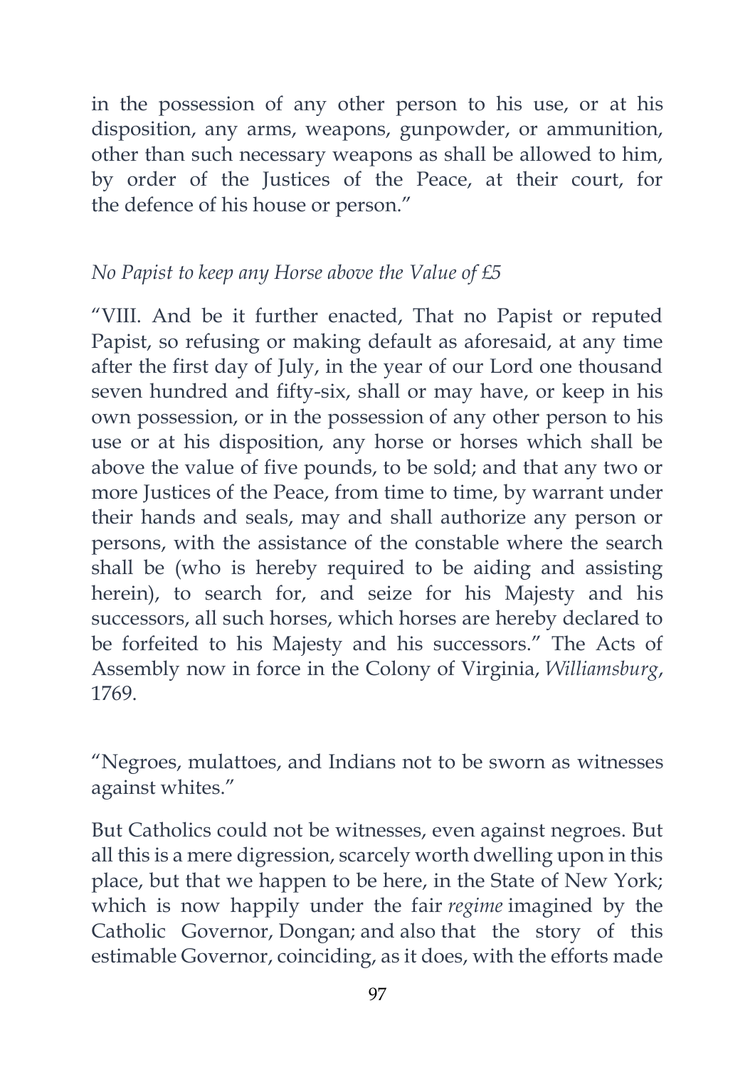in the possession of any other person to his use, or at his disposition, any arms, weapons, gunpowder, or ammunition, other than such necessary weapons as shall be allowed to him, by order of the Justices of the Peace, at their court, for the defence of his house or person."

*No Papist to keep any Horse above the Value of £5*

"VIII. And be it further enacted, That no Papist or reputed Papist, so refusing or making default as aforesaid, at any time after the first day of July, in the year of our Lord one thousand seven hundred and fifty-six, shall or may have, or keep in his own possession, or in the possession of any other person to his use or at his disposition, any horse or horses which shall be above the value of five pounds, to be sold; and that any two or more Justices of the Peace, from time to time, by warrant under their hands and seals, may and shall authorize any person or persons, with the assistance of the constable where the search shall be (who is hereby required to be aiding and assisting herein), to search for, and seize for his Majesty and his successors, all such horses, which horses are hereby declared to be forfeited to his Majesty and his successors." The Acts of Assembly now in force in the Colony of Virginia, *Williamsburg*, 1769.

"Negroes, mulattoes, and Indians not to be sworn as witnesses against whites."

But Catholics could not be witnesses, even against negroes. But all this is a mere digression, scarcely worth dwelling upon in this place, but that we happen to be here, in the State of New York; which is now happily under the fair *regime* imagined by the Catholic Governor, Dongan; and also that the story of this estimable Governor, coinciding, as it does, with the efforts made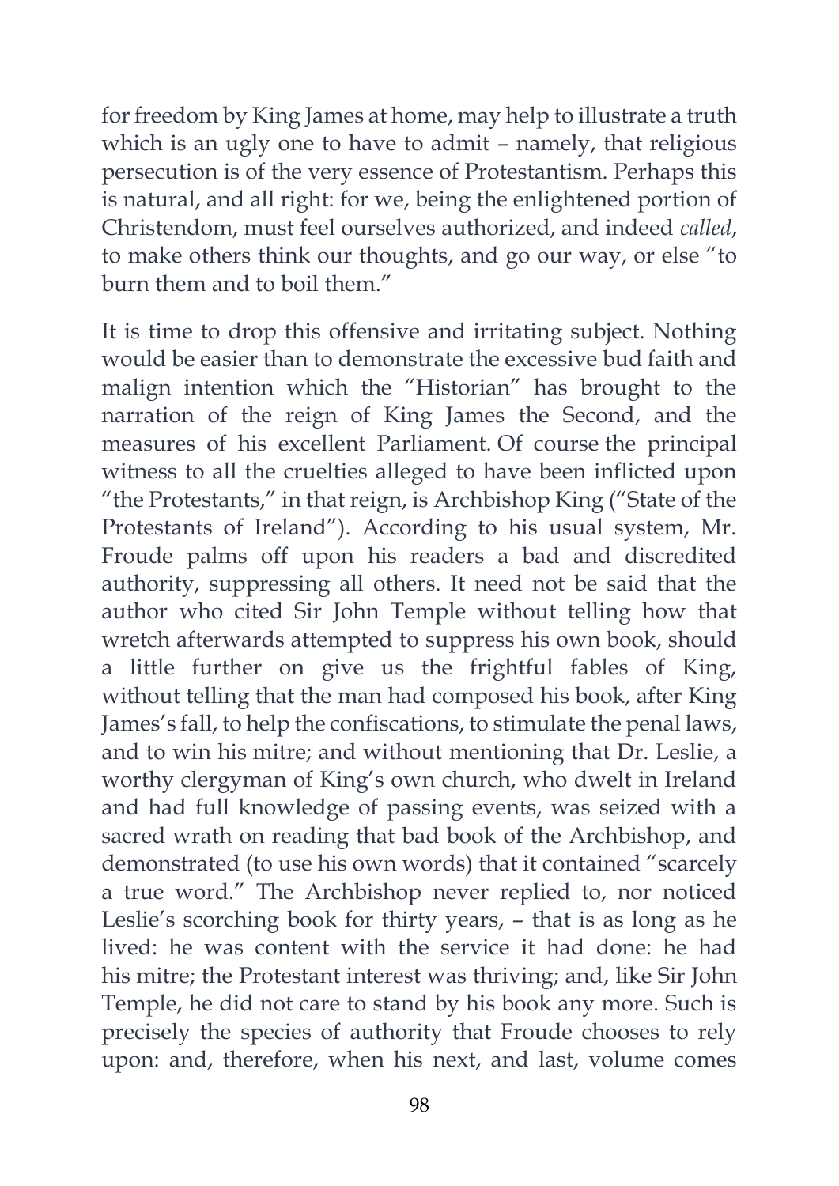for freedom by King James at home, may help to illustrate a truth which is an ugly one to have to admit – namely, that religious persecution is of the very essence of Protestantism. Perhaps this is natural, and all right: for we, being the enlightened portion of Christendom, must feel ourselves authorized, and indeed *called*, to make others think our thoughts, and go our way, or else "to burn them and to boil them."

It is time to drop this offensive and irritating subject. Nothing would be easier than to demonstrate the excessive bud faith and malign intention which the "Historian" has brought to the narration of the reign of King James the Second, and the measures of his excellent Parliament. Of course the principal witness to all the cruelties alleged to have been inflicted upon "the Protestants," in that reign, is Archbishop King ("State of the Protestants of Ireland"). According to his usual system, Mr. Froude palms off upon his readers a bad and discredited authority, suppressing all others. It need not be said that the author who cited Sir John Temple without telling how that wretch afterwards attempted to suppress his own book, should a little further on give us the frightful fables of King, without telling that the man had composed his book, after King James's fall, to help the confiscations, to stimulate the penal laws, and to win his mitre; and without mentioning that Dr. Leslie, a worthy clergyman of King's own church, who dwelt in Ireland and had full knowledge of passing events, was seized with a sacred wrath on reading that bad book of the Archbishop, and demonstrated (to use his own words) that it contained "scarcely a true word." The Archbishop never replied to, nor noticed Leslie's scorching book for thirty years, – that is as long as he lived: he was content with the service it had done: he had his mitre; the Protestant interest was thriving; and, like Sir John Temple, he did not care to stand by his book any more. Such is precisely the species of authority that Froude chooses to rely upon: and, therefore, when his next, and last, volume comes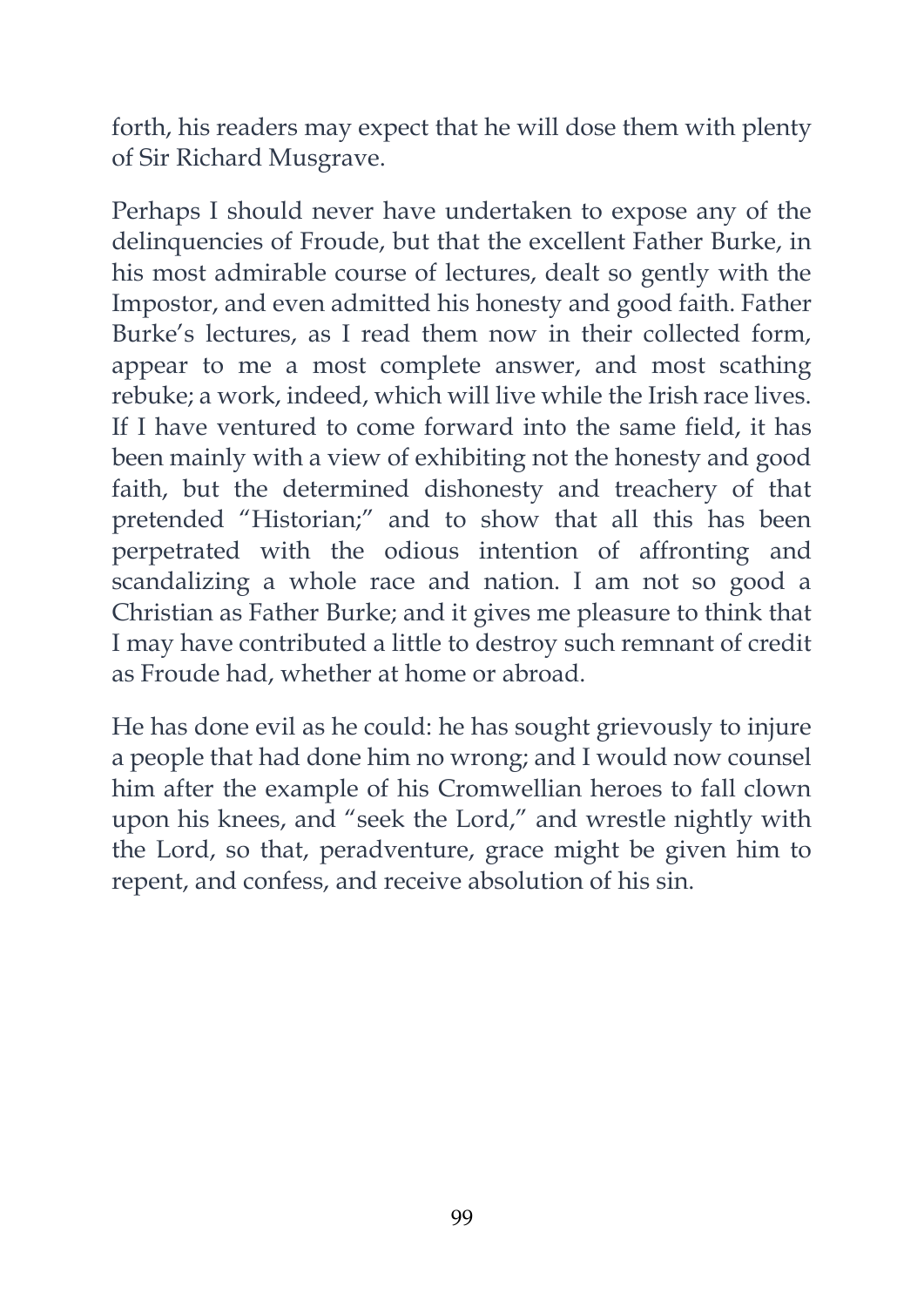forth, his readers may expect that he will dose them with plenty of Sir Richard Musgrave.

Perhaps I should never have undertaken to expose any of the delinquencies of Froude, but that the excellent Father Burke, in his most admirable course of lectures, dealt so gently with the Impostor, and even admitted his honesty and good faith. Father Burke's lectures, as I read them now in their collected form, appear to me a most complete answer, and most scathing rebuke; a work, indeed, which will live while the Irish race lives. If I have ventured to come forward into the same field, it has been mainly with a view of exhibiting not the honesty and good faith, but the determined dishonesty and treachery of that pretended "Historian;" and to show that all this has been perpetrated with the odious intention of affronting and scandalizing a whole race and nation. I am not so good a Christian as Father Burke; and it gives me pleasure to think that I may have contributed a little to destroy such remnant of credit as Froude had, whether at home or abroad.

He has done evil as he could: he has sought grievously to injure a people that had done him no wrong; and I would now counsel him after the example of his Cromwellian heroes to fall clown upon his knees, and "seek the Lord," and wrestle nightly with the Lord, so that, peradventure, grace might be given him to repent, and confess, and receive absolution of his sin.